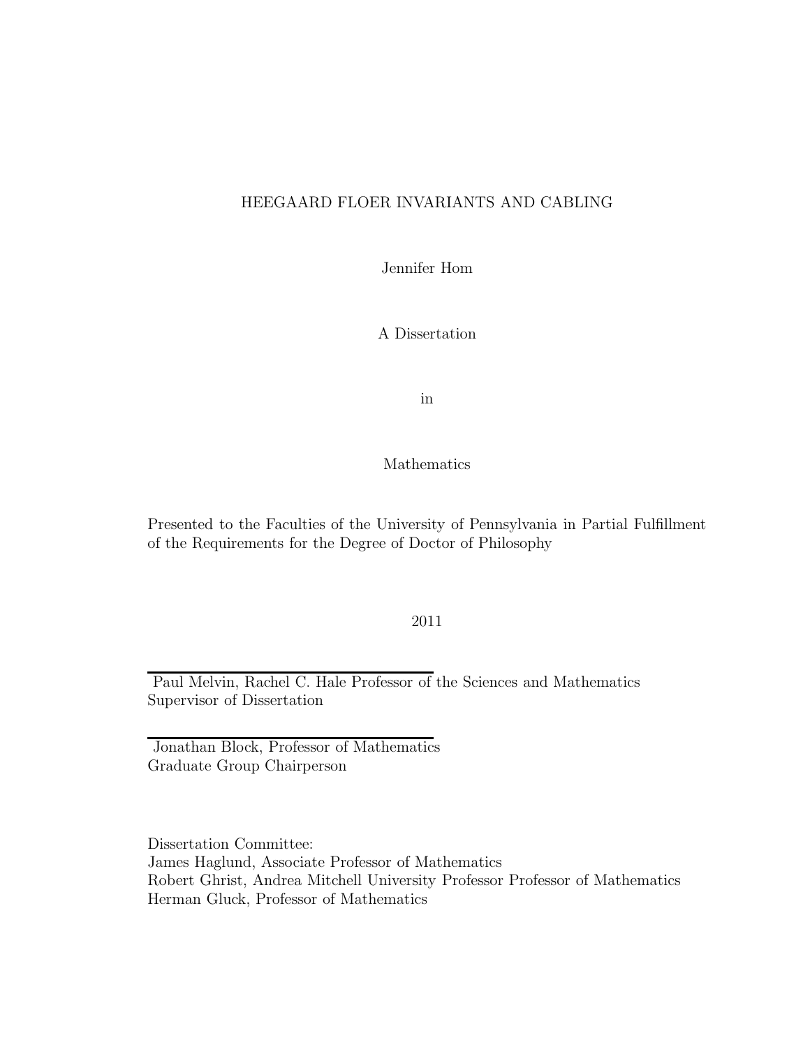# HEEGAARD FLOER INVARIANTS AND CABLING

Jennifer Hom

A Dissertation

in

Mathematics

Presented to the Faculties of the University of Pennsylvania in Partial Fulfillment of the Requirements for the Degree of Doctor of Philosophy

2011

Paul Melvin, Rachel C. Hale Professor of the Sciences and Mathematics
Supervisor of Dissertation

Jonathan Block, Professor of Mathematics
Graduate Group Chairperson

Dissertation Committee:
James Haglund, Associate Professor of Mathematics
Robert Ghrist, Andrea Mitchell University Professor Professor of Mathematics
Herman Gluck, Professor of Mathematics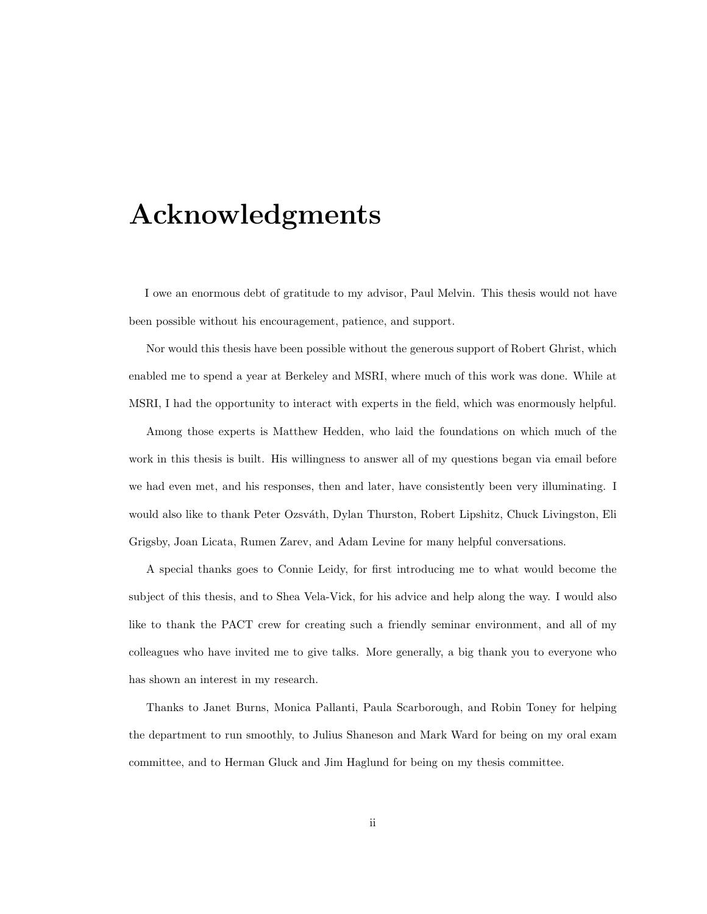# Acknowledgments

I owe an enormous debt of gratitude to my advisor, Paul Melvin. This thesis would not have been possible without his encouragement, patience, and support.

Nor would this thesis have been possible without the generous support of Robert Ghrist, which enabled me to spend a year at Berkeley and MSRI, where much of this work was done. While at MSRI, I had the opportunity to interact with experts in the field, which was enormously helpful.

Among those experts is Matthew Hedden, who laid the foundations on which much of the work in this thesis is built. His willingness to answer all of my questions began via email before we had even met, and his responses, then and later, have consistently been very illuminating. I would also like to thank Peter Ozsváth, Dylan Thurston, Robert Lipshitz, Chuck Livingston, Eli Grigsby, Joan Licata, Rumen Zarev, and Adam Levine for many helpful conversations.

A special thanks goes to Connie Leidy, for first introducing me to what would become the subject of this thesis, and to Shea Vela-Vick, for his advice and help along the way. I would also like to thank the PACT crew for creating such a friendly seminar environment, and all of my colleagues who have invited me to give talks. More generally, a big thank you to everyone who has shown an interest in my research.

Thanks to Janet Burns, Monica Pallanti, Paula Scarborough, and Robin Toney for helping the department to run smoothly, to Julius Shaneson and Mark Ward for being on my oral exam committee, and to Herman Gluck and Jim Haglund for being on my thesis committee.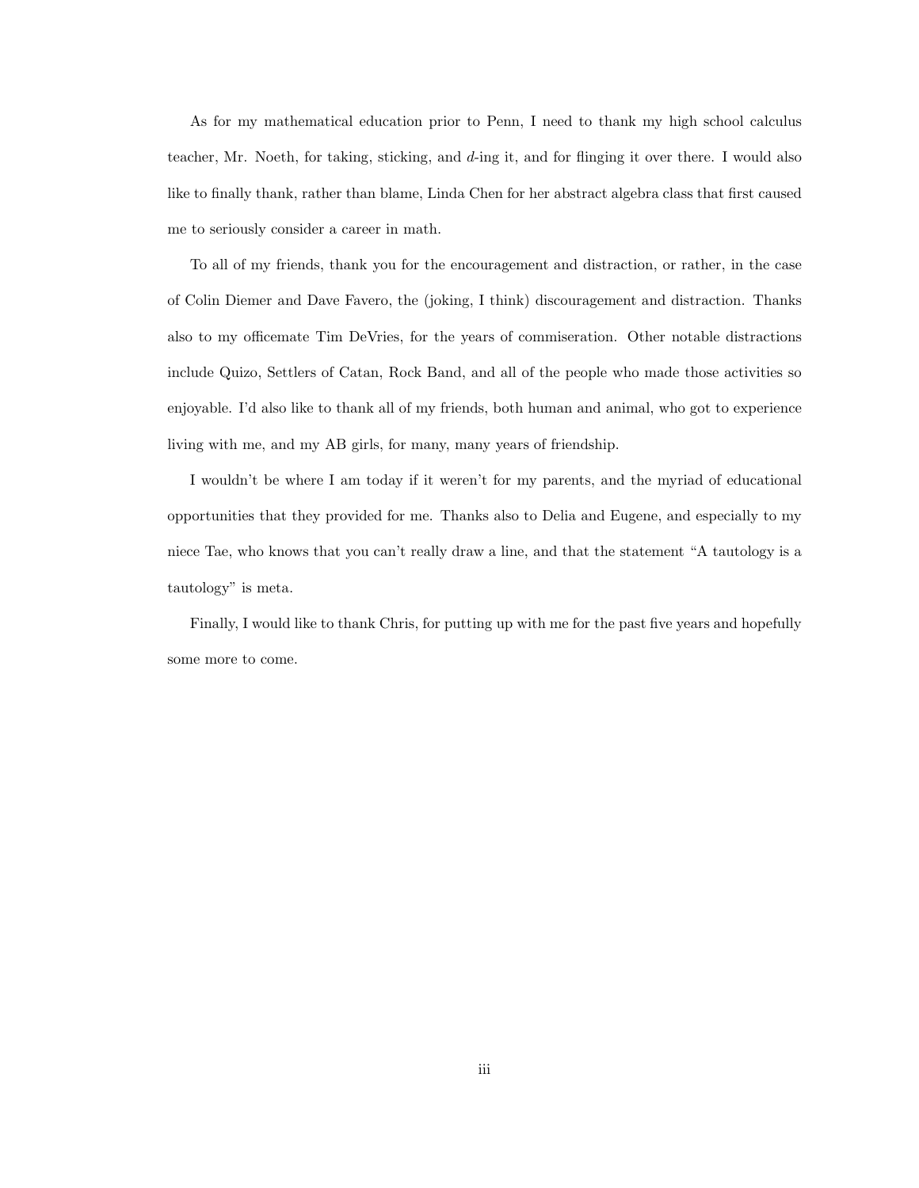As for my mathematical education prior to Penn, I need to thank my high school calculus teacher, Mr. Noeth, for taking, sticking, and *d*-ing it, and for flinging it over there. I would also like to finally thank, rather than blame, Linda Chen for her abstract algebra class that first caused me to seriously consider a career in math.

To all of my friends, thank you for the encouragement and distraction, or rather, in the case of Colin Diemer and Dave Favero, the (joking, I think) discouragement and distraction. Thanks also to my officemate Tim DeVries, for the years of commiseration. Other notable distractions include Quizo, Settlers of Catan, Rock Band, and all of the people who made those activities so enjoyable. I'd also like to thank all of my friends, both human and animal, who got to experience living with me, and my AB girls, for many, many years of friendship.

I wouldn't be where I am today if it weren't for my parents, and the myriad of educational opportunities that they provided for me. Thanks also to Delia and Eugene, and especially to my niece Tae, who knows that you can't really draw a line, and that the statement "A tautology is a tautology" is meta.

Finally, I would like to thank Chris, for putting up with me for the past five years and hopefully some more to come.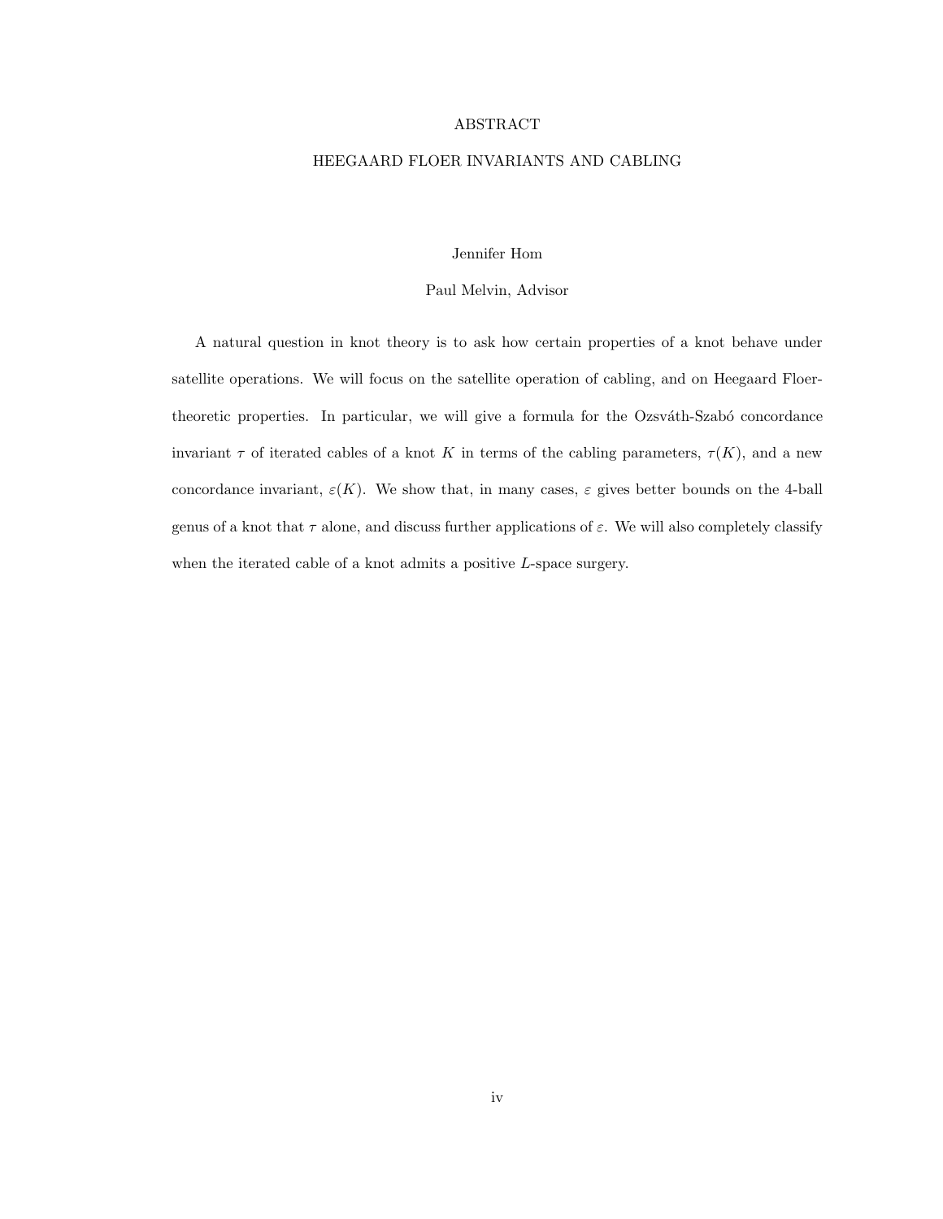# ABSTRACT

## HEEGAARD FLOER INVARIANTS AND CABLING

Jennifer Hom

Paul Melvin, Advisor

A natural question in knot theory is to ask how certain properties of a knot behave under satellite operations. We will focus on the satellite operation of cabling, and on Heegaard Floer-theoretic properties. In particular, we will give a formula for the Ozsváth-Szabó concordance invariant $\tau$ of iterated cables of a knot $K$ in terms of the cabling parameters, $\tau(K)$, and a new concordance invariant, $\varepsilon(K)$. We show that, in many cases, $\varepsilon$ gives better bounds on the 4-ball genus of a knot that $\tau$ alone, and discuss further applications of $\varepsilon$. We will also completely classify when the iterated cable of a knot admits a positive $L$-space surgery.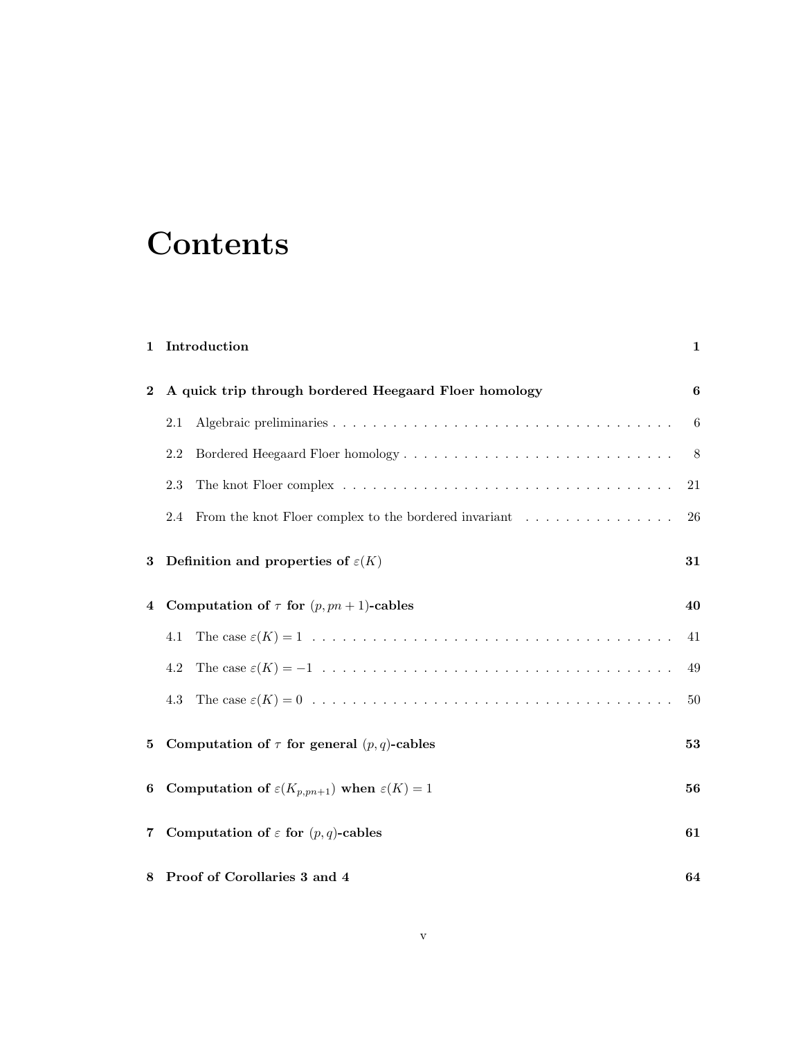# Contents

1 **Introduction** 1

2 **A quick trip through bordered Heegaard Floer homology** 6

2.1 Algebraic preliminaries 6

2.2 Bordered Heegaard Floer homology 8

2.3 The knot Floer complex 21

2.4 From the knot Floer complex to the bordered invariant 26

3 **Definition and properties of $\varepsilon(K)$** 31

4 **Computation of $\tau$ for $(p, pn+1)$-cables** 40

4.1 The case $\varepsilon(K) = 1$ 41

4.2 The case $\varepsilon(K) = -1$ 49

4.3 The case $\varepsilon(K) = 0$ 50

5 **Computation of $\tau$ for general $(p, q)$-cables** 53

6 **Computation of $\varepsilon(K_{p,pn+1})$ when $\varepsilon(K) = 1$** 56

7 **Computation of $\varepsilon$ for $(p, q)$-cables** 61

8 **Proof of Corollaries 3 and 4** 64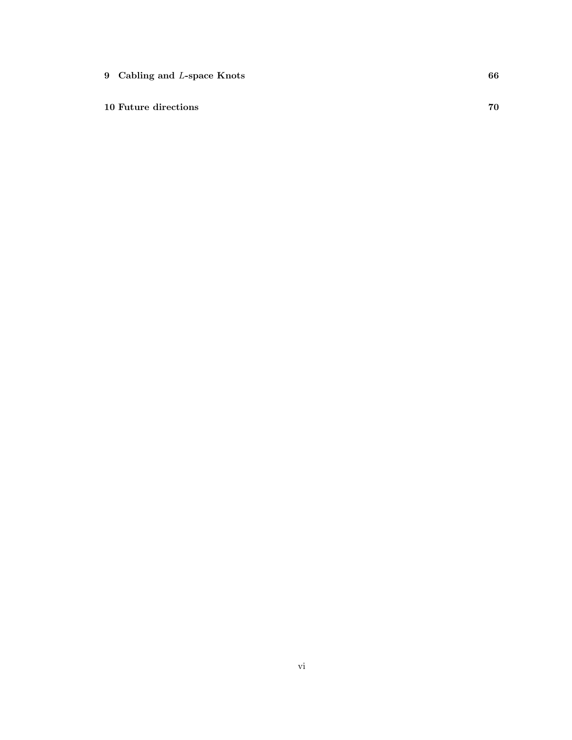**9 Cabling and $L$-space Knots** **66**

**10 Future directions** **70**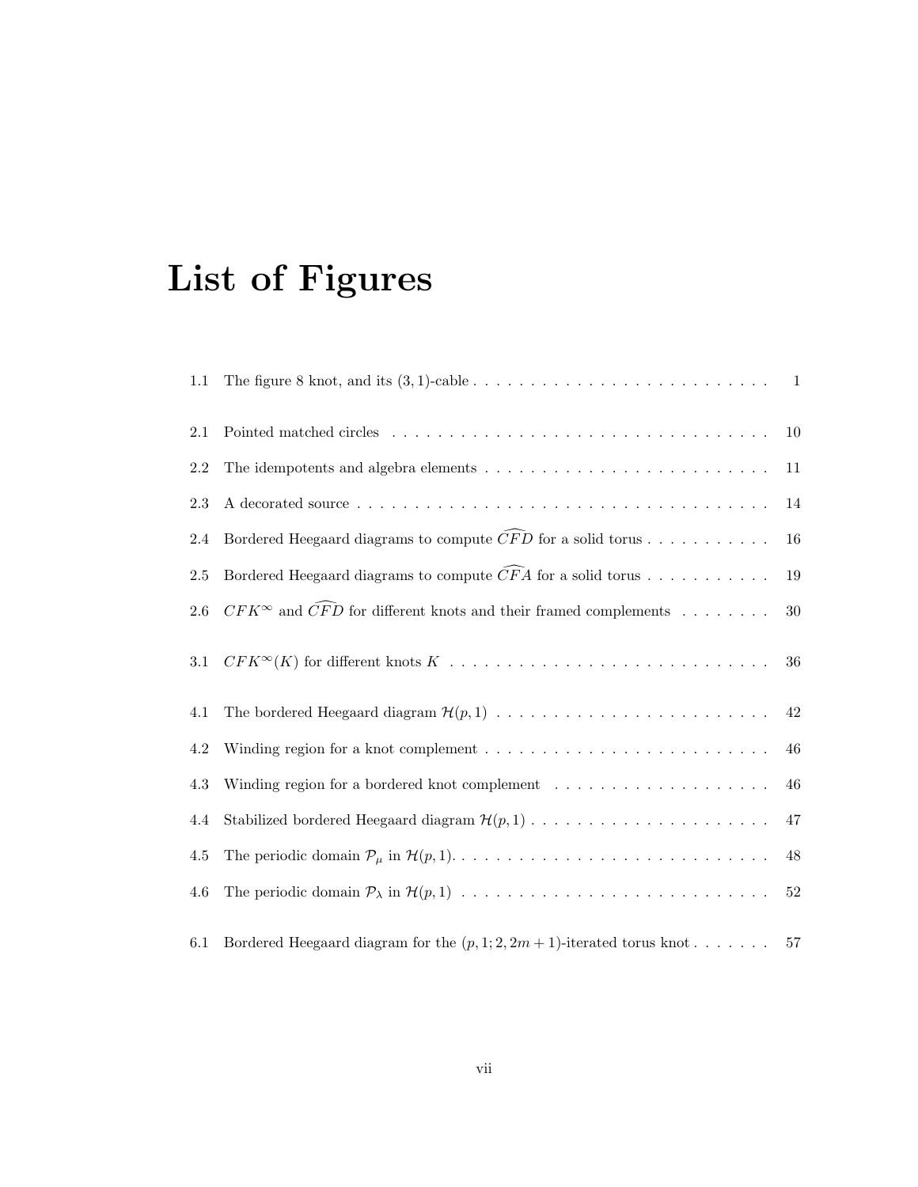# List of Figures

| | | |
|---|---|---|
| 1.1 | The figure 8 knot, and its $(3, 1)$-cable | 1 |
| 2.1 | Pointed matched circles | 10 |
| 2.2 | The idempotents and algebra elements | 11 |
| 2.3 | A decorated source | 14 |
| 2.4 | Bordered Heegaard diagrams to compute $\widehat{CFD}$ for a solid torus | 16 |
| 2.5 | Bordered Heegaard diagrams to compute $\widehat{CFA}$ for a solid torus | 19 |
| 2.6 | $CFK^{\infty}$ and $\widehat{CFD}$ for different knots and their framed complements | 30 |
| 3.1 | $CFK^{\infty}(K)$ for different knots $K$ | 36 |
| 4.1 | The bordered Heegaard diagram $\mathcal{H}(p, 1)$ | 42 |
| 4.2 | Winding region for a knot complement | 46 |
| 4.3 | Winding region for a bordered knot complement | 46 |
| 4.4 | Stabilized bordered Heegaard diagram $\mathcal{H}(p, 1)$ | 47 |
| 4.5 | The periodic domain $\mathcal{P}_{\mu}$ in $\mathcal{H}(p, 1)$. | 48 |
| 4.6 | The periodic domain $\mathcal{P}_{\lambda}$ in $\mathcal{H}(p, 1)$ | 52 |
| 6.1 | Bordered Heegaard diagram for the $(p, 1; 2, 2m + 1)$-iterated torus knot | 57 |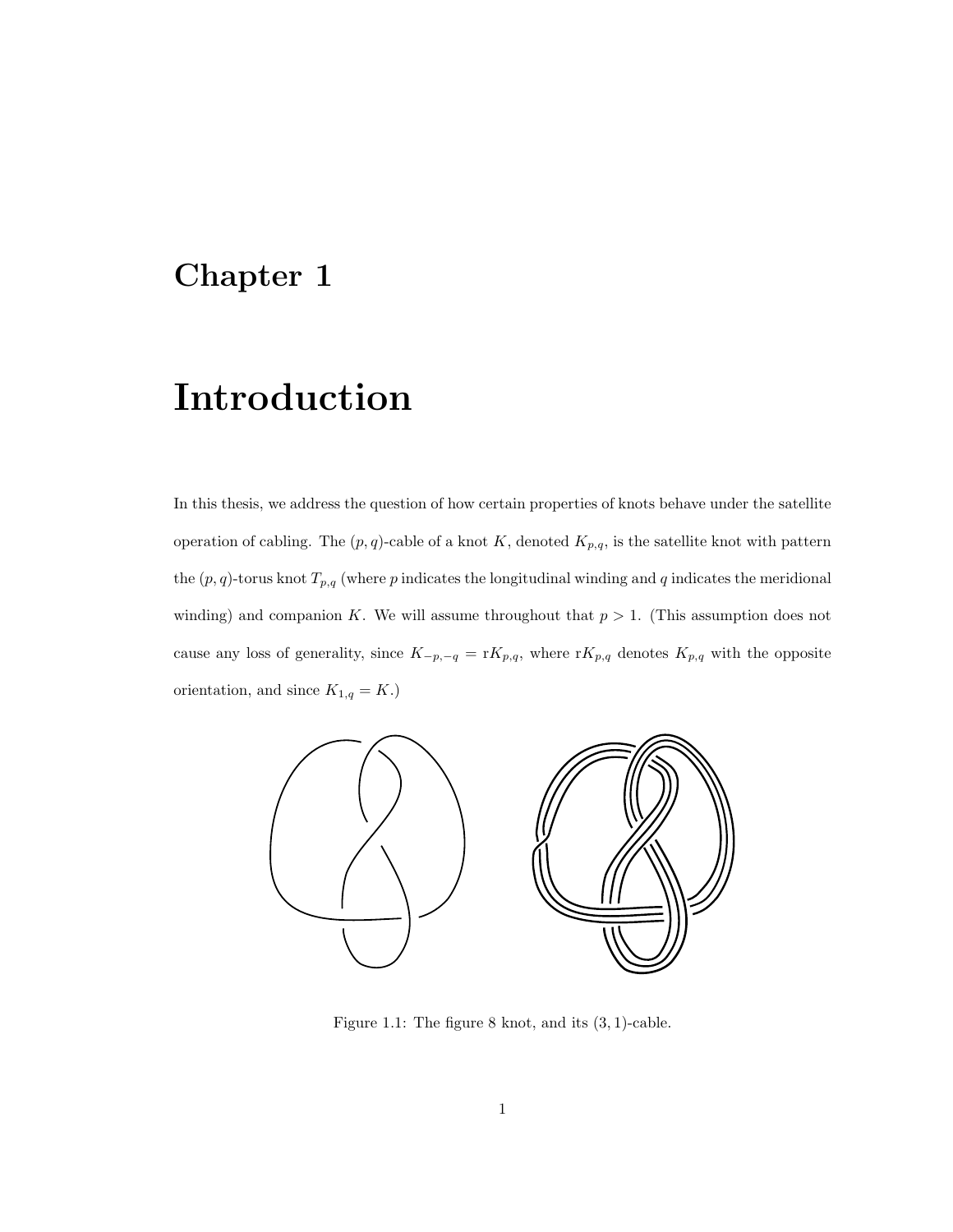# Chapter 1

# Introduction

In this thesis, we address the question of how certain properties of knots behave under the satellite operation of cabling. The $(p, q)$-cable of a knot $K$, denoted $K_{p,q}$, is the satellite knot with pattern the $(p, q)$-torus knot $T_{p,q}$ (where $p$ indicates the longitudinal winding and $q$ indicates the meridional winding) and companion $K$. We will assume throughout that $p > 1$. (This assumption does not cause any loss of generality, since $K_{-p,-q} = \mathrm{r}K_{p,q}$, where $\mathrm{r}K_{p,q}$ denotes $K_{p,q}$ with the opposite orientation, and since $K_{1,q} = K$.)

Figure 1.1: The figure 8 knot, and its $(3, 1)$-cable.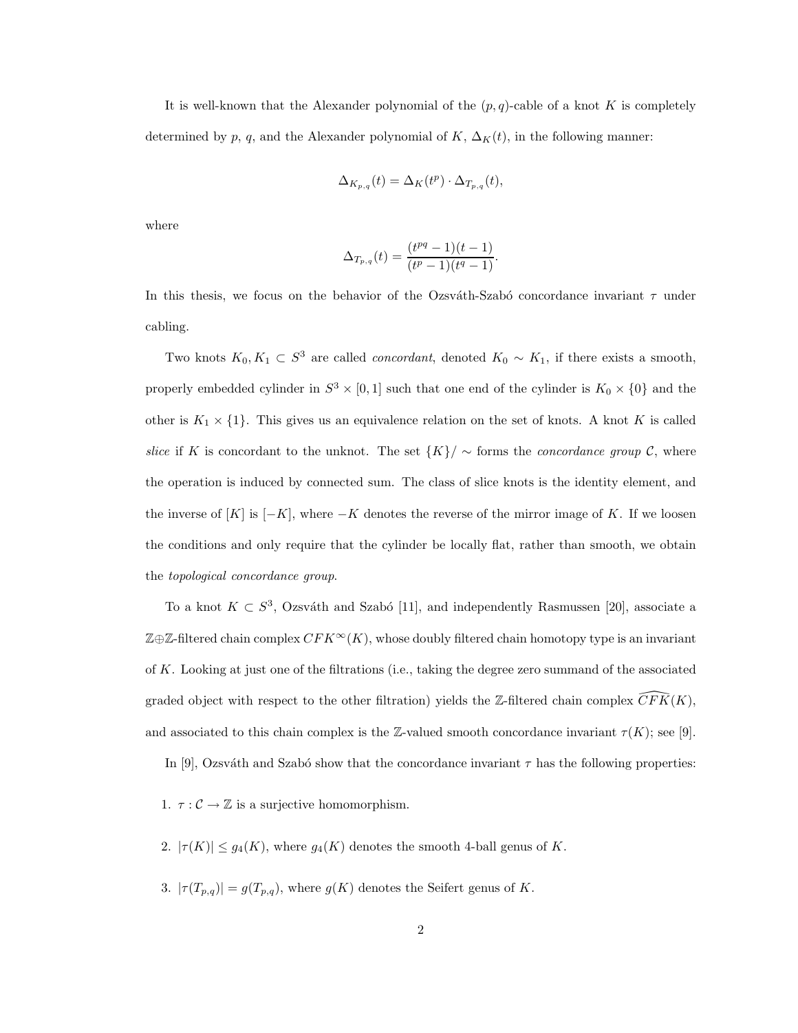It is well-known that the Alexander polynomial of the $(p, q)$-cable of a knot $K$ is completely determined by $p$, $q$, and the Alexander polynomial of $K$, $\Delta_K(t)$, in the following manner:

$$\Delta_{K_{p,q}}(t) = \Delta_K(t^p) \cdot \Delta_{T_{p,q}}(t),$$

where

$$\Delta_{T_{p,q}}(t) = \frac{(t^{pq} - 1)(t - 1)}{(t^p - 1)(t^q - 1)}.$$

In this thesis, we focus on the behavior of the Ozsváth-Szabó concordance invariant $\tau$ under cabling.

Two knots $K_0, K_1 \subset S^3$ are called *concordant*, denoted $K_0 \sim K_1$, if there exists a smooth, properly embedded cylinder in $S^3 \times [0, 1]$ such that one end of the cylinder is $K_0 \times \{0\}$ and the other is $K_1 \times \{1\}$. This gives us an equivalence relation on the set of knots. A knot $K$ is called *slice* if $K$ is concordant to the unknot. The set $\{K\}/\sim$ forms the *concordance group* $\mathcal{C}$, where the operation is induced by connected sum. The class of slice knots is the identity element, and the inverse of $[K]$ is $[-K]$, where $-K$ denotes the reverse of the mirror image of $K$. If we loosen the conditions and only require that the cylinder be locally flat, rather than smooth, we obtain the *topological concordance group*.

To a knot $K \subset S^3$, Ozsváth and Szabó [11], and independently Rasmussen [20], associate a $\mathbb{Z} \oplus \mathbb{Z}$-filtered chain complex $CFK^\infty(K)$, whose doubly filtered chain homotopy type is an invariant of $K$. Looking at just one of the filtrations (i.e., taking the degree zero summand of the associated graded object with respect to the other filtration) yields the $\mathbb{Z}$-filtered chain complex $\widehat{CFK}(K)$, and associated to this chain complex is the $\mathbb{Z}$-valued smooth concordance invariant $\tau(K)$; see [9].

In [9], Ozsváth and Szabó show that the concordance invariant $\tau$ has the following properties:

1. $\tau : \mathcal{C} \to \mathbb{Z}$ is a surjective homomorphism.

2. $|\tau(K)| \leq g_4(K)$, where $g_4(K)$ denotes the smooth 4-ball genus of $K$.

3. $|\tau(T_{p,q})| = g(T_{p,q})$, where $g(K)$ denotes the Seifert genus of $K$.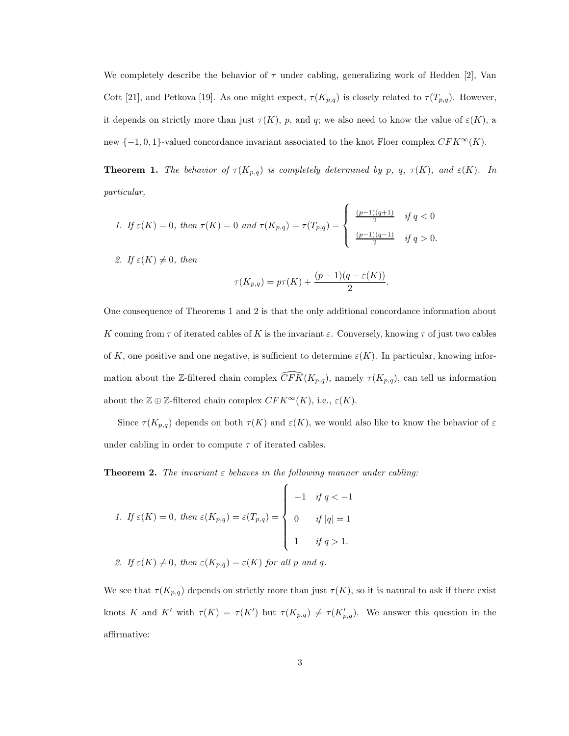We completely describe the behavior of $\tau$ under cabling, generalizing work of Hedden [2], Van Cott [21], and Petkova [19]. As one might expect, $\tau(K_{p,q})$ is closely related to $\tau(T_{p,q})$. However, it depends on strictly more than just $\tau(K)$, $p$, and $q$; we also need to know the value of $\varepsilon(K)$, a new $\{-1, 0, 1\}$-valued concordance invariant associated to the knot Floer complex $CFK^\infty(K)$.

**Theorem 1.** *The behavior of $\tau(K_{p,q})$ is completely determined by $p$, $q$, $\tau(K)$, and $\varepsilon(K)$. In particular,*

1. *If $\varepsilon(K) = 0$, then $\tau(K) = 0$ and* $\tau(K_{p,q}) = \tau(T_{p,q}) = \begin{cases} \frac{(p-1)(q+1)}{2} & \text{if } q < 0 \\ \frac{(p-1)(q-1)}{2} & \text{if } q > 0. \end{cases}$

2. *If $\varepsilon(K) \neq 0$, then*
$$\tau(K_{p,q}) = p\tau(K) + \frac{(p-1)(q - \varepsilon(K))}{2}.$$

One consequence of Theorems 1 and 2 is that the only additional concordance information about $K$ coming from $\tau$ of iterated cables of $K$ is the invariant $\varepsilon$. Conversely, knowing $\tau$ of just two cables of $K$, one positive and one negative, is sufficient to determine $\varepsilon(K)$. In particular, knowing information about the $\mathbb{Z}$-filtered chain complex $\widehat{CFK}(K_{p,q})$, namely $\tau(K_{p,q})$, can tell us information about the $\mathbb{Z} \oplus \mathbb{Z}$-filtered chain complex $CFK^\infty(K)$, i.e., $\varepsilon(K)$.

Since $\tau(K_{p,q})$ depends on both $\tau(K)$ and $\varepsilon(K)$, we would also like to know the behavior of $\varepsilon$ under cabling in order to compute $\tau$ of iterated cables.

**Theorem 2.** *The invariant $\varepsilon$ behaves in the following manner under cabling:*

1. *If $\varepsilon(K) = 0$, then* $\varepsilon(K_{p,q}) = \varepsilon(T_{p,q}) = \begin{cases} -1 & \text{if } q < -1 \\ 0 & \text{if } |q| = 1 \\ 1 & \text{if } q > 1. \end{cases}$

2. *If $\varepsilon(K) \neq 0$, then $\varepsilon(K_{p,q}) = \varepsilon(K)$ for all $p$ and $q$.*

We see that $\tau(K_{p,q})$ depends on strictly more than just $\tau(K)$, so it is natural to ask if there exist knots $K$ and $K'$ with $\tau(K) = \tau(K')$ but $\tau(K_{p,q}) \neq \tau(K'_{p,q})$. We answer this question in the affirmative: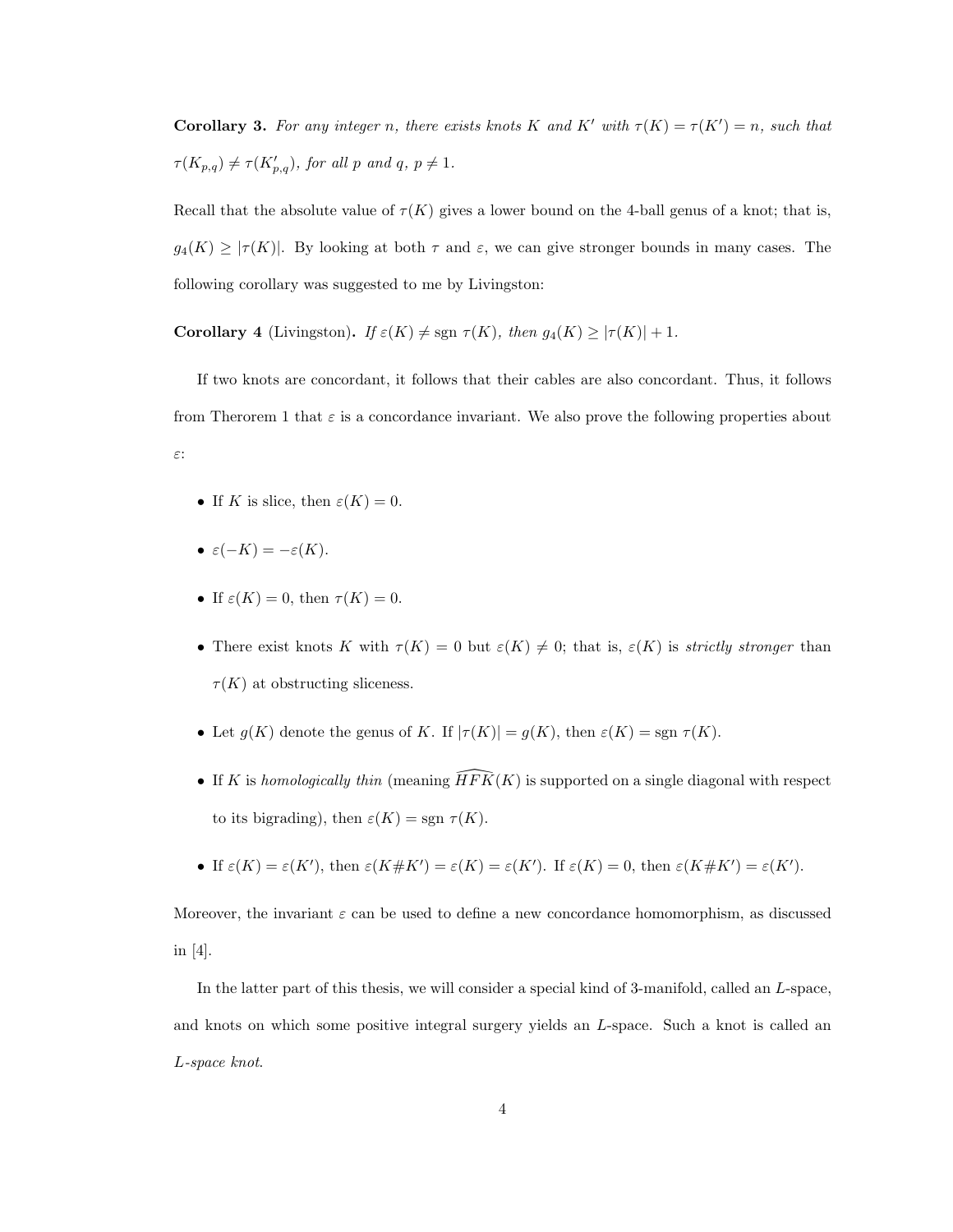**Corollary 3.** *For any integer $n$, there exists knots $K$ and $K'$ with $\tau(K) = \tau(K') = n$, such that $\tau(K_{p,q}) \neq \tau(K'_{p,q})$, for all $p$ and $q$, $p \neq 1$.*

Recall that the absolute value of $\tau(K)$ gives a lower bound on the 4-ball genus of a knot; that is, $g_4(K) \geq |\tau(K)|$. By looking at both $\tau$ and $\varepsilon$, we can give stronger bounds in many cases. The following corollary was suggested to me by Livingston:

**Corollary 4** (Livingston)**.** *If $\varepsilon(K) \neq \text{sgn}\, \tau(K)$, then $g_4(K) \geq |\tau(K)| + 1$.*

If two knots are concordant, it follows that their cables are also concordant. Thus, it follows from Therorem 1 that $\varepsilon$ is a concordance invariant. We also prove the following properties about $\varepsilon$:

- If $K$ is slice, then $\varepsilon(K) = 0$.
- $\varepsilon(-K) = -\varepsilon(K)$.
- If $\varepsilon(K) = 0$, then $\tau(K) = 0$.
- There exist knots $K$ with $\tau(K) = 0$ but $\varepsilon(K) \neq 0$; that is, $\varepsilon(K)$ is *strictly stronger* than $\tau(K)$ at obstructing sliceness.
- Let $g(K)$ denote the genus of $K$. If $|\tau(K)| = g(K)$, then $\varepsilon(K) = \text{sgn}\, \tau(K)$.
- If $K$ is *homologically thin* (meaning $\widehat{HFK}(K)$ is supported on a single diagonal with respect to its bigrading), then $\varepsilon(K) = \text{sgn}\, \tau(K)$.
- If $\varepsilon(K) = \varepsilon(K')$, then $\varepsilon(K\#K') = \varepsilon(K) = \varepsilon(K')$. If $\varepsilon(K) = 0$, then $\varepsilon(K\#K') = \varepsilon(K')$.

Moreover, the invariant $\varepsilon$ can be used to define a new concordance homomorphism, as discussed in [4].

In the latter part of this thesis, we will consider a special kind of 3-manifold, called an $L$-space, and knots on which some positive integral surgery yields an $L$-space. Such a knot is called an *$L$-space knot*.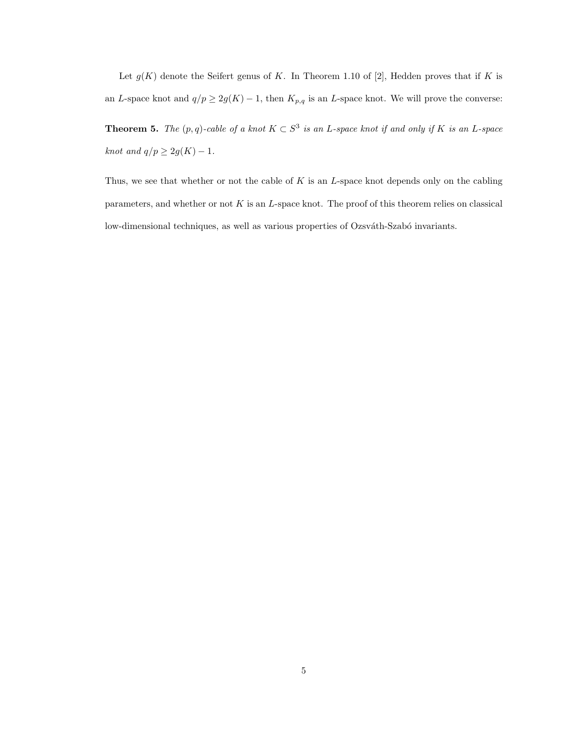Let $g(K)$ denote the Seifert genus of $K$. In Theorem 1.10 of [2], Hedden proves that if $K$ is an $L$-space knot and $q/p \geq 2g(K) - 1$, then $K_{p,q}$ is an $L$-space knot. We will prove the converse:

**Theorem 5.** *The $(p, q)$-cable of a knot $K \subset S^3$ is an $L$-space knot if and only if $K$ is an $L$-space knot and $q/p \geq 2g(K) - 1$.*

Thus, we see that whether or not the cable of $K$ is an $L$-space knot depends only on the cabling parameters, and whether or not $K$ is an $L$-space knot. The proof of this theorem relies on classical low-dimensional techniques, as well as various properties of Ozsváth-Szabó invariants.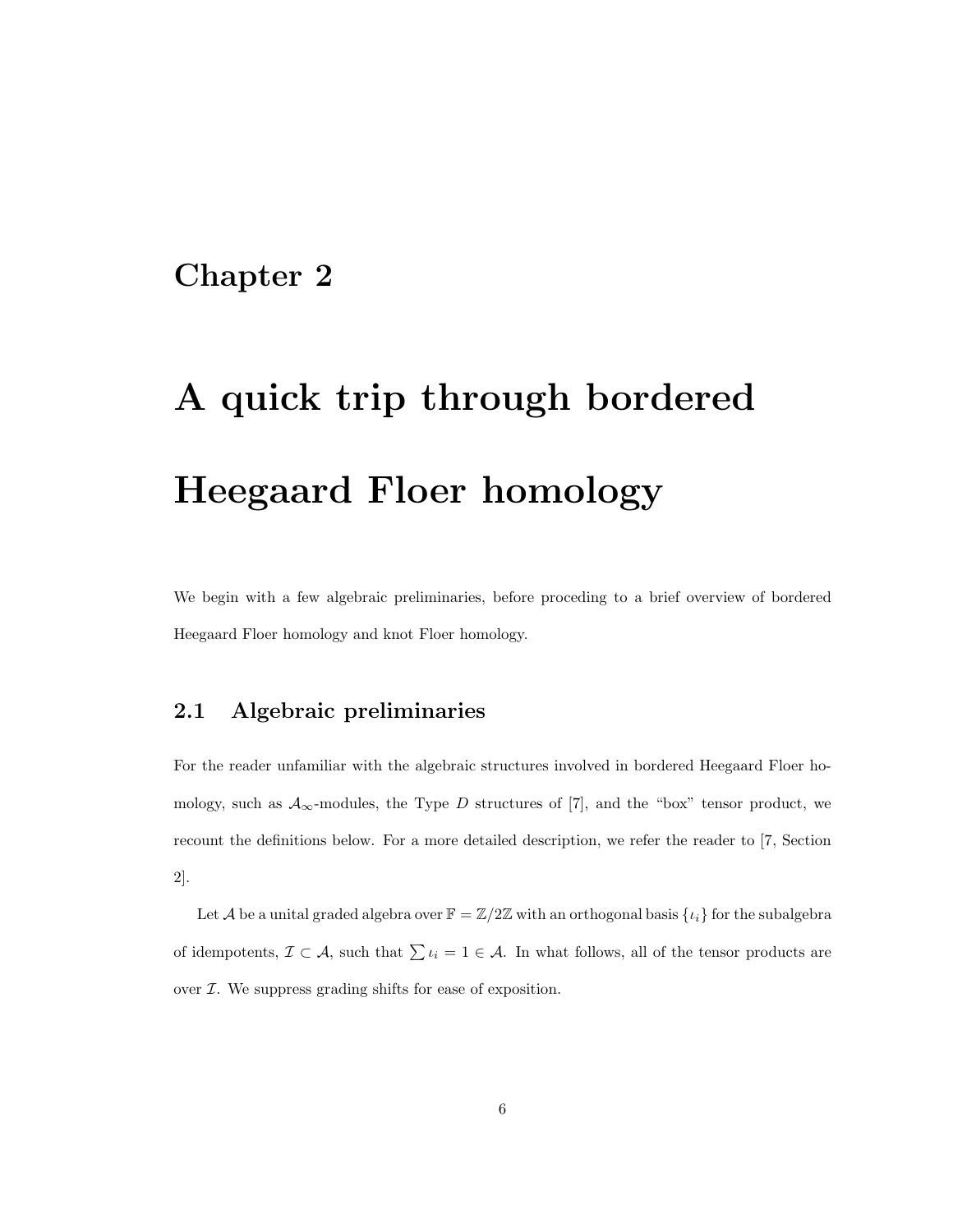# Chapter 2

# A quick trip through bordered Heegaard Floer homology

We begin with a few algebraic preliminaries, before proceding to a brief overview of bordered Heegaard Floer homology and knot Floer homology.

## 2.1 Algebraic preliminaries

For the reader unfamiliar with the algebraic structures involved in bordered Heegaard Floer homology, such as $\mathcal{A}_\infty$-modules, the Type $D$ structures of [7], and the "box" tensor product, we recount the definitions below. For a more detailed description, we refer the reader to [7, Section 2].

Let $\mathcal{A}$ be a unital graded algebra over $\mathbb{F} = \mathbb{Z}/2\mathbb{Z}$ with an orthogonal basis $\{\iota_i\}$ for the subalgebra of idempotents, $\mathcal{I} \subset \mathcal{A}$, such that $\sum \iota_i = 1 \in \mathcal{A}$. In what follows, all of the tensor products are over $\mathcal{I}$. We suppress grading shifts for ease of exposition.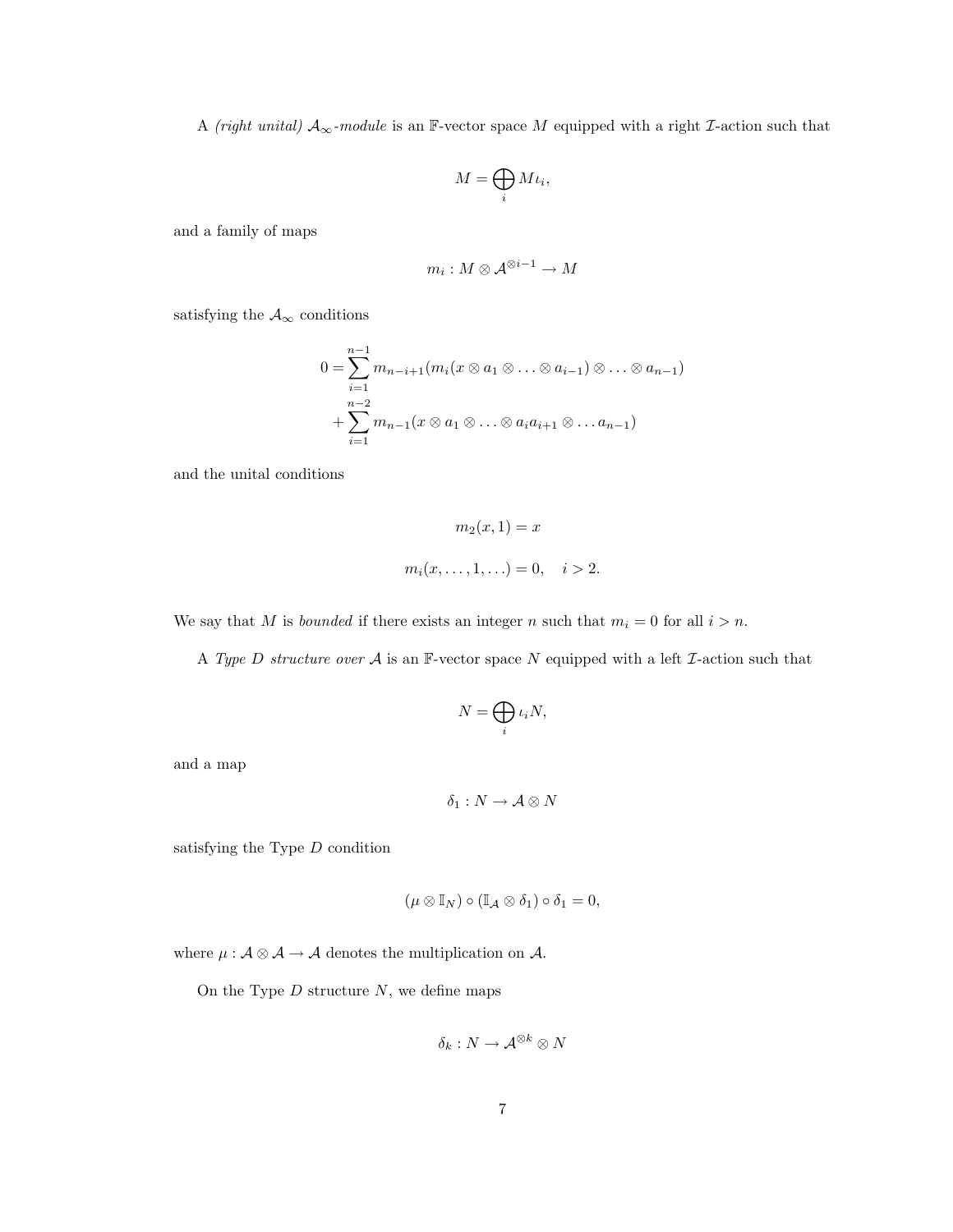A *(right unital)* $\mathcal{A}_\infty$*-module* is an $\mathbb{F}$-vector space $M$ equipped with a right $\mathcal{I}$-action such that

$$M = \bigoplus_i M\iota_i,$$

and a family of maps

$$m_i : M \otimes \mathcal{A}^{\otimes i-1} \to M$$

satisfying the $\mathcal{A}_\infty$ conditions

$$\begin{aligned} 0 = &\sum_{i=1}^{n-1} m_{n-i+1}(m_i(x \otimes a_1 \otimes \ldots \otimes a_{i-1}) \otimes \ldots \otimes a_{n-1}) \\ &+ \sum_{i=1}^{n-2} m_{n-1}(x \otimes a_1 \otimes \ldots \otimes a_i a_{i+1} \otimes \ldots a_{n-1}) \end{aligned}$$

and the unital conditions

$$m_2(x, 1) = x$$

$$m_i(x, \ldots, 1, \ldots) = 0, \quad i > 2.$$

We say that $M$ is *bounded* if there exists an integer $n$ such that $m_i = 0$ for all $i > n$.

A *Type D structure over* $\mathcal{A}$ is an $\mathbb{F}$-vector space $N$ equipped with a left $\mathcal{I}$-action such that

$$N = \bigoplus_i \iota_i N,$$

and a map

$$\delta_1 : N \to \mathcal{A} \otimes N$$

satisfying the Type $D$ condition

$$(\mu \otimes \mathbb{I}_N) \circ (\mathbb{I}_\mathcal{A} \otimes \delta_1) \circ \delta_1 = 0,$$

where $\mu : \mathcal{A} \otimes \mathcal{A} \to \mathcal{A}$ denotes the multiplication on $\mathcal{A}$.

On the Type $D$ structure $N$, we define maps

$$\delta_k : N \to \mathcal{A}^{\otimes k} \otimes N$$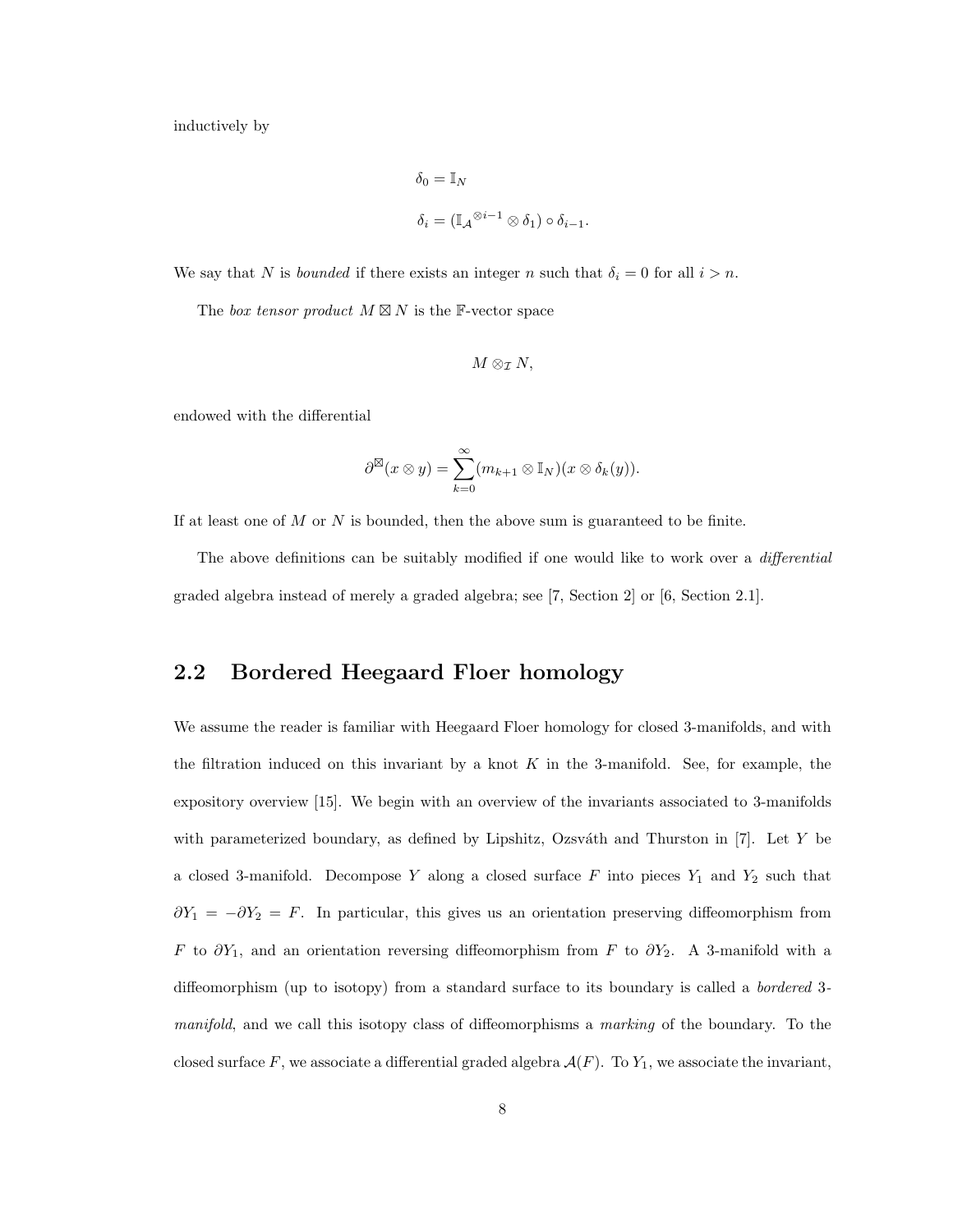inductively by

$$\delta_0 = \mathbb{I}_N$$

$$\delta_i = (\mathbb{I}_{\mathcal{A}}{}^{\otimes i-1} \otimes \delta_1) \circ \delta_{i-1}.$$

We say that $N$ is *bounded* if there exists an integer $n$ such that $\delta_i = 0$ for all $i > n$.

The *box tensor product* $M \boxtimes N$ is the $\mathbb{F}$-vector space

$$M \otimes_{\mathcal{I}} N,$$

endowed with the differential

$$\partial^{\boxtimes}(x \otimes y) = \sum_{k=0}^{\infty} (m_{k+1} \otimes \mathbb{I}_N)(x \otimes \delta_k(y)).$$

If at least one of $M$ or $N$ is bounded, then the above sum is guaranteed to be finite.

The above definitions can be suitably modified if one would like to work over a *differential* graded algebra instead of merely a graded algebra; see [7, Section 2] or [6, Section 2.1].

## 2.2 Bordered Heegaard Floer homology

We assume the reader is familiar with Heegaard Floer homology for closed 3-manifolds, and with the filtration induced on this invariant by a knot $K$ in the 3-manifold. See, for example, the expository overview [15]. We begin with an overview of the invariants associated to 3-manifolds with parameterized boundary, as defined by Lipshitz, Ozsváth and Thurston in [7]. Let $Y$ be a closed 3-manifold. Decompose $Y$ along a closed surface $F$ into pieces $Y_1$ and $Y_2$ such that $\partial Y_1 = -\partial Y_2 = F$. In particular, this gives us an orientation preserving diffeomorphism from $F$ to $\partial Y_1$, and an orientation reversing diffeomorphism from $F$ to $\partial Y_2$. A 3-manifold with a diffeomorphism (up to isotopy) from a standard surface to its boundary is called a *bordered* 3-*manifold*, and we call this isotopy class of diffeomorphisms a *marking* of the boundary. To the closed surface $F$, we associate a differential graded algebra $\mathcal{A}(F)$. To $Y_1$, we associate the invariant,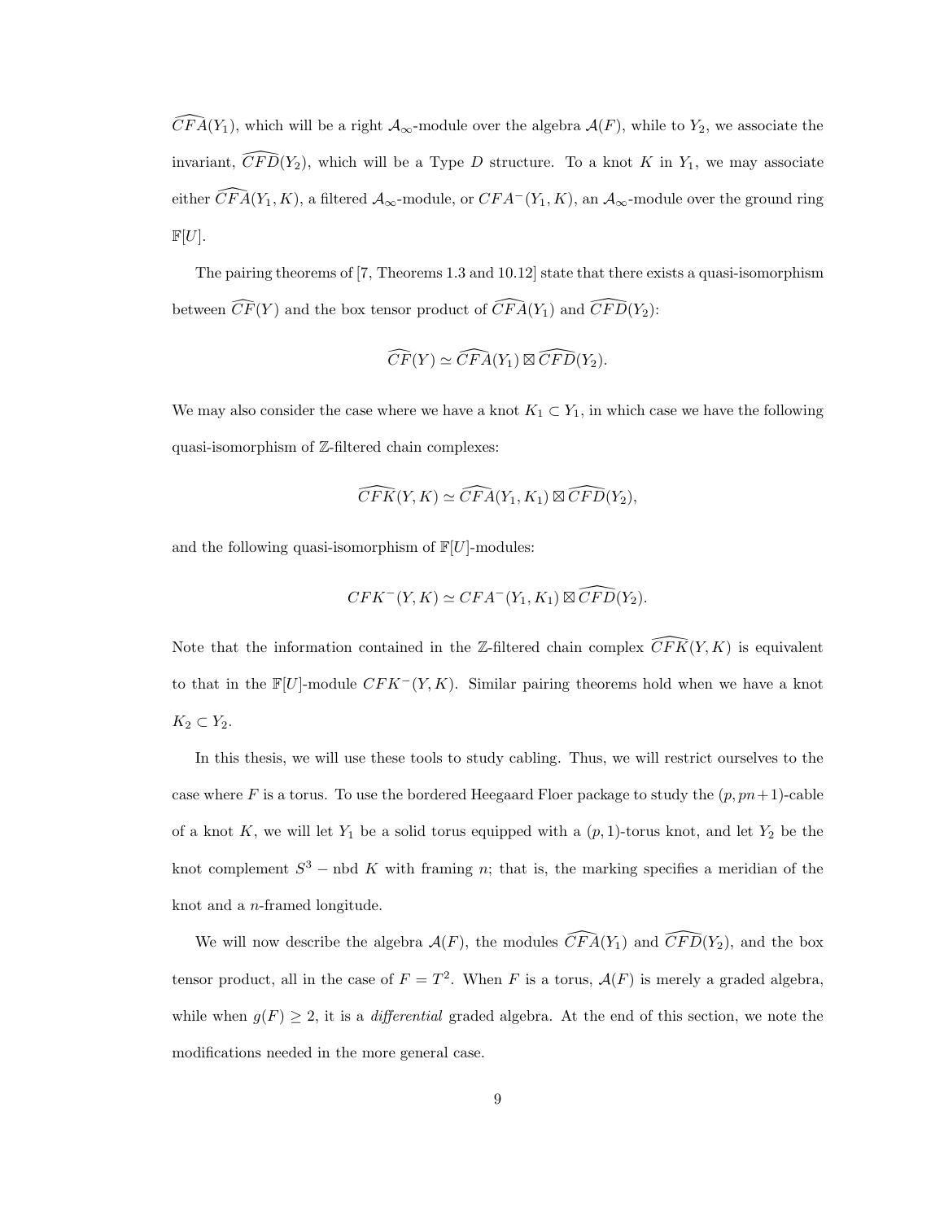$\widehat{CFA}(Y_1)$, which will be a right $\mathcal{A}_\infty$-module over the algebra $\mathcal{A}(F)$, while to $Y_2$, we associate the invariant, $\widehat{CFD}(Y_2)$, which will be a Type $D$ structure. To a knot $K$ in $Y_1$, we may associate either $\widehat{CFA}(Y_1, K)$, a filtered $\mathcal{A}_\infty$-module, or $CFA^-(Y_1, K)$, an $\mathcal{A}_\infty$-module over the ground ring $\mathbb{F}[U]$.

The pairing theorems of [7, Theorems 1.3 and 10.12] state that there exists a quasi-isomorphism between $\widehat{CF}(Y)$ and the box tensor product of $\widehat{CFA}(Y_1)$ and $\widehat{CFD}(Y_2)$:

$$\widehat{CF}(Y) \simeq \widehat{CFA}(Y_1) \boxtimes \widehat{CFD}(Y_2).$$

We may also consider the case where we have a knot $K_1 \subset Y_1$, in which case we have the following quasi-isomorphism of $\mathbb{Z}$-filtered chain complexes:

$$\widehat{CFK}(Y, K) \simeq \widehat{CFA}(Y_1, K_1) \boxtimes \widehat{CFD}(Y_2),$$

and the following quasi-isomorphism of $\mathbb{F}[U]$-modules:

$$CFK^-(Y, K) \simeq CFA^-(Y_1, K_1) \boxtimes \widehat{CFD}(Y_2).$$

Note that the information contained in the $\mathbb{Z}$-filtered chain complex $\widehat{CFK}(Y, K)$ is equivalent to that in the $\mathbb{F}[U]$-module $CFK^-(Y, K)$. Similar pairing theorems hold when we have a knot $K_2 \subset Y_2$.

In this thesis, we will use these tools to study cabling. Thus, we will restrict ourselves to the case where $F$ is a torus. To use the bordered Heegaard Floer package to study the $(p, pn+1)$-cable of a knot $K$, we will let $Y_1$ be a solid torus equipped with a $(p, 1)$-torus knot, and let $Y_2$ be the knot complement $S^3 - \text{nbd } K$ with framing $n$; that is, the marking specifies a meridian of the knot and a $n$-framed longitude.

We will now describe the algebra $\mathcal{A}(F)$, the modules $\widehat{CFA}(Y_1)$ and $\widehat{CFD}(Y_2)$, and the box tensor product, all in the case of $F = T^2$. When $F$ is a torus, $\mathcal{A}(F)$ is merely a graded algebra, while when $g(F) \geq 2$, it is a *differential* graded algebra. At the end of this section, we note the modifications needed in the more general case.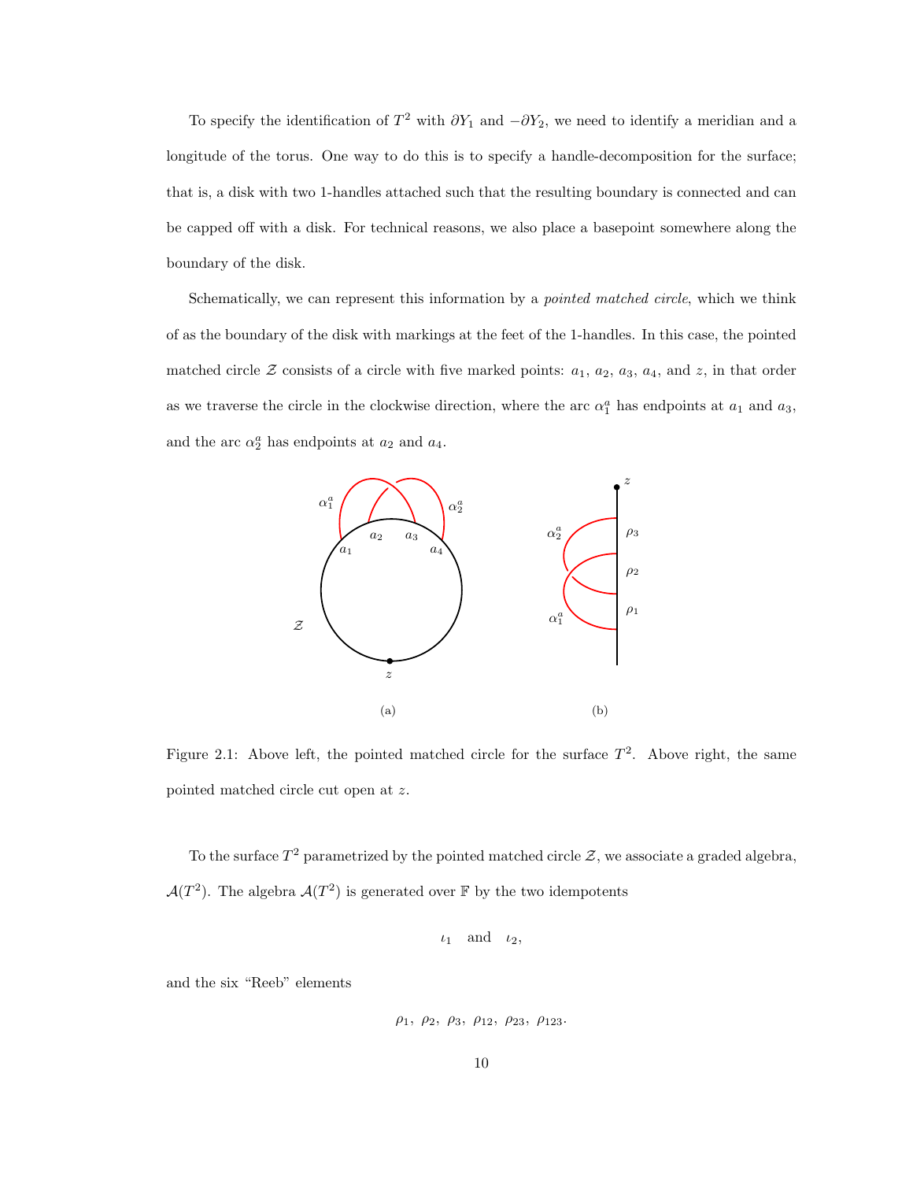To specify the identification of $T^2$ with $\partial Y_1$ and $-\partial Y_2$, we need to identify a meridian and a longitude of the torus. One way to do this is to specify a handle-decomposition for the surface; that is, a disk with two 1-handles attached such that the resulting boundary is connected and can be capped off with a disk. For technical reasons, we also place a basepoint somewhere along the boundary of the disk.

Schematically, we can represent this information by a *pointed matched circle*, which we think of as the boundary of the disk with markings at the feet of the 1-handles. In this case, the pointed matched circle $\mathcal{Z}$ consists of a circle with five marked points: $a_1$, $a_2$, $a_3$, $a_4$, and $z$, in that order as we traverse the circle in the clockwise direction, where the arc $\alpha_1^a$ has endpoints at $a_1$ and $a_3$, and the arc $\alpha_2^a$ has endpoints at $a_2$ and $a_4$.

Figure 2.1: Above left, the pointed matched circle for the surface $T^2$. Above right, the same pointed matched circle cut open at $z$.

To the surface $T^2$ parametrized by the pointed matched circle $\mathcal{Z}$, we associate a graded algebra, $\mathcal{A}(T^2)$. The algebra $\mathcal{A}(T^2)$ is generated over $\mathbb{F}$ by the two idempotents

$$\iota_1 \quad \text{and} \quad \iota_2,$$

and the six "Reeb" elements

$$\rho_1,\ \rho_2,\ \rho_3,\ \rho_{12},\ \rho_{23},\ \rho_{123}.$$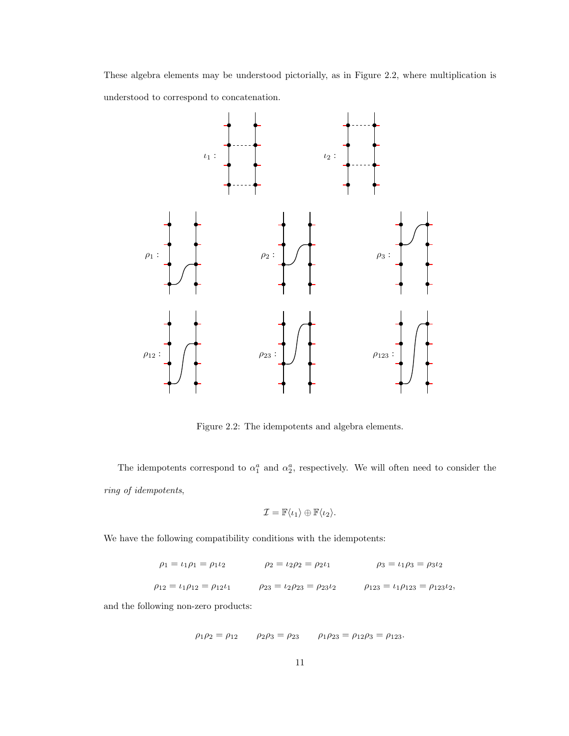These algebra elements may be understood pictorially, as in Figure 2.2, where multiplication is understood to correspond to concatenation.

Figure 2.2: The idempotents and algebra elements.

The idempotents correspond to $\alpha_1^a$ and $\alpha_2^a$, respectively. We will often need to consider the *ring of idempotents*,

$$\mathcal{I} = \mathbb{F}\langle \iota_1 \rangle \oplus \mathbb{F}\langle \iota_2 \rangle.$$

We have the following compatibility conditions with the idempotents:

$$\rho_1 = \iota_1 \rho_1 = \rho_1 \iota_2 \qquad \rho_2 = \iota_2 \rho_2 = \rho_2 \iota_1 \qquad \rho_3 = \iota_1 \rho_3 = \rho_3 \iota_2$$

$$\rho_{12} = \iota_1 \rho_{12} = \rho_{12} \iota_1 \qquad \rho_{23} = \iota_2 \rho_{23} = \rho_{23} \iota_2 \qquad \rho_{123} = \iota_1 \rho_{123} = \rho_{123} \iota_2,$$

and the following non-zero products:

$$\rho_1 \rho_2 = \rho_{12} \qquad \rho_2 \rho_3 = \rho_{23} \qquad \rho_1 \rho_{23} = \rho_{12} \rho_3 = \rho_{123}.$$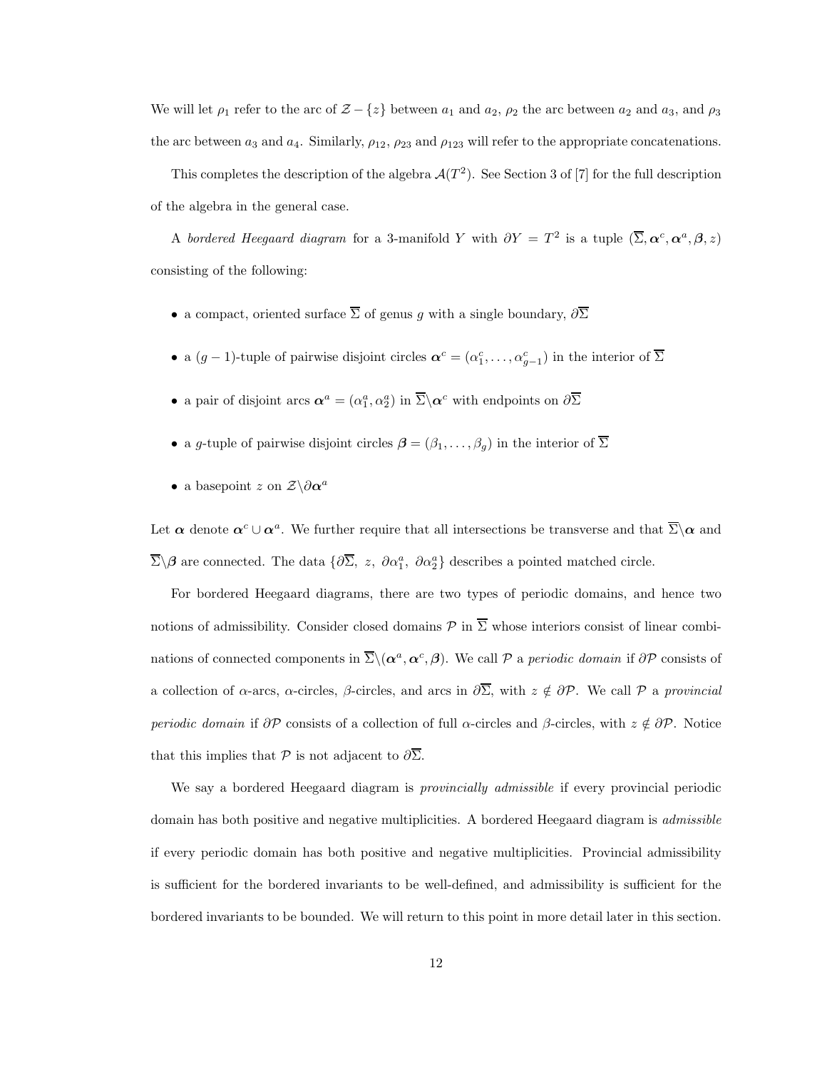We will let $\rho_1$ refer to the arc of $\mathcal{Z} - \{z\}$ between $a_1$ and $a_2$, $\rho_2$ the arc between $a_2$ and $a_3$, and $\rho_3$ the arc between $a_3$ and $a_4$. Similarly, $\rho_{12}$, $\rho_{23}$ and $\rho_{123}$ will refer to the appropriate concatenations.

This completes the description of the algebra $\mathcal{A}(T^2)$. See Section 3 of [7] for the full description of the algebra in the general case.

A *bordered Heegaard diagram* for a 3-manifold $Y$ with $\partial Y = T^2$ is a tuple $(\overline{\Sigma}, \boldsymbol{\alpha}^c, \boldsymbol{\alpha}^a, \boldsymbol{\beta}, z)$ consisting of the following:

- a compact, oriented surface $\overline{\Sigma}$ of genus $g$ with a single boundary, $\partial\overline{\Sigma}$
- a $(g-1)$-tuple of pairwise disjoint circles $\boldsymbol{\alpha}^c = (\alpha_1^c, \dots, \alpha_{g-1}^c)$ in the interior of $\overline{\Sigma}$
- a pair of disjoint arcs $\boldsymbol{\alpha}^a = (\alpha_1^a, \alpha_2^a)$ in $\overline{\Sigma}\backslash\boldsymbol{\alpha}^c$ with endpoints on $\partial\overline{\Sigma}$
- a $g$-tuple of pairwise disjoint circles $\boldsymbol{\beta} = (\beta_1, \dots, \beta_g)$ in the interior of $\overline{\Sigma}$
- a basepoint $z$ on $\mathcal{Z}\backslash\partial\boldsymbol{\alpha}^a$

Let $\boldsymbol{\alpha}$ denote $\boldsymbol{\alpha}^c \cup \boldsymbol{\alpha}^a$. We further require that all intersections be transverse and that $\overline{\Sigma}\backslash\boldsymbol{\alpha}$ and $\overline{\Sigma}\backslash\boldsymbol{\beta}$ are connected. The data $\{\partial\overline{\Sigma},\ z,\ \partial\alpha_1^a,\ \partial\alpha_2^a\}$ describes a pointed matched circle.

For bordered Heegaard diagrams, there are two types of periodic domains, and hence two notions of admissibility. Consider closed domains $\mathcal{P}$ in $\overline{\Sigma}$ whose interiors consist of linear combinations of connected components in $\overline{\Sigma}\backslash(\boldsymbol{\alpha}^a, \boldsymbol{\alpha}^c, \boldsymbol{\beta})$. We call $\mathcal{P}$ a *periodic domain* if $\partial\mathcal{P}$ consists of a collection of $\alpha$-arcs, $\alpha$-circles, $\beta$-circles, and arcs in $\partial\overline{\Sigma}$, with $z \notin \partial\mathcal{P}$. We call $\mathcal{P}$ a *provincial periodic domain* if $\partial\mathcal{P}$ consists of a collection of full $\alpha$-circles and $\beta$-circles, with $z \notin \partial\mathcal{P}$. Notice that this implies that $\mathcal{P}$ is not adjacent to $\partial\overline{\Sigma}$.

We say a bordered Heegaard diagram is *provincially admissible* if every provincial periodic domain has both positive and negative multiplicities. A bordered Heegaard diagram is *admissible* if every periodic domain has both positive and negative multiplicities. Provincial admissibility is sufficient for the bordered invariants to be well-defined, and admissibility is sufficient for the bordered invariants to be bounded. We will return to this point in more detail later in this section.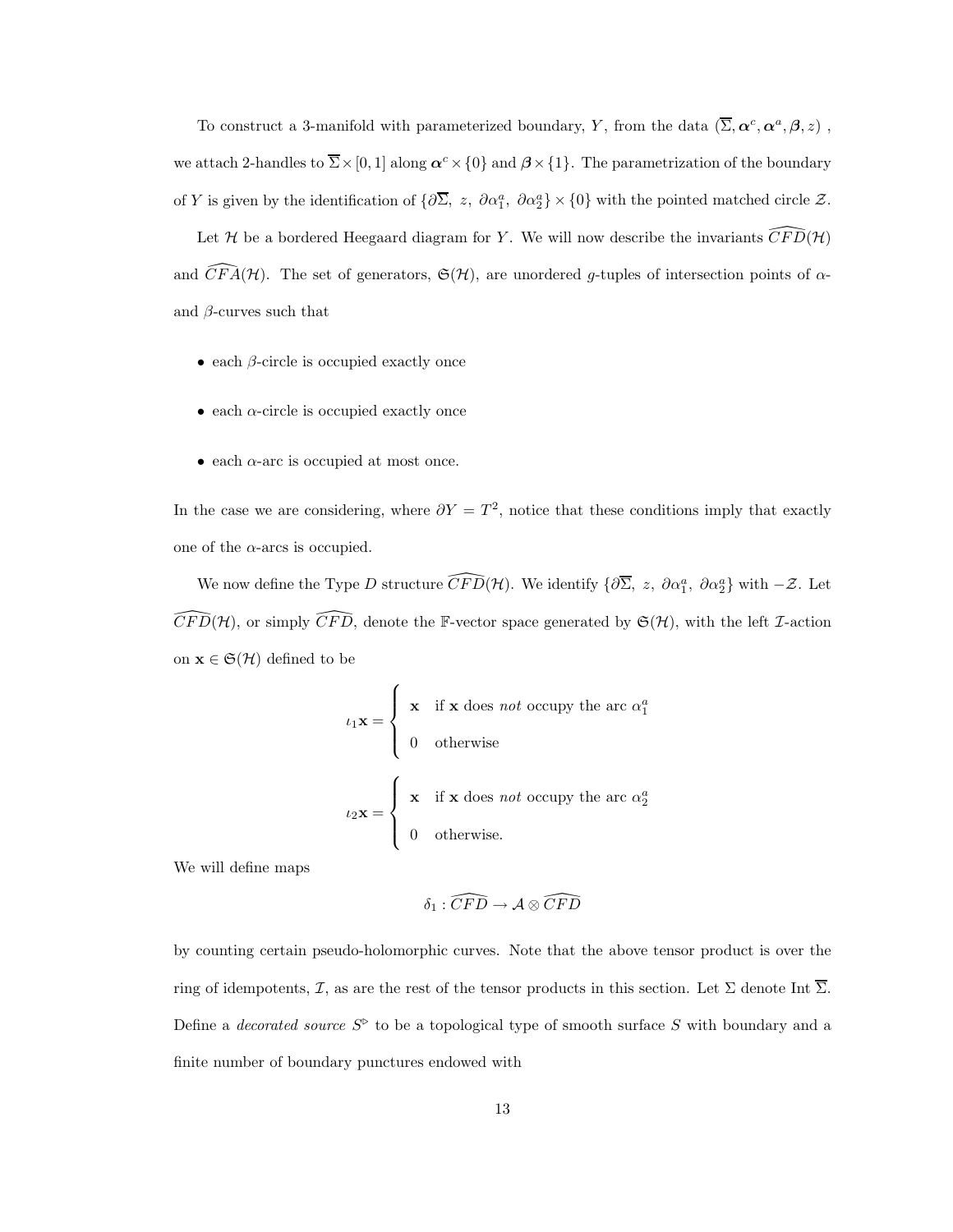To construct a 3-manifold with parameterized boundary, $Y$, from the data $(\overline{\Sigma}, \boldsymbol{\alpha}^c, \boldsymbol{\alpha}^a, \boldsymbol{\beta}, z)$ , we attach 2-handles to $\overline{\Sigma} \times [0,1]$ along $\boldsymbol{\alpha}^c \times \{0\}$ and $\boldsymbol{\beta} \times \{1\}$. The parametrization of the boundary of $Y$ is given by the identification of $\{\partial\overline{\Sigma},\ z,\ \partial\alpha_1^a,\ \partial\alpha_2^a\} \times \{0\}$ with the pointed matched circle $\mathcal{Z}$.

Let $\mathcal{H}$ be a bordered Heegaard diagram for $Y$. We will now describe the invariants $\widehat{CFD}(\mathcal{H})$ and $\widehat{CFA}(\mathcal{H})$. The set of generators, $\mathfrak{S}(\mathcal{H})$, are unordered $g$-tuples of intersection points of $\alpha$- and $\beta$-curves such that

- each $\beta$-circle is occupied exactly once
- each $\alpha$-circle is occupied exactly once
- each $\alpha$-arc is occupied at most once.

In the case we are considering, where $\partial Y = T^2$, notice that these conditions imply that exactly one of the $\alpha$-arcs is occupied.

We now define the Type $D$ structure $\widehat{CFD}(\mathcal{H})$. We identify $\{\partial\overline{\Sigma},\ z,\ \partial\alpha_1^a,\ \partial\alpha_2^a\}$ with $-\mathcal{Z}$. Let $\widehat{CFD}(\mathcal{H})$, or simply $\widehat{CFD}$, denote the $\mathbb{F}$-vector space generated by $\mathfrak{S}(\mathcal{H})$, with the left $\mathcal{I}$-action on $\mathbf{x} \in \mathfrak{S}(\mathcal{H})$ defined to be

$$\iota_1\mathbf{x} = \begin{cases} \mathbf{x} & \text{if } \mathbf{x} \text{ does } \textit{not} \text{ occupy the arc } \alpha_1^a \\ 0 & \text{otherwise} \end{cases}$$

$$\iota_2\mathbf{x} = \begin{cases} \mathbf{x} & \text{if } \mathbf{x} \text{ does } \textit{not} \text{ occupy the arc } \alpha_2^a \\ 0 & \text{otherwise.} \end{cases}$$

We will define maps

$$\delta_1 : \widehat{CFD} \to \mathcal{A} \otimes \widehat{CFD}$$

by counting certain pseudo-holomorphic curves. Note that the above tensor product is over the ring of idempotents, $\mathcal{I}$, as are the rest of the tensor products in this section. Let $\Sigma$ denote Int $\overline{\Sigma}$. Define a *decorated source* $S^{\triangleright}$ to be a topological type of smooth surface $S$ with boundary and a finite number of boundary punctures endowed with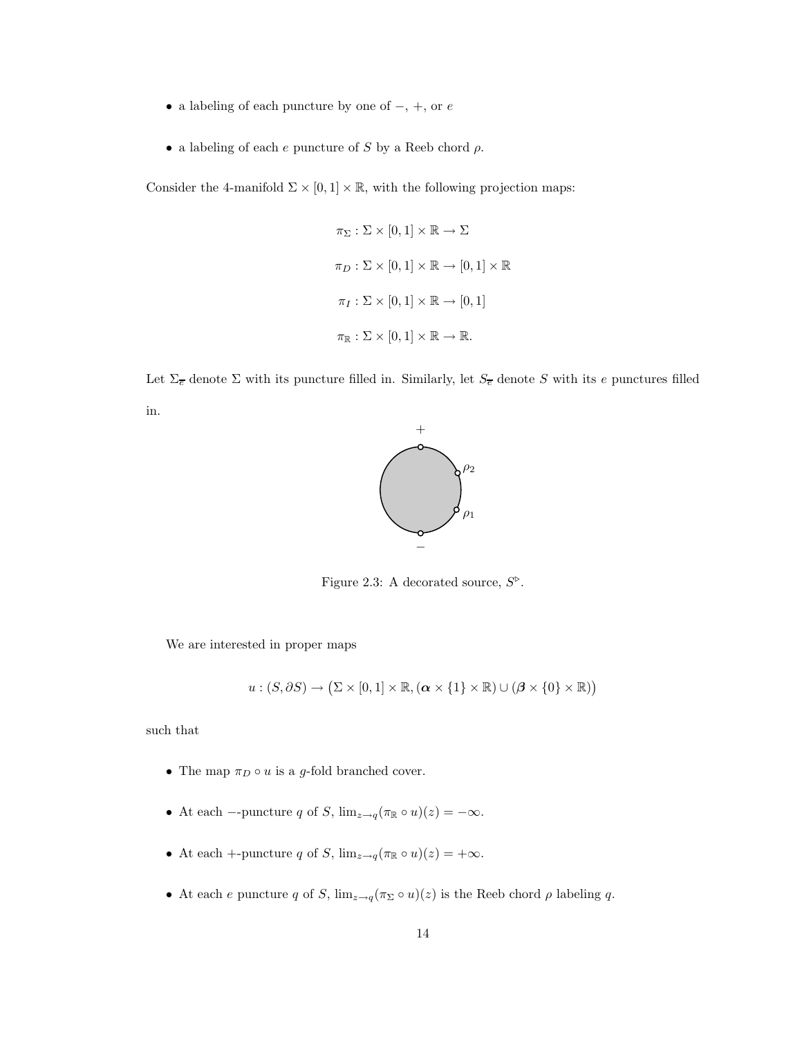- a labeling of each puncture by one of $-$, $+$, or $e$
- a labeling of each $e$ puncture of $S$ by a Reeb chord $\rho$.

Consider the 4-manifold $\Sigma \times [0,1] \times \mathbb{R}$, with the following projection maps:

$$\pi_\Sigma : \Sigma \times [0,1] \times \mathbb{R} \to \Sigma$$

$$\pi_D : \Sigma \times [0,1] \times \mathbb{R} \to [0,1] \times \mathbb{R}$$

$$\pi_I : \Sigma \times [0,1] \times \mathbb{R} \to [0,1]$$

$$\pi_\mathbb{R} : \Sigma \times [0,1] \times \mathbb{R} \to \mathbb{R}.$$

Let $\Sigma_{\overline{e}}$ denote $\Sigma$ with its puncture filled in. Similarly, let $S_{\overline{e}}$ denote $S$ with its $e$ punctures filled in.

Figure 2.3: A decorated source, $S^{\triangleright}$.

We are interested in proper maps

$$u : (S, \partial S) \to \big(\Sigma \times [0,1] \times \mathbb{R}, (\boldsymbol{\alpha} \times \{1\} \times \mathbb{R}) \cup (\boldsymbol{\beta} \times \{0\} \times \mathbb{R})\big)$$

such that

- The map $\pi_D \circ u$ is a $g$-fold branched cover.
- At each $-$-puncture $q$ of $S$, $\lim_{z \to q}(\pi_\mathbb{R} \circ u)(z) = -\infty$.
- At each $+$-puncture $q$ of $S$, $\lim_{z \to q}(\pi_\mathbb{R} \circ u)(z) = +\infty$.
- At each $e$ puncture $q$ of $S$, $\lim_{z \to q}(\pi_\Sigma \circ u)(z)$ is the Reeb chord $\rho$ labeling $q$.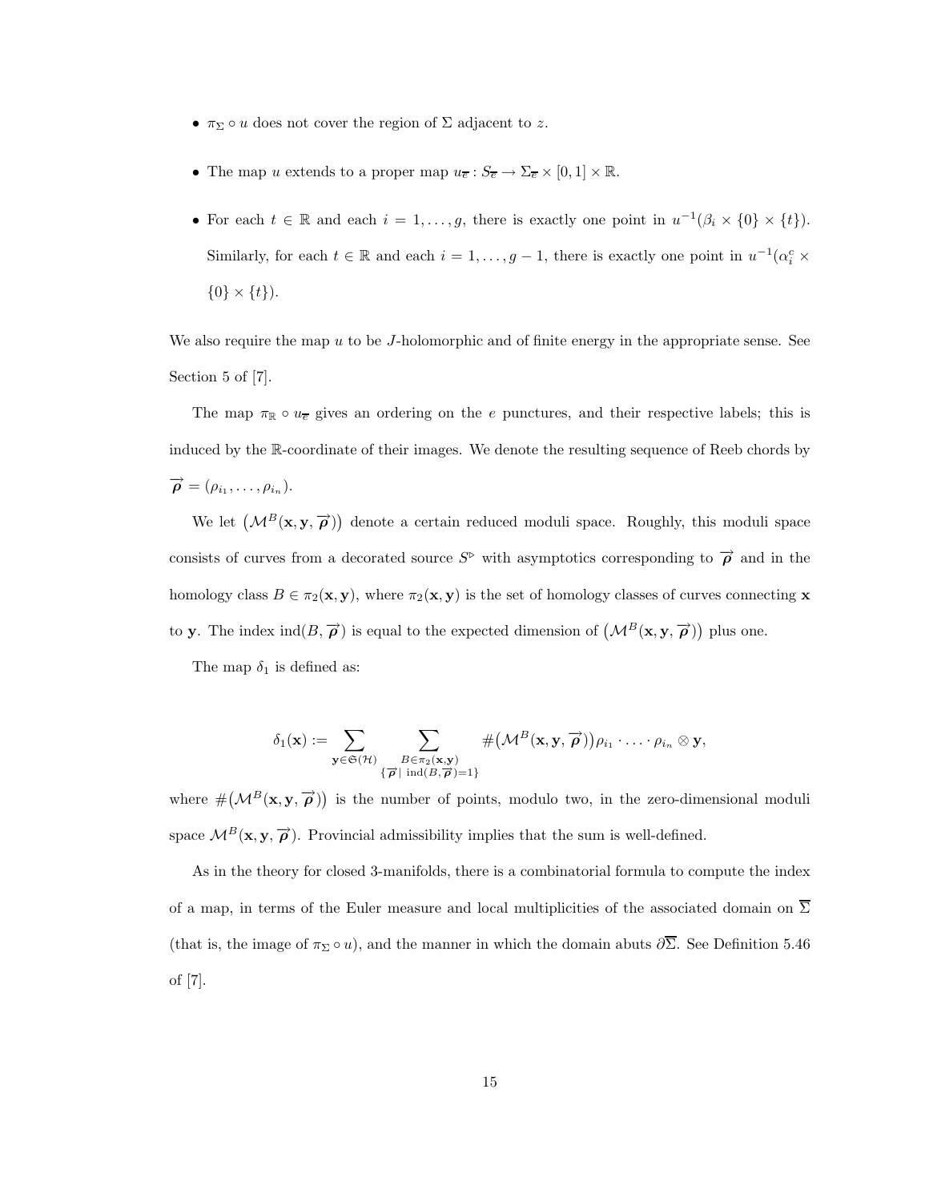- $\pi_\Sigma \circ u$ does not cover the region of $\Sigma$ adjacent to $z$.
- The map $u$ extends to a proper map $u_{\overline{e}} : S_{\overline{e}} \to \Sigma_{\overline{e}} \times [0,1] \times \mathbb{R}$.
- For each $t \in \mathbb{R}$ and each $i = 1, \ldots, g$, there is exactly one point in $u^{-1}(\beta_i \times \{0\} \times \{t\})$. Similarly, for each $t \in \mathbb{R}$ and each $i = 1, \ldots, g-1$, there is exactly one point in $u^{-1}(\alpha_i^c \times \{0\} \times \{t\})$.

We also require the map $u$ to be $J$-holomorphic and of finite energy in the appropriate sense. See Section 5 of [7].

The map $\pi_\mathbb{R} \circ u_{\overline{e}}$ gives an ordering on the $e$ punctures, and their respective labels; this is induced by the $\mathbb{R}$-coordinate of their images. We denote the resulting sequence of Reeb chords by $\overrightarrow{\boldsymbol{\rho}} = (\rho_{i_1}, \ldots, \rho_{i_n})$.

We let $\big(\mathcal{M}^B(\mathbf{x}, \mathbf{y}, \overrightarrow{\boldsymbol{\rho}})\big)$ denote a certain reduced moduli space. Roughly, this moduli space consists of curves from a decorated source $S^{\triangleright}$ with asymptotics corresponding to $\overrightarrow{\boldsymbol{\rho}}$ and in the homology class $B \in \pi_2(\mathbf{x}, \mathbf{y})$, where $\pi_2(\mathbf{x}, \mathbf{y})$ is the set of homology classes of curves connecting $\mathbf{x}$ to $\mathbf{y}$. The index $\operatorname{ind}(B, \overrightarrow{\boldsymbol{\rho}})$ is equal to the expected dimension of $\big(\mathcal{M}^B(\mathbf{x}, \mathbf{y}, \overrightarrow{\boldsymbol{\rho}})\big)$ plus one.

The map $\delta_1$ is defined as:

$$\delta_1(\mathbf{x}) := \sum_{\mathbf{y} \in \mathfrak{S}(\mathcal{H})} \sum_{\substack{B \in \pi_2(\mathbf{x}, \mathbf{y}) \\ \{\overrightarrow{\boldsymbol{\rho}} \mid \operatorname{ind}(B, \overrightarrow{\boldsymbol{\rho}}) = 1\}}} \#\big(\mathcal{M}^B(\mathbf{x}, \mathbf{y}, \overrightarrow{\boldsymbol{\rho}})\big) \rho_{i_1} \cdot \ldots \cdot \rho_{i_n} \otimes \mathbf{y},$$

where $\#\big(\mathcal{M}^B(\mathbf{x}, \mathbf{y}, \overrightarrow{\boldsymbol{\rho}})\big)$ is the number of points, modulo two, in the zero-dimensional moduli space $\mathcal{M}^B(\mathbf{x}, \mathbf{y}, \overrightarrow{\boldsymbol{\rho}})$. Provincial admissibility implies that the sum is well-defined.

As in the theory for closed 3-manifolds, there is a combinatorial formula to compute the index of a map, in terms of the Euler measure and local multiplicities of the associated domain on $\overline{\Sigma}$ (that is, the image of $\pi_\Sigma \circ u$), and the manner in which the domain abuts $\partial\overline{\Sigma}$. See Definition 5.46 of [7].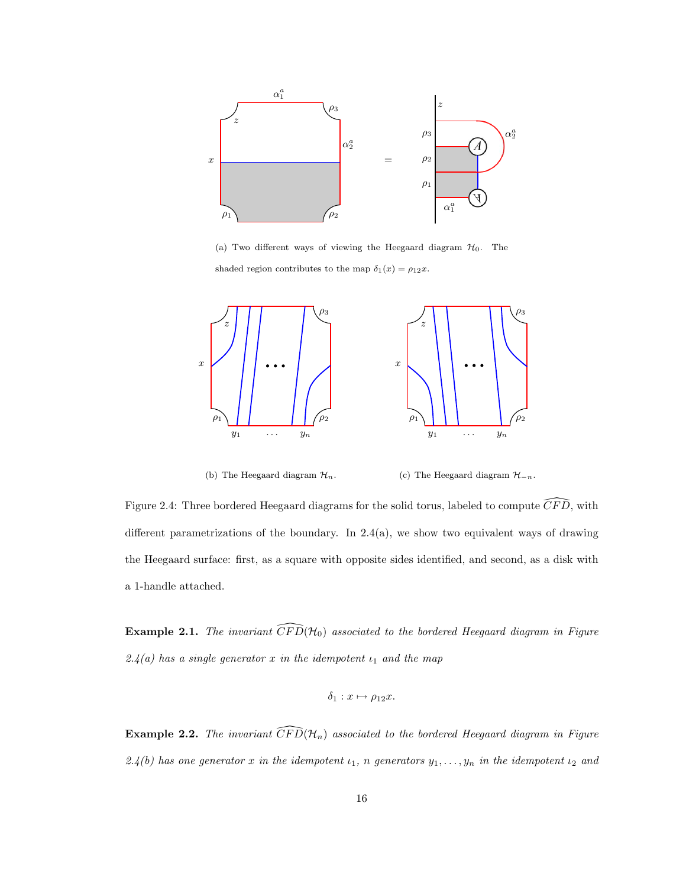(a) Two different ways of viewing the Heegaard diagram $\mathcal{H}_0$. The shaded region contributes to the map $\delta_1(x) = \rho_{12}x$.

(b) The Heegaard diagram $\mathcal{H}_n$.

(c) The Heegaard diagram $\mathcal{H}_{-n}$.

Figure 2.4: Three bordered Heegaard diagrams for the solid torus, labeled to compute $\widehat{CFD}$, with different parametrizations of the boundary. In 2.4(a), we show two equivalent ways of drawing the Heegaard surface: first, as a square with opposite sides identified, and second, as a disk with a 1-handle attached.

**Example 2.1.** *The invariant $\widehat{CFD}(\mathcal{H}_0)$ associated to the bordered Heegaard diagram in Figure 2.4(a) has a single generator $x$ in the idempotent $\iota_1$ and the map*

$$\delta_1 : x \mapsto \rho_{12}x.$$

**Example 2.2.** *The invariant $\widehat{CFD}(\mathcal{H}_n)$ associated to the bordered Heegaard diagram in Figure 2.4(b) has one generator $x$ in the idempotent $\iota_1$, $n$ generators $y_1, \ldots, y_n$ in the idempotent $\iota_2$ and*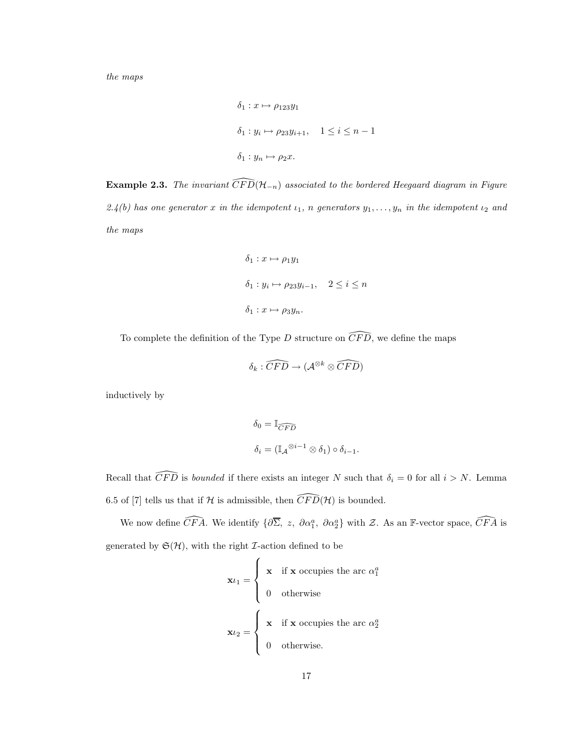the maps

$$\delta_1 : x \mapsto \rho_{123} y_1$$

$$\delta_1 : y_i \mapsto \rho_{23} y_{i+1}, \quad 1 \leq i \leq n-1$$

$$\delta_1 : y_n \mapsto \rho_2 x.$$

**Example 2.3.** *The invariant $\widehat{CFD}(\mathcal{H}_{-n})$ associated to the bordered Heegaard diagram in Figure 2.4(b) has one generator $x$ in the idempotent $\iota_1$, $n$ generators $y_1, \ldots, y_n$ in the idempotent $\iota_2$ and the maps*

$$\delta_1 : x \mapsto \rho_1 y_1$$

$$\delta_1 : y_i \mapsto \rho_{23} y_{i-1}, \quad 2 \leq i \leq n$$

$$\delta_1 : x \mapsto \rho_3 y_n.$$

To complete the definition of the Type $D$ structure on $\widehat{CFD}$, we define the maps

$$\delta_k : \widehat{CFD} \to (\mathcal{A}^{\otimes k} \otimes \widehat{CFD})$$

inductively by

$$\delta_0 = \mathbb{I}_{\widehat{CFD}}$$

$$\delta_i = (\mathbb{I}_{\mathcal{A}}{}^{\otimes i-1} \otimes \delta_1) \circ \delta_{i-1}.$$

Recall that $\widehat{CFD}$ is *bounded* if there exists an integer $N$ such that $\delta_i = 0$ for all $i > N$. Lemma 6.5 of [7] tells us that if $\mathcal{H}$ is admissible, then $\widehat{CFD}(\mathcal{H})$ is bounded.

We now define $\widehat{CFA}$. We identify $\{\partial\overline{\Sigma},\ z,\ \partial\alpha_1^a,\ \partial\alpha_2^a\}$ with $\mathcal{Z}$. As an $\mathbb{F}$-vector space, $\widehat{CFA}$ is generated by $\mathfrak{S}(\mathcal{H})$, with the right $\mathcal{I}$-action defined to be

$$\mathbf{x}\iota_1 = \begin{cases} \mathbf{x} & \text{if } \mathbf{x} \text{ occupies the arc } \alpha_1^a \\ 0 & \text{otherwise} \end{cases}$$

$$\mathbf{x}\iota_2 = \begin{cases} \mathbf{x} & \text{if } \mathbf{x} \text{ occupies the arc } \alpha_2^a \\ 0 & \text{otherwise.} \end{cases}$$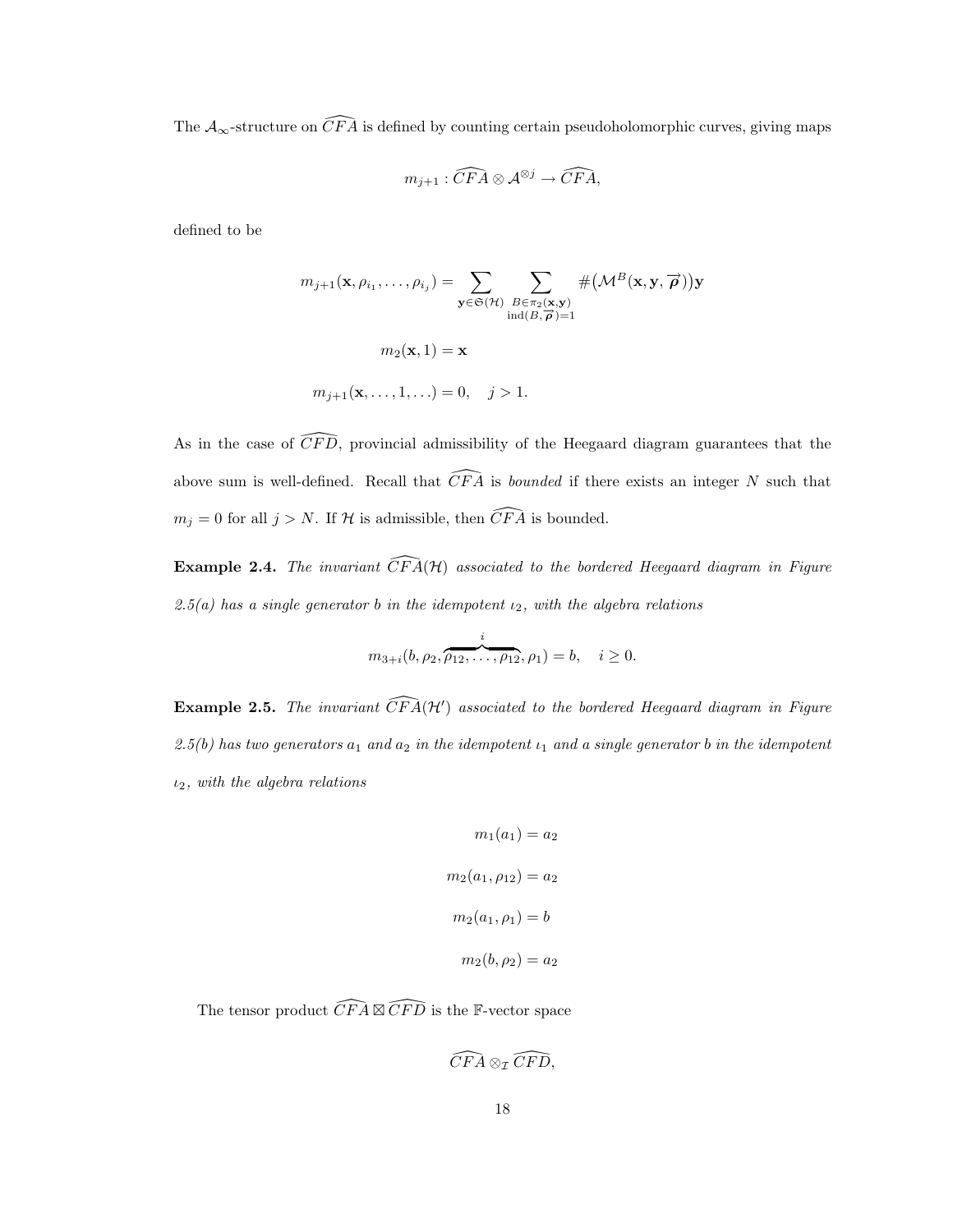The $\mathcal{A}_\infty$-structure on $\widehat{CFA}$ is defined by counting certain pseudoholomorphic curves, giving maps

$$m_{j+1} : \widehat{CFA} \otimes \mathcal{A}^{\otimes j} \to \widehat{CFA},$$

defined to be

$$m_{j+1}(\mathbf{x}, \rho_{i_1}, \ldots, \rho_{i_j}) = \sum_{\mathbf{y} \in \mathfrak{S}(\mathcal{H})} \sum_{\substack{B \in \pi_2(\mathbf{x}, \mathbf{y}) \\ \text{ind}(B, \overrightarrow{\boldsymbol{\rho}})=1}} \#\big(\mathcal{M}^B(\mathbf{x}, \mathbf{y}, \overrightarrow{\boldsymbol{\rho}})\big)\mathbf{y}$$

$$m_2(\mathbf{x}, 1) = \mathbf{x}$$

$$m_{j+1}(\mathbf{x}, \ldots, 1, \ldots) = 0, \quad j > 1.$$

As in the case of $\widehat{CFD}$, provincial admissibility of the Heegaard diagram guarantees that the above sum is well-defined. Recall that $\widehat{CFA}$ is *bounded* if there exists an integer $N$ such that $m_j = 0$ for all $j > N$. If $\mathcal{H}$ is admissible, then $\widehat{CFA}$ is bounded.

**Example 2.4.** *The invariant $\widehat{CFA}(\mathcal{H})$ associated to the bordered Heegaard diagram in Figure 2.5(a) has a single generator $b$ in the idempotent $\iota_2$, with the algebra relations*

$$m_{3+i}(b, \rho_2, \overbrace{\rho_{12}, \ldots, \rho_{12}}^{i}, \rho_1) = b, \quad i \geq 0.$$

**Example 2.5.** *The invariant $\widehat{CFA}(\mathcal{H}')$ associated to the bordered Heegaard diagram in Figure 2.5(b) has two generators $a_1$ and $a_2$ in the idempotent $\iota_1$ and a single generator $b$ in the idempotent $\iota_2$, with the algebra relations*

$$m_1(a_1) = a_2$$

$$m_2(a_1, \rho_{12}) = a_2$$

$$m_2(a_1, \rho_1) = b$$

$$m_2(b, \rho_2) = a_2$$

The tensor product $\widehat{CFA} \boxtimes \widehat{CFD}$ is the $\mathbb{F}$-vector space

$$\widehat{CFA} \otimes_{\mathcal{I}} \widehat{CFD},$$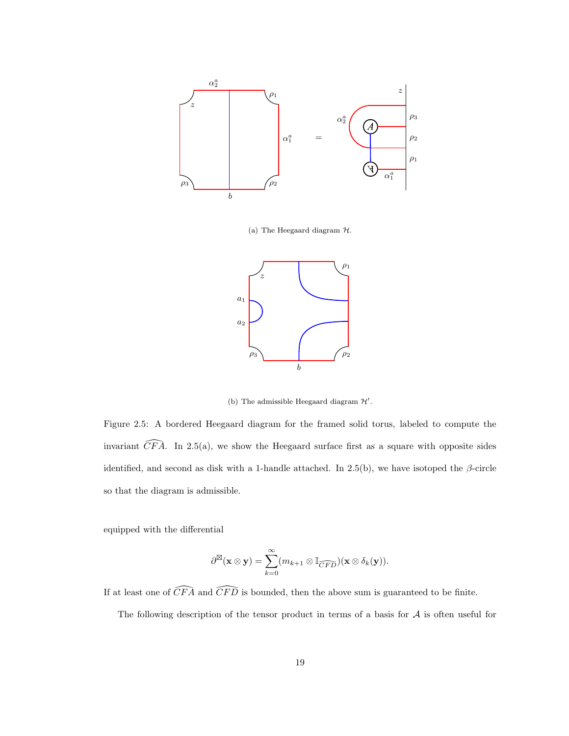(a) The Heegaard diagram $\mathcal{H}$.

(b) The admissible Heegaard diagram $\mathcal{H}'$.

Figure 2.5: A bordered Heegaard diagram for the framed solid torus, labeled to compute the invariant $\widehat{CFA}$. In 2.5(a), we show the Heegaard surface first as a square with opposite sides identified, and second as disk with a 1-handle attached. In 2.5(b), we have isotoped the $\beta$-circle so that the diagram is admissible.

equipped with the differential

$$\partial^{\boxtimes}(\mathbf{x} \otimes \mathbf{y}) = \sum_{k=0}^{\infty} (m_{k+1} \otimes \mathbb{I}_{\widehat{CFD}})(\mathbf{x} \otimes \delta_k(\mathbf{y})).$$

If at least one of $\widehat{CFA}$ and $\widehat{CFD}$ is bounded, then the above sum is guaranteed to be finite.

The following description of the tensor product in terms of a basis for $\mathcal{A}$ is often useful for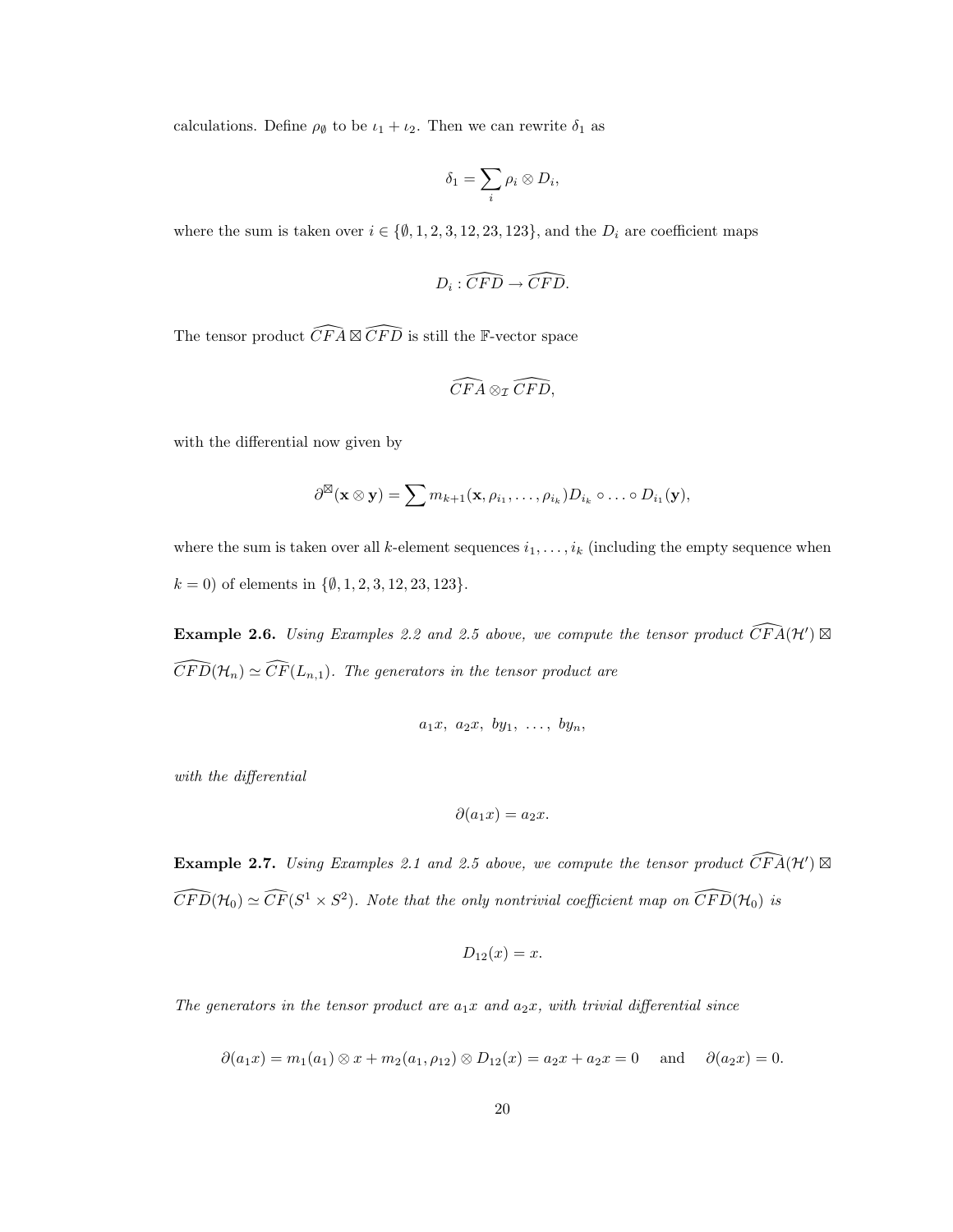calculations. Define $\rho_\emptyset$ to be $\iota_1 + \iota_2$. Then we can rewrite $\delta_1$ as

$$\delta_1 = \sum_i \rho_i \otimes D_i,$$

where the sum is taken over $i \in \{\emptyset, 1, 2, 3, 12, 23, 123\}$, and the $D_i$ are coefficient maps

$$D_i : \widehat{CFD} \to \widehat{CFD}.$$

The tensor product $\widehat{CFA} \boxtimes \widehat{CFD}$ is still the $\mathbb{F}$-vector space

$$\widehat{CFA} \otimes_{\mathcal{I}} \widehat{CFD},$$

with the differential now given by

$$\partial^{\boxtimes}(\mathbf{x} \otimes \mathbf{y}) = \sum m_{k+1}(\mathbf{x}, \rho_{i_1}, \ldots, \rho_{i_k}) D_{i_k} \circ \ldots \circ D_{i_1}(\mathbf{y}),$$

where the sum is taken over all $k$-element sequences $i_1, \ldots, i_k$ (including the empty sequence when $k = 0$) of elements in $\{\emptyset, 1, 2, 3, 12, 23, 123\}$.

**Example 2.6.** *Using Examples 2.2 and 2.5 above, we compute the tensor product* $\widehat{CFA}(\mathcal{H}') \boxtimes \widehat{CFD}(\mathcal{H}_n) \simeq \widehat{CF}(L_{n,1})$. *The generators in the tensor product are*

$$a_1 x,\ a_2 x,\ by_1,\ \ldots,\ by_n,$$

*with the differential*

$$\partial(a_1 x) = a_2 x.$$

**Example 2.7.** *Using Examples 2.1 and 2.5 above, we compute the tensor product* $\widehat{CFA}(\mathcal{H}') \boxtimes \widehat{CFD}(\mathcal{H}_0) \simeq \widehat{CF}(S^1 \times S^2)$. *Note that the only nontrivial coefficient map on* $\widehat{CFD}(\mathcal{H}_0)$ *is*

$$D_{12}(x) = x.$$

*The generators in the tensor product are $a_1 x$ and $a_2 x$, with trivial differential since*

$$\partial(a_1 x) = m_1(a_1) \otimes x + m_2(a_1, \rho_{12}) \otimes D_{12}(x) = a_2 x + a_2 x = 0 \quad \text{and} \quad \partial(a_2 x) = 0.$$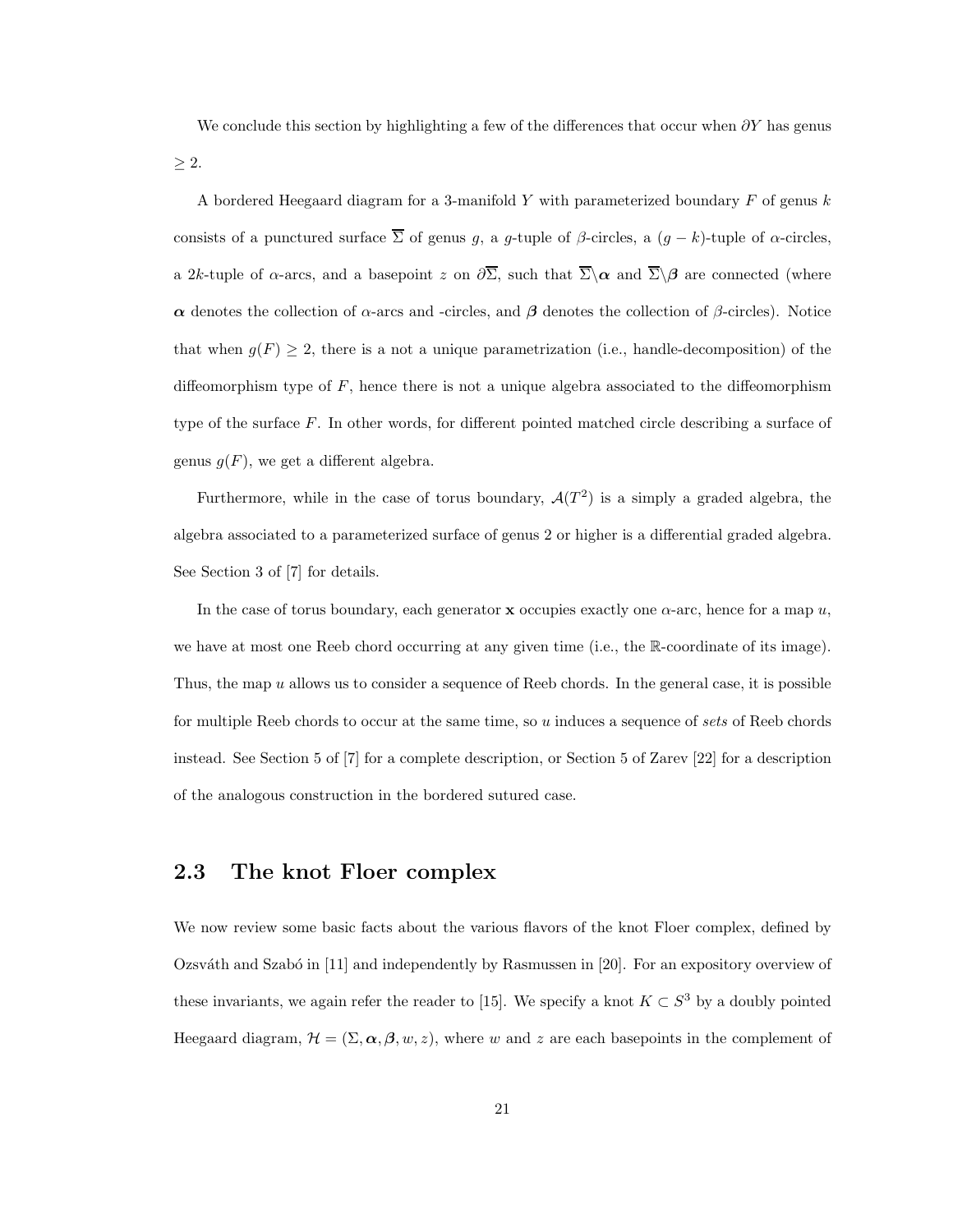We conclude this section by highlighting a few of the differences that occur when $\partial Y$ has genus $\geq 2$.

A bordered Heegaard diagram for a 3-manifold $Y$ with parameterized boundary $F$ of genus $k$ consists of a punctured surface $\overline{\Sigma}$ of genus $g$, a $g$-tuple of $\beta$-circles, a $(g-k)$-tuple of $\alpha$-circles, a $2k$-tuple of $\alpha$-arcs, and a basepoint $z$ on $\partial\overline{\Sigma}$, such that $\overline{\Sigma}\backslash\boldsymbol{\alpha}$ and $\overline{\Sigma}\backslash\boldsymbol{\beta}$ are connected (where $\boldsymbol{\alpha}$ denotes the collection of $\alpha$-arcs and -circles, and $\boldsymbol{\beta}$ denotes the collection of $\beta$-circles). Notice that when $g(F) \geq 2$, there is a not a unique parametrization (i.e., handle-decomposition) of the diffeomorphism type of $F$, hence there is not a unique algebra associated to the diffeomorphism type of the surface $F$. In other words, for different pointed matched circle describing a surface of genus $g(F)$, we get a different algebra.

Furthermore, while in the case of torus boundary, $\mathcal{A}(T^2)$ is a simply a graded algebra, the algebra associated to a parameterized surface of genus 2 or higher is a differential graded algebra. See Section 3 of [7] for details.

In the case of torus boundary, each generator $\mathbf{x}$ occupies exactly one $\alpha$-arc, hence for a map $u$, we have at most one Reeb chord occurring at any given time (i.e., the $\mathbb{R}$-coordinate of its image). Thus, the map $u$ allows us to consider a sequence of Reeb chords. In the general case, it is possible for multiple Reeb chords to occur at the same time, so $u$ induces a sequence of *sets* of Reeb chords instead. See Section 5 of [7] for a complete description, or Section 5 of Zarev [22] for a description of the analogous construction in the bordered sutured case.

## 2.3 The knot Floer complex

We now review some basic facts about the various flavors of the knot Floer complex, defined by Ozsváth and Szabó in [11] and independently by Rasmussen in [20]. For an expository overview of these invariants, we again refer the reader to [15]. We specify a knot $K \subset S^3$ by a doubly pointed Heegaard diagram, $\mathcal{H} = (\Sigma, \boldsymbol{\alpha}, \boldsymbol{\beta}, w, z)$, where $w$ and $z$ are each basepoints in the complement of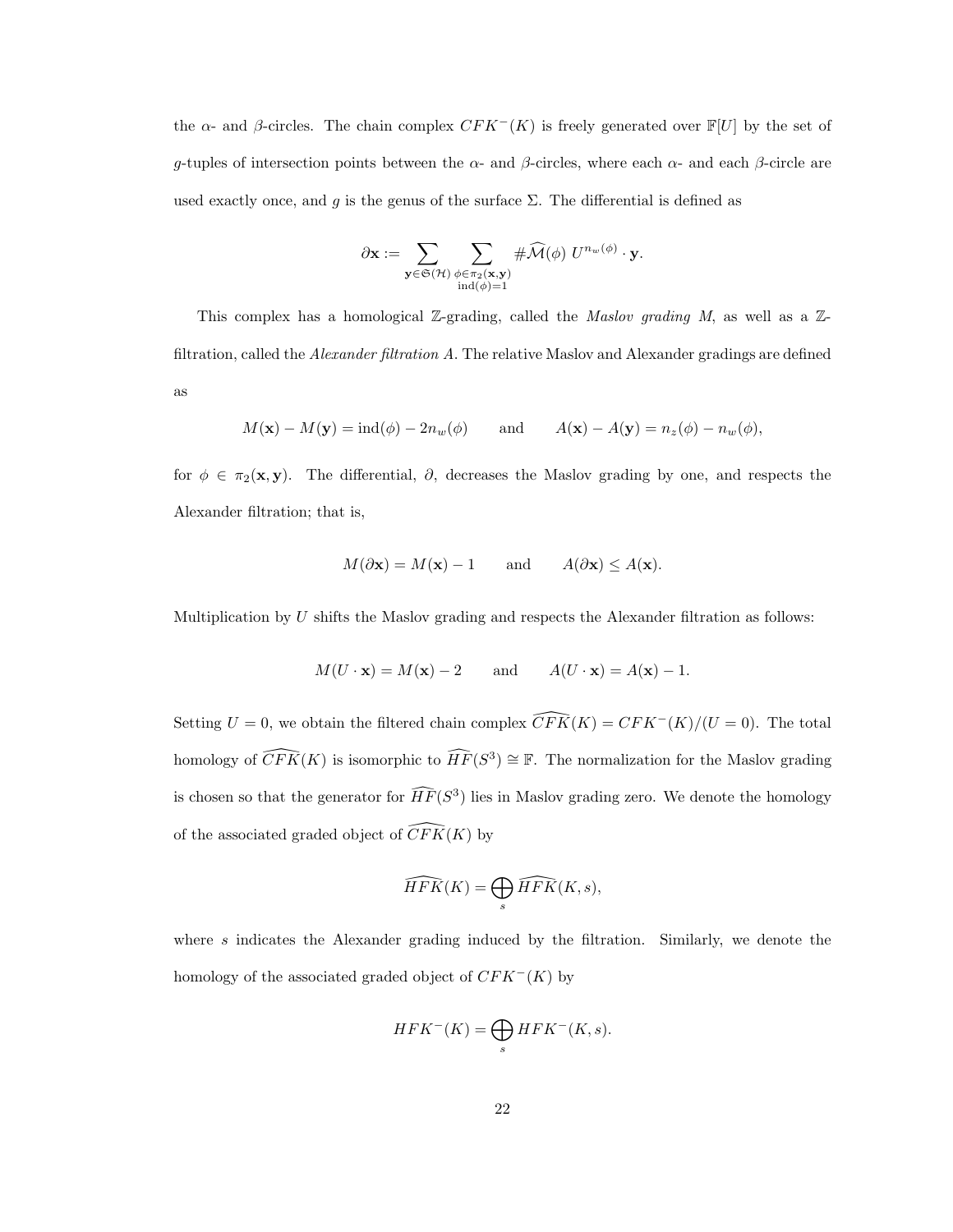the $\alpha$- and $\beta$-circles. The chain complex $CFK^-(K)$ is freely generated over $\mathbb{F}[U]$ by the set of $g$-tuples of intersection points between the $\alpha$- and $\beta$-circles, where each $\alpha$- and each $\beta$-circle are used exactly once, and $g$ is the genus of the surface $\Sigma$. The differential is defined as

$$\partial \mathbf{x} := \sum_{\mathbf{y}\in\mathfrak{S}(\mathcal{H})} \sum_{\substack{\phi\in\pi_2(\mathbf{x},\mathbf{y})\\ \operatorname{ind}(\phi)=1}} \#\widehat{\mathcal{M}}(\phi)\ U^{n_w(\phi)} \cdot \mathbf{y}.$$

This complex has a homological $\mathbb{Z}$-grading, called the *Maslov grading* $M$, as well as a $\mathbb{Z}$-filtration, called the *Alexander filtration* $A$. The relative Maslov and Alexander gradings are defined as

$$M(\mathbf{x}) - M(\mathbf{y}) = \operatorname{ind}(\phi) - 2n_w(\phi) \qquad \text{and} \qquad A(\mathbf{x}) - A(\mathbf{y}) = n_z(\phi) - n_w(\phi),$$

for $\phi \in \pi_2(\mathbf{x},\mathbf{y})$. The differential, $\partial$, decreases the Maslov grading by one, and respects the Alexander filtration; that is,

$$M(\partial\mathbf{x}) = M(\mathbf{x}) - 1 \qquad \text{and} \qquad A(\partial\mathbf{x}) \leq A(\mathbf{x}).$$

Multiplication by $U$ shifts the Maslov grading and respects the Alexander filtration as follows:

$$M(U\cdot\mathbf{x}) = M(\mathbf{x}) - 2 \qquad \text{and} \qquad A(U\cdot\mathbf{x}) = A(\mathbf{x}) - 1.$$

Setting $U = 0$, we obtain the filtered chain complex $\widehat{CFK}(K) = CFK^-(K)/(U=0)$. The total homology of $\widehat{CFK}(K)$ is isomorphic to $\widehat{HF}(S^3) \cong \mathbb{F}$. The normalization for the Maslov grading is chosen so that the generator for $\widehat{HF}(S^3)$ lies in Maslov grading zero. We denote the homology of the associated graded object of $\widehat{CFK}(K)$ by

$$\widehat{HFK}(K) = \bigoplus_s \widehat{HFK}(K,s),$$

where $s$ indicates the Alexander grading induced by the filtration. Similarly, we denote the homology of the associated graded object of $CFK^-(K)$ by

$$HFK^-(K) = \bigoplus_s HFK^-(K,s).$$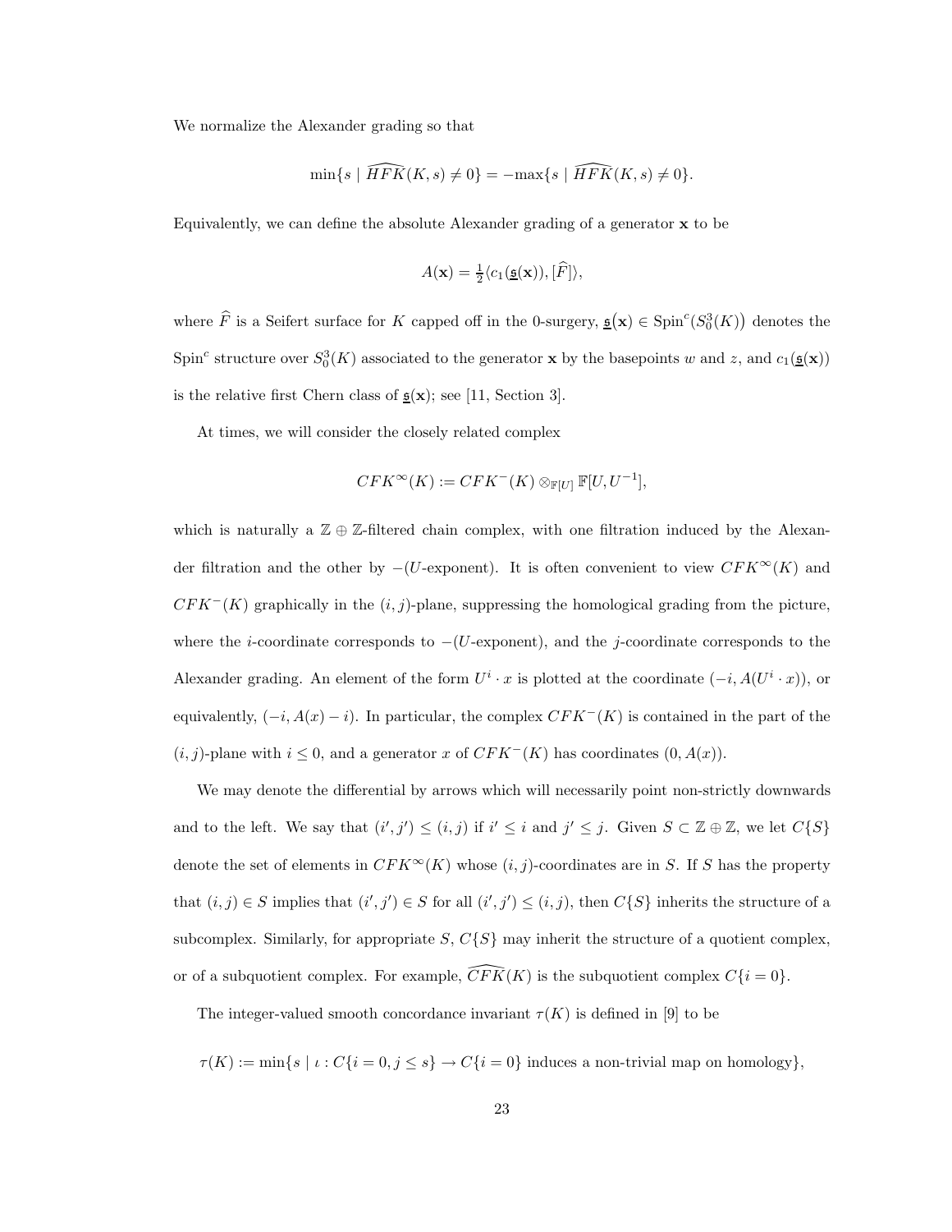We normalize the Alexander grading so that

$$\min\{s \mid \widehat{HFK}(K,s) \neq 0\} = -\max\{s \mid \widehat{HFK}(K,s) \neq 0\}.$$

Equivalently, we can define the absolute Alexander grading of a generator $\mathbf{x}$ to be

$$A(\mathbf{x}) = \tfrac{1}{2}\langle c_1(\underline{\mathfrak{s}}(\mathbf{x})), [\widehat{F}]\rangle,$$

where $\widehat{F}$ is a Seifert surface for $K$ capped off in the 0-surgery, $\underline{\mathfrak{s}}(\mathbf{x}) \in \mathrm{Spin}^c(S^3_0(K))$ denotes the $\mathrm{Spin}^c$ structure over $S^3_0(K)$ associated to the generator $\mathbf{x}$ by the basepoints $w$ and $z$, and $c_1(\underline{\mathfrak{s}}(\mathbf{x}))$ is the relative first Chern class of $\underline{\mathfrak{s}}(\mathbf{x})$; see [11, Section 3].

At times, we will consider the closely related complex

$$CFK^\infty(K) := CFK^-(K) \otimes_{\mathbb{F}[U]} \mathbb{F}[U, U^{-1}],$$

which is naturally a $\mathbb{Z} \oplus \mathbb{Z}$-filtered chain complex, with one filtration induced by the Alexander filtration and the other by $-(U\text{-exponent})$. It is often convenient to view $CFK^\infty(K)$ and $CFK^-(K)$ graphically in the $(i,j)$-plane, suppressing the homological grading from the picture, where the $i$-coordinate corresponds to $-(U\text{-exponent})$, and the $j$-coordinate corresponds to the Alexander grading. An element of the form $U^i \cdot x$ is plotted at the coordinate $(-i, A(U^i \cdot x))$, or equivalently, $(-i, A(x) - i)$. In particular, the complex $CFK^-(K)$ is contained in the part of the $(i,j)$-plane with $i \leq 0$, and a generator $x$ of $CFK^-(K)$ has coordinates $(0, A(x))$.

We may denote the differential by arrows which will necessarily point non-strictly downwards and to the left. We say that $(i', j') \leq (i,j)$ if $i' \leq i$ and $j' \leq j$. Given $S \subset \mathbb{Z} \oplus \mathbb{Z}$, we let $C\{S\}$ denote the set of elements in $CFK^\infty(K)$ whose $(i,j)$-coordinates are in $S$. If $S$ has the property that $(i,j) \in S$ implies that $(i', j') \in S$ for all $(i', j') \leq (i,j)$, then $C\{S\}$ inherits the structure of a subcomplex. Similarly, for appropriate $S$, $C\{S\}$ may inherit the structure of a quotient complex, or of a subquotient complex. For example, $\widehat{CFK}(K)$ is the subquotient complex $C\{i = 0\}$.

The integer-valued smooth concordance invariant $\tau(K)$ is defined in [9] to be

$$\tau(K) := \min\{s \mid \iota : C\{i = 0, j \leq s\} \to C\{i = 0\} \text{ induces a non-trivial map on homology}\},$$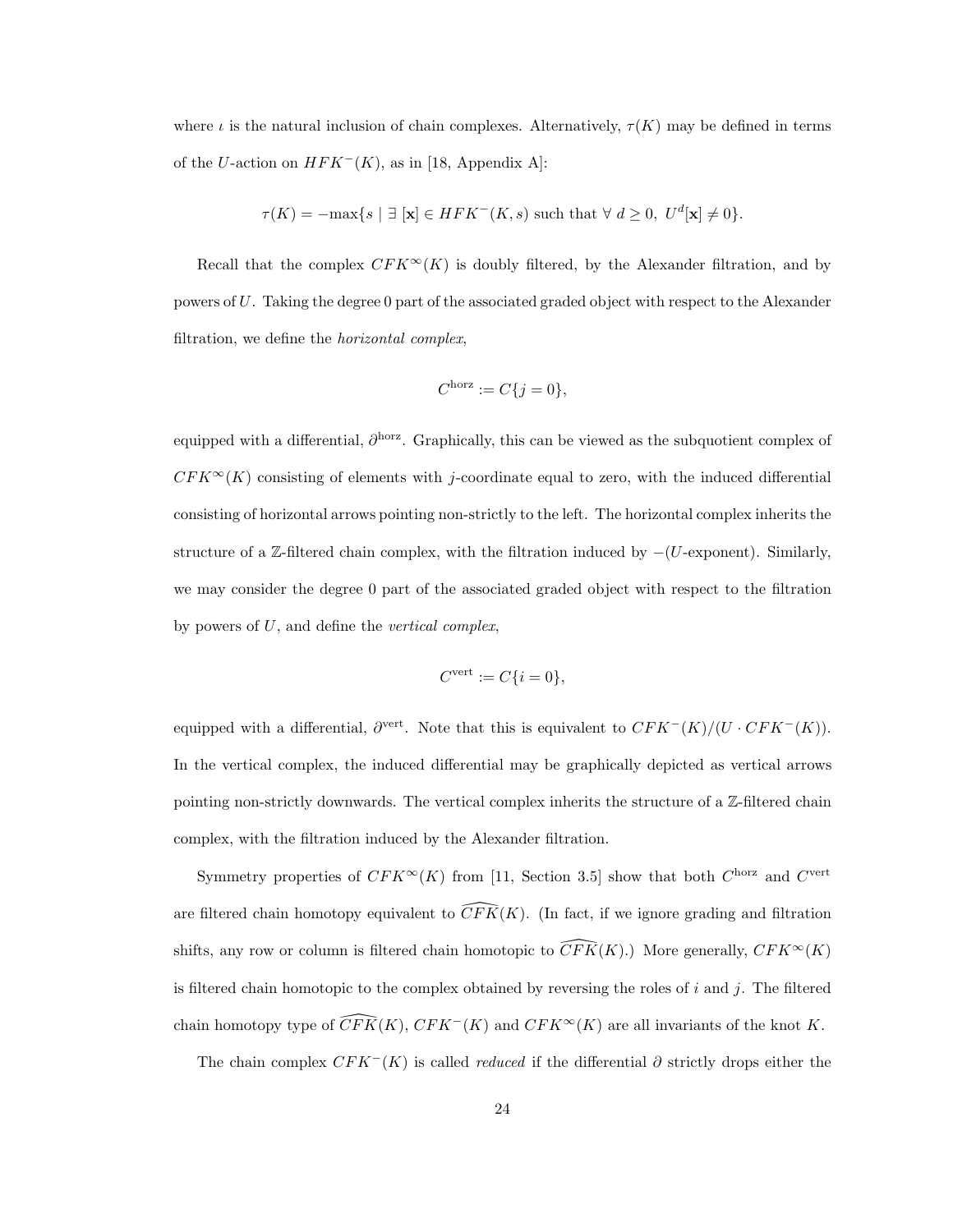where $\iota$ is the natural inclusion of chain complexes. Alternatively, $\tau(K)$ may be defined in terms of the $U$-action on $HFK^-(K)$, as in [18, Appendix A]:

$$\tau(K) = -\max\{s \mid \exists\, [\mathbf{x}] \in HFK^-(K,s) \text{ such that } \forall\ d \geq 0,\ U^d[\mathbf{x}] \neq 0\}.$$

Recall that the complex $CFK^\infty(K)$ is doubly filtered, by the Alexander filtration, and by powers of $U$. Taking the degree 0 part of the associated graded object with respect to the Alexander filtration, we define the *horizontal complex*,

$$C^{\text{horz}} := C\{j = 0\},$$

equipped with a differential, $\partial^{\text{horz}}$. Graphically, this can be viewed as the subquotient complex of $CFK^\infty(K)$ consisting of elements with $j$-coordinate equal to zero, with the induced differential consisting of horizontal arrows pointing non-strictly to the left. The horizontal complex inherits the structure of a $\mathbb{Z}$-filtered chain complex, with the filtration induced by $-(U\text{-exponent})$. Similarly, we may consider the degree 0 part of the associated graded object with respect to the filtration by powers of $U$, and define the *vertical complex*,

$$C^{\text{vert}} := C\{i = 0\},$$

equipped with a differential, $\partial^{\text{vert}}$. Note that this is equivalent to $CFK^-(K)/(U \cdot CFK^-(K))$. In the vertical complex, the induced differential may be graphically depicted as vertical arrows pointing non-strictly downwards. The vertical complex inherits the structure of a $\mathbb{Z}$-filtered chain complex, with the filtration induced by the Alexander filtration.

Symmetry properties of $CFK^\infty(K)$ from [11, Section 3.5] show that both $C^{\text{horz}}$ and $C^{\text{vert}}$ are filtered chain homotopy equivalent to $\widehat{CFK}(K)$. (In fact, if we ignore grading and filtration shifts, any row or column is filtered chain homotopic to $\widehat{CFK}(K)$.) More generally, $CFK^\infty(K)$ is filtered chain homotopic to the complex obtained by reversing the roles of $i$ and $j$. The filtered chain homotopy type of $\widehat{CFK}(K)$, $CFK^-(K)$ and $CFK^\infty(K)$ are all invariants of the knot $K$.

The chain complex $CFK^-(K)$ is called *reduced* if the differential $\partial$ strictly drops either the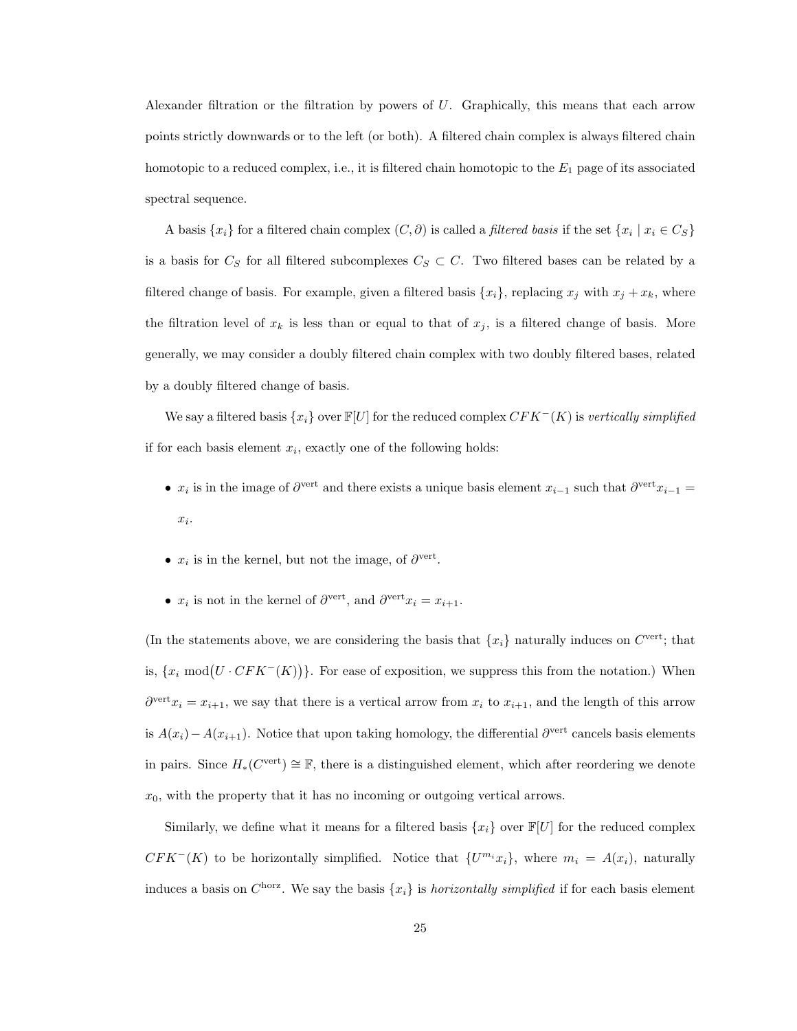Alexander filtration or the filtration by powers of $U$. Graphically, this means that each arrow points strictly downwards or to the left (or both). A filtered chain complex is always filtered chain homotopic to a reduced complex, i.e., it is filtered chain homotopic to the $E_1$ page of its associated spectral sequence.

A basis $\{x_i\}$ for a filtered chain complex $(C, \partial)$ is called a *filtered basis* if the set $\{x_i \mid x_i \in C_S\}$ is a basis for $C_S$ for all filtered subcomplexes $C_S \subset C$. Two filtered bases can be related by a filtered change of basis. For example, given a filtered basis $\{x_i\}$, replacing $x_j$ with $x_j + x_k$, where the filtration level of $x_k$ is less than or equal to that of $x_j$, is a filtered change of basis. More generally, we may consider a doubly filtered chain complex with two doubly filtered bases, related by a doubly filtered change of basis.

We say a filtered basis $\{x_i\}$ over $\mathbb{F}[U]$ for the reduced complex $CFK^-(K)$ is *vertically simplified* if for each basis element $x_i$, exactly one of the following holds:

- $x_i$ is in the image of $\partial^{\text{vert}}$ and there exists a unique basis element $x_{i-1}$ such that $\partial^{\text{vert}} x_{i-1} = x_i$.
- $x_i$ is in the kernel, but not the image, of $\partial^{\text{vert}}$.
- $x_i$ is not in the kernel of $\partial^{\text{vert}}$, and $\partial^{\text{vert}} x_i = x_{i+1}$.

(In the statements above, we are considering the basis that $\{x_i\}$ naturally induces on $C^{\text{vert}}$; that is, $\{x_i \bmod (U \cdot CFK^-(K))\}$. For ease of exposition, we suppress this from the notation.) When $\partial^{\text{vert}} x_i = x_{i+1}$, we say that there is a vertical arrow from $x_i$ to $x_{i+1}$, and the length of this arrow is $A(x_i) - A(x_{i+1})$. Notice that upon taking homology, the differential $\partial^{\text{vert}}$ cancels basis elements in pairs. Since $H_*(C^{\text{vert}}) \cong \mathbb{F}$, there is a distinguished element, which after reordering we denote $x_0$, with the property that it has no incoming or outgoing vertical arrows.

Similarly, we define what it means for a filtered basis $\{x_i\}$ over $\mathbb{F}[U]$ for the reduced complex $CFK^-(K)$ to be horizontally simplified. Notice that $\{U^{m_i} x_i\}$, where $m_i = A(x_i)$, naturally induces a basis on $C^{\text{horz}}$. We say the basis $\{x_i\}$ is *horizontally simplified* if for each basis element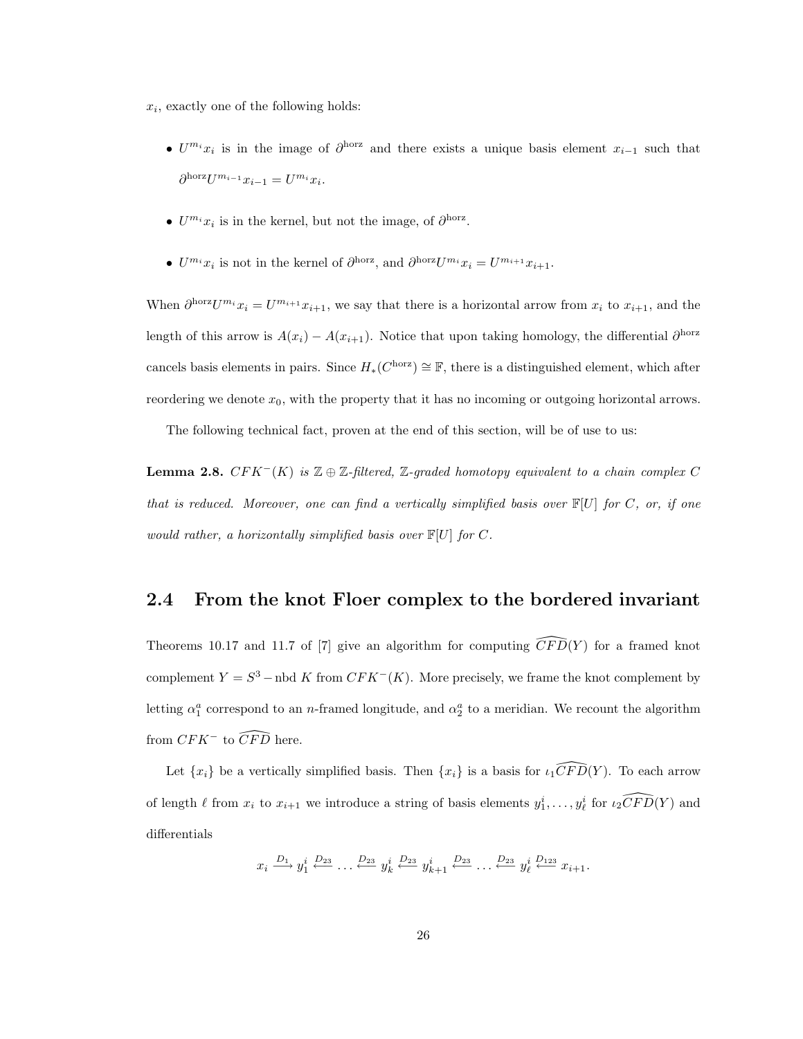$x_i$, exactly one of the following holds:

- $U^{m_i}x_i$ is in the image of $\partial^{\text{horz}}$ and there exists a unique basis element $x_{i-1}$ such that $\partial^{\text{horz}}U^{m_{i-1}}x_{i-1} = U^{m_i}x_i$.
- $U^{m_i}x_i$ is in the kernel, but not the image, of $\partial^{\text{horz}}$.
- $U^{m_i}x_i$ is not in the kernel of $\partial^{\text{horz}}$, and $\partial^{\text{horz}}U^{m_i}x_i = U^{m_{i+1}}x_{i+1}$.

When $\partial^{\text{horz}}U^{m_i}x_i = U^{m_{i+1}}x_{i+1}$, we say that there is a horizontal arrow from $x_i$ to $x_{i+1}$, and the length of this arrow is $A(x_i) - A(x_{i+1})$. Notice that upon taking homology, the differential $\partial^{\text{horz}}$ cancels basis elements in pairs. Since $H_*(C^{\text{horz}}) \cong \mathbb{F}$, there is a distinguished element, which after reordering we denote $x_0$, with the property that it has no incoming or outgoing horizontal arrows.

The following technical fact, proven at the end of this section, will be of use to us:

**Lemma 2.8.** *$CFK^-(K)$ is $\mathbb{Z} \oplus \mathbb{Z}$-filtered, $\mathbb{Z}$-graded homotopy equivalent to a chain complex $C$ that is reduced. Moreover, one can find a vertically simplified basis over $\mathbb{F}[U]$ for $C$, or, if one would rather, a horizontally simplified basis over $\mathbb{F}[U]$ for $C$.*

## 2.4 From the knot Floer complex to the bordered invariant

Theorems 10.17 and 11.7 of [7] give an algorithm for computing $\widehat{CFD}(Y)$ for a framed knot complement $Y = S^3 - \text{nbd } K$ from $CFK^-(K)$. More precisely, we frame the knot complement by letting $\alpha_1^a$ correspond to an $n$-framed longitude, and $\alpha_2^a$ to a meridian. We recount the algorithm from $CFK^-$ to $\widehat{CFD}$ here.

Let $\{x_i\}$ be a vertically simplified basis. Then $\{x_i\}$ is a basis for $\iota_1\widehat{CFD}(Y)$. To each arrow of length $\ell$ from $x_i$ to $x_{i+1}$ we introduce a string of basis elements $y_1^i, \ldots, y_\ell^i$ for $\iota_2\widehat{CFD}(Y)$ and differentials

$$x_i \xrightarrow{D_1} y_1^i \xleftarrow{D_{23}} \ldots \xleftarrow{D_{23}} y_k^i \xleftarrow{D_{23}} y_{k+1}^i \xleftarrow{D_{23}} \ldots \xleftarrow{D_{23}} y_\ell^i \xleftarrow{D_{123}} x_{i+1}.$$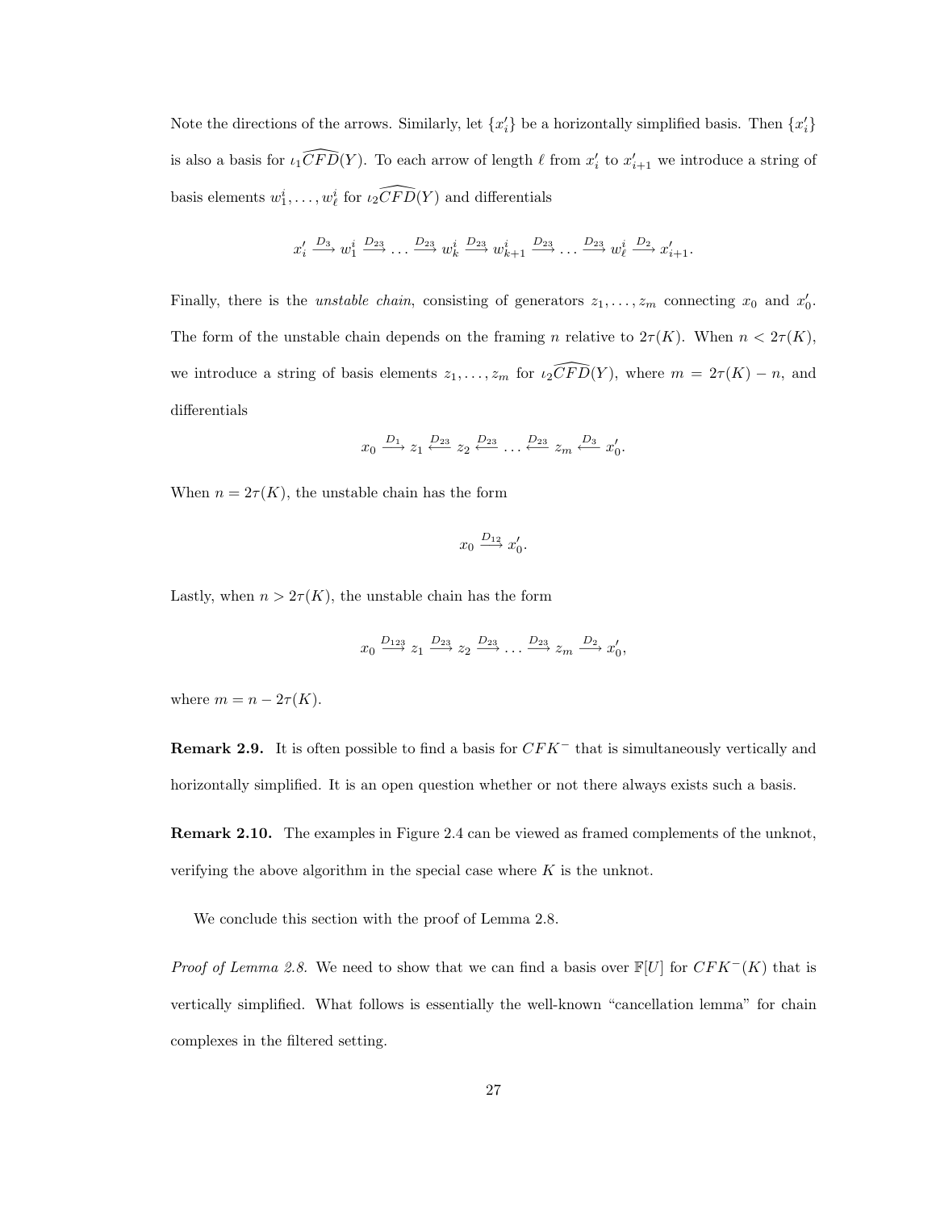Note the directions of the arrows. Similarly, let $\{x'_i\}$ be a horizontally simplified basis. Then $\{x'_i\}$ is also a basis for $\iota_1\widehat{CFD}(Y)$. To each arrow of length $\ell$ from $x'_i$ to $x'_{i+1}$ we introduce a string of basis elements $w^i_1, \ldots, w^i_\ell$ for $\iota_2\widehat{CFD}(Y)$ and differentials

$$x'_i \xrightarrow{D_3} w^i_1 \xrightarrow{D_{23}} \ldots \xrightarrow{D_{23}} w^i_k \xrightarrow{D_{23}} w^i_{k+1} \xrightarrow{D_{23}} \ldots \xrightarrow{D_{23}} w^i_\ell \xrightarrow{D_2} x'_{i+1}.$$

Finally, there is the *unstable chain*, consisting of generators $z_1, \ldots, z_m$ connecting $x_0$ and $x'_0$. The form of the unstable chain depends on the framing $n$ relative to $2\tau(K)$. When $n < 2\tau(K)$, we introduce a string of basis elements $z_1, \ldots, z_m$ for $\iota_2\widehat{CFD}(Y)$, where $m = 2\tau(K) - n$, and differentials

$$x_0 \xrightarrow{D_1} z_1 \xleftarrow{D_{23}} z_2 \xleftarrow{D_{23}} \ldots \xleftarrow{D_{23}} z_m \xleftarrow{D_3} x'_0.$$

When $n = 2\tau(K)$, the unstable chain has the form

$$x_0 \xrightarrow{D_{12}} x'_0.$$

Lastly, when $n > 2\tau(K)$, the unstable chain has the form

$$x_0 \xrightarrow{D_{123}} z_1 \xrightarrow{D_{23}} z_2 \xrightarrow{D_{23}} \ldots \xrightarrow{D_{23}} z_m \xrightarrow{D_2} x'_0,$$

where $m = n - 2\tau(K)$.

**Remark 2.9.** It is often possible to find a basis for $CFK^-$ that is simultaneously vertically and horizontally simplified. It is an open question whether or not there always exists such a basis.

**Remark 2.10.** The examples in Figure 2.4 can be viewed as framed complements of the unknot, verifying the above algorithm in the special case where $K$ is the unknot.

We conclude this section with the proof of Lemma 2.8.

*Proof of Lemma 2.8.* We need to show that we can find a basis over $\mathbb{F}[U]$ for $CFK^-(K)$ that is vertically simplified. What follows is essentially the well-known "cancellation lemma" for chain complexes in the filtered setting.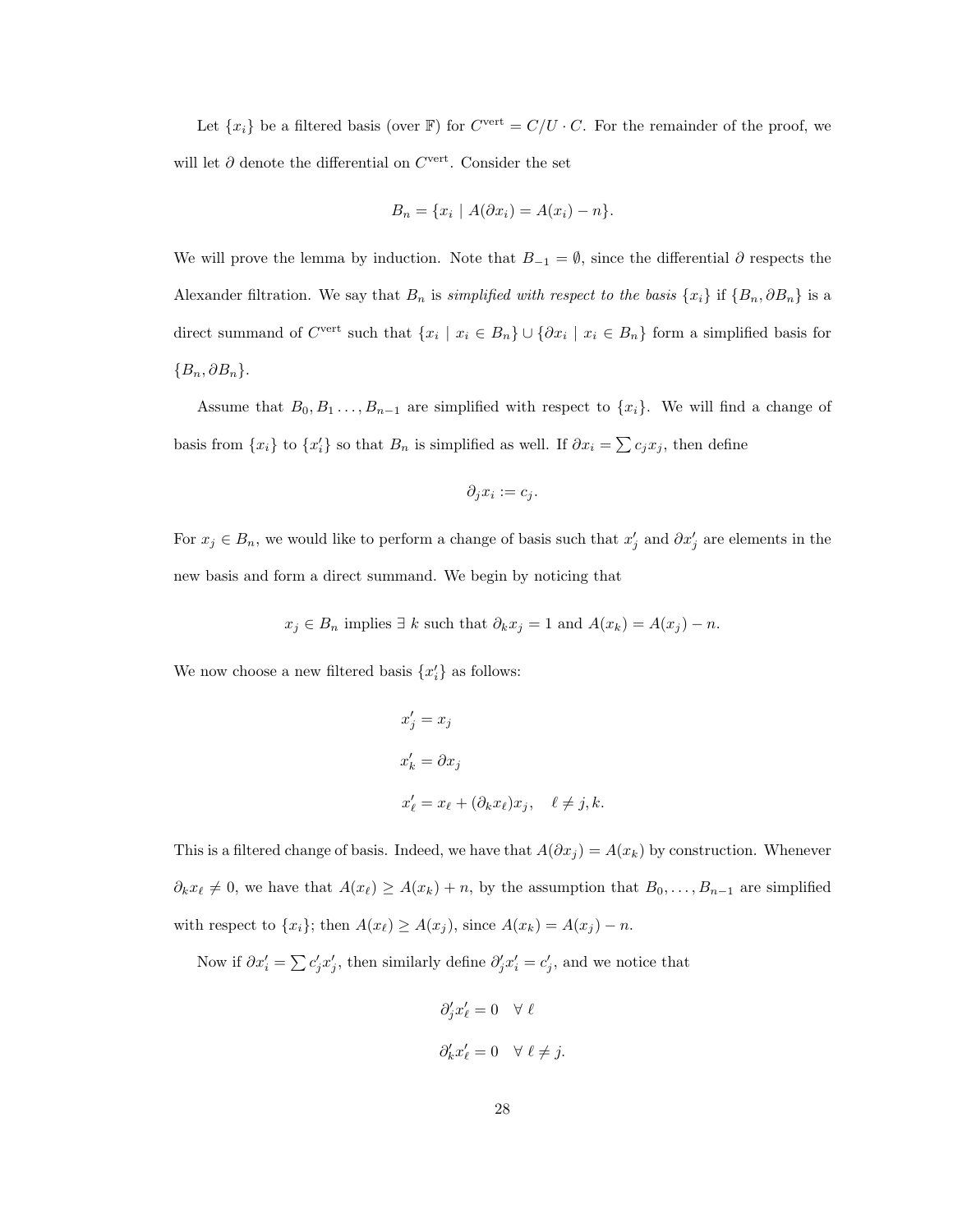Let $\{x_i\}$ be a filtered basis (over $\mathbb{F}$) for $C^{\text{vert}} = C/U \cdot C$. For the remainder of the proof, we will let $\partial$ denote the differential on $C^{\text{vert}}$. Consider the set

$$B_n = \{x_i \mid A(\partial x_i) = A(x_i) - n\}.$$

We will prove the lemma by induction. Note that $B_{-1} = \emptyset$, since the differential $\partial$ respects the Alexander filtration. We say that $B_n$ is *simplified with respect to the basis* $\{x_i\}$ if $\{B_n, \partial B_n\}$ is a direct summand of $C^{\text{vert}}$ such that $\{x_i \mid x_i \in B_n\} \cup \{\partial x_i \mid x_i \in B_n\}$ form a simplified basis for $\{B_n, \partial B_n\}$.

Assume that $B_0, B_1 \ldots, B_{n-1}$ are simplified with respect to $\{x_i\}$. We will find a change of basis from $\{x_i\}$ to $\{x'_i\}$ so that $B_n$ is simplified as well. If $\partial x_i = \sum c_j x_j$, then define

$$\partial_j x_i := c_j.$$

For $x_j \in B_n$, we would like to perform a change of basis such that $x'_j$ and $\partial x'_j$ are elements in the new basis and form a direct summand. We begin by noticing that

$$x_j \in B_n \text{ implies } \exists\ k \text{ such that } \partial_k x_j = 1 \text{ and } A(x_k) = A(x_j) - n.$$

We now choose a new filtered basis $\{x'_i\}$ as follows:

$$x'_j = x_j$$

$$x'_k = \partial x_j$$

$$x'_\ell = x_\ell + (\partial_k x_\ell) x_j, \quad \ell \neq j, k.$$

This is a filtered change of basis. Indeed, we have that $A(\partial x_j) = A(x_k)$ by construction. Whenever $\partial_k x_\ell \neq 0$, we have that $A(x_\ell) \geq A(x_k) + n$, by the assumption that $B_0, \ldots, B_{n-1}$ are simplified with respect to $\{x_i\}$; then $A(x_\ell) \geq A(x_j)$, since $A(x_k) = A(x_j) - n$.

Now if $\partial x'_i = \sum c'_j x'_j$, then similarly define $\partial'_j x'_i = c'_j$, and we notice that

$$\partial'_j x'_\ell = 0 \quad \forall\ \ell$$

$$\partial'_k x'_\ell = 0 \quad \forall\ \ell \neq j.$$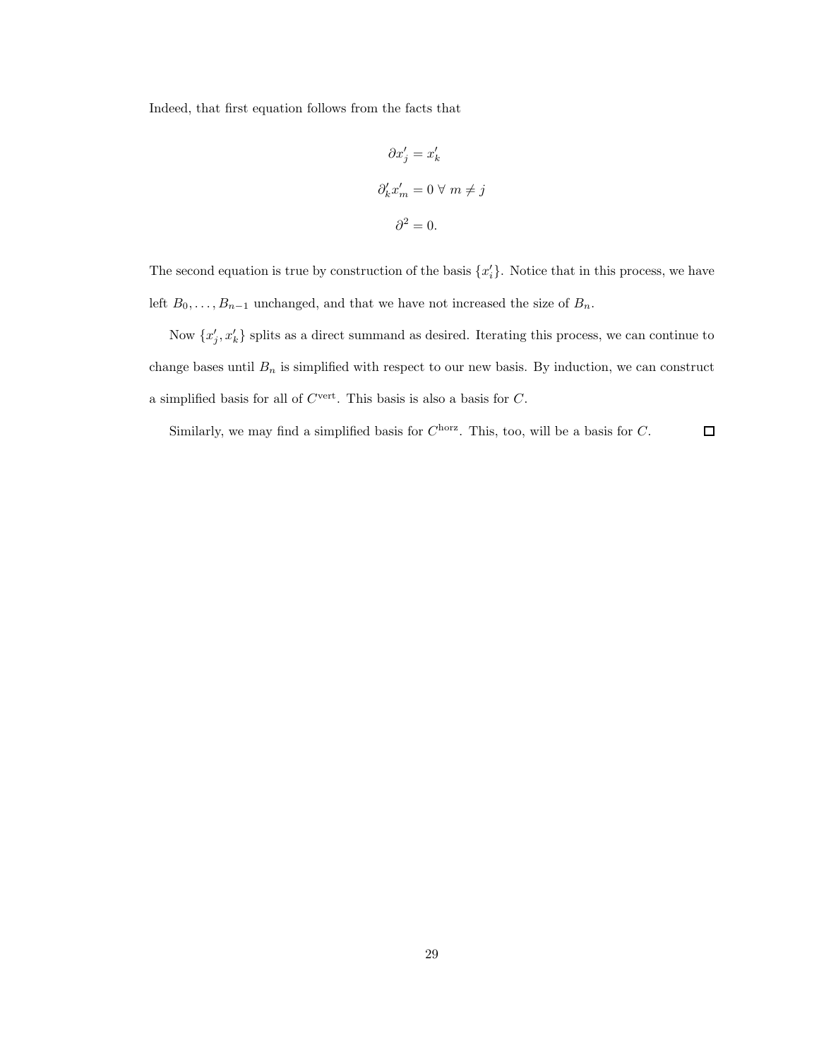Indeed, that first equation follows from the facts that

$$\partial x'_j = x'_k$$

$$\partial'_k x'_m = 0 \ \forall \ m \neq j$$

$$\partial^2 = 0.$$

The second equation is true by construction of the basis $\{x'_i\}$. Notice that in this process, we have left $B_0, \ldots, B_{n-1}$ unchanged, and that we have not increased the size of $B_n$.

Now $\{x'_j, x'_k\}$ splits as a direct summand as desired. Iterating this process, we can continue to change bases until $B_n$ is simplified with respect to our new basis. By induction, we can construct a simplified basis for all of $C^{\text{vert}}$. This basis is also a basis for $C$.

Similarly, we may find a simplified basis for $C^{\text{horz}}$. This, too, will be a basis for $C$. □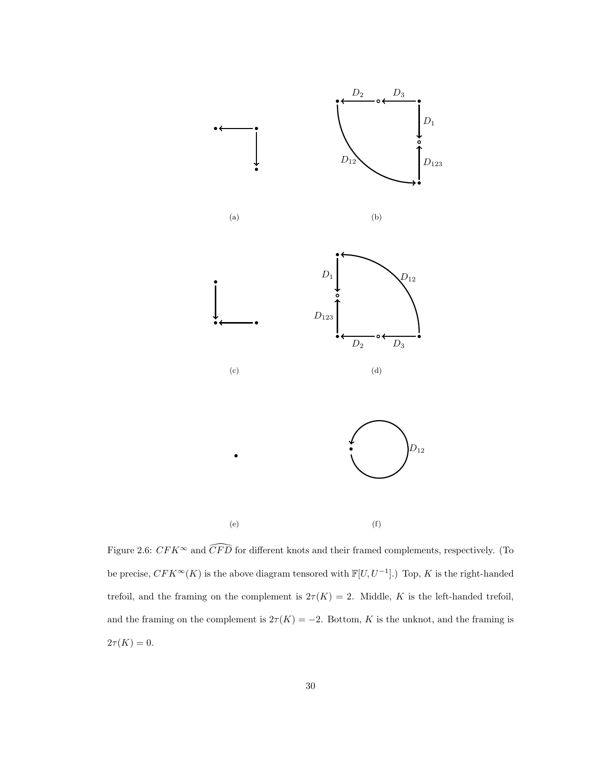(a)

(b)

(c)

(d)

(e)

(f)

Figure 2.6: $CFK^\infty$ and $\widehat{CFD}$ for different knots and their framed complements, respectively. (To be precise, $CFK^\infty(K)$ is the above diagram tensored with $\mathbb{F}[U, U^{-1}]$.) Top, $K$ is the right-handed trefoil, and the framing on the complement is $2\tau(K) = 2$. Middle, $K$ is the left-handed trefoil, and the framing on the complement is $2\tau(K) = -2$. Bottom, $K$ is the unknot, and the framing is $2\tau(K) = 0$.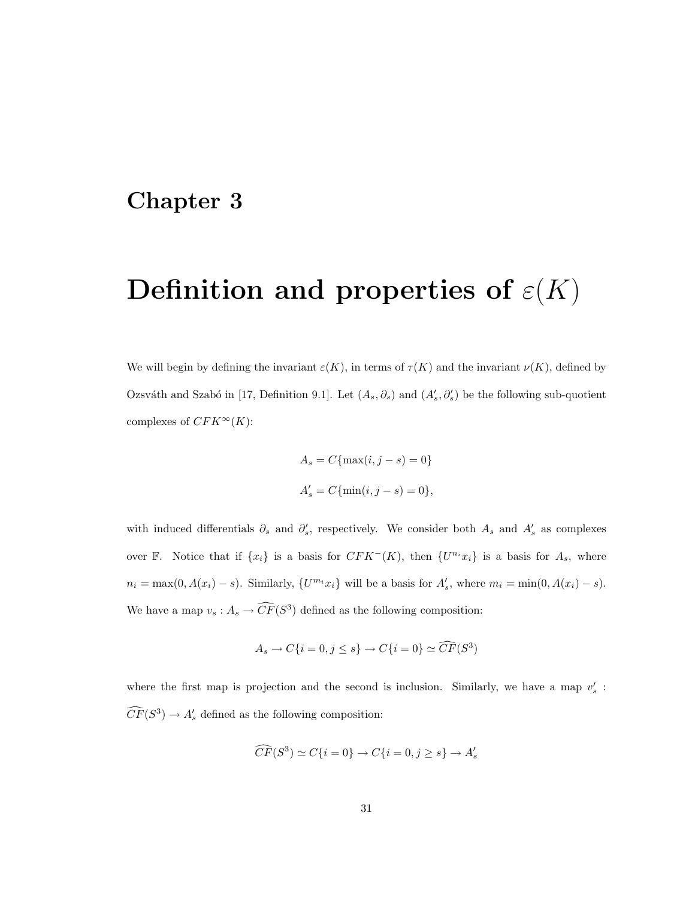# Chapter 3

# Definition and properties of $\varepsilon(K)$

We will begin by defining the invariant $\varepsilon(K)$, in terms of $\tau(K)$ and the invariant $\nu(K)$, defined by Ozsváth and Szabó in [17, Definition 9.1]. Let $(A_s, \partial_s)$ and $(A'_s, \partial'_s)$ be the following sub-quotient complexes of $CFK^\infty(K)$:

$$A_s = C\{\max(i, j - s) = 0\}$$

$$A'_s = C\{\min(i, j - s) = 0\},$$

with induced differentials $\partial_s$ and $\partial'_s$, respectively. We consider both $A_s$ and $A'_s$ as complexes over $\mathbb{F}$. Notice that if $\{x_i\}$ is a basis for $CFK^-(K)$, then $\{U^{n_i} x_i\}$ is a basis for $A_s$, where $n_i = \max(0, A(x_i) - s)$. Similarly, $\{U^{m_i} x_i\}$ will be a basis for $A'_s$, where $m_i = \min(0, A(x_i) - s)$. We have a map $v_s : A_s \to \widehat{CF}(S^3)$ defined as the following composition:

$$A_s \to C\{i = 0, j \leq s\} \to C\{i = 0\} \simeq \widehat{CF}(S^3)$$

where the first map is projection and the second is inclusion. Similarly, we have a map $v'_s : \widehat{CF}(S^3) \to A'_s$ defined as the following composition:

$$\widehat{CF}(S^3) \simeq C\{i = 0\} \to C\{i = 0, j \geq s\} \to A'_s$$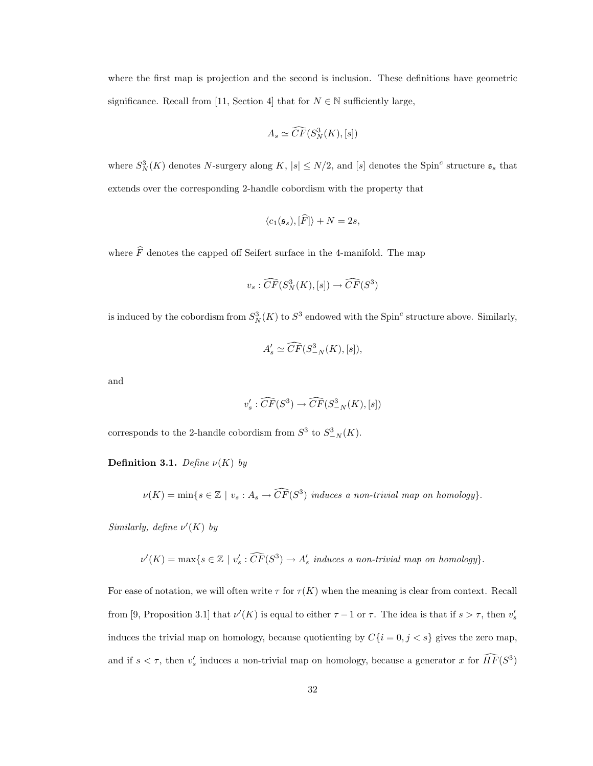where the first map is projection and the second is inclusion. These definitions have geometric significance. Recall from [11, Section 4] that for $N \in \mathbb{N}$ sufficiently large,

$$A_s \simeq \widehat{CF}(S^3_N(K), [s])$$

where $S^3_N(K)$ denotes $N$-surgery along $K$, $|s| \leq N/2$, and $[s]$ denotes the Spin$^c$ structure $\mathfrak{s}_s$ that extends over the corresponding 2-handle cobordism with the property that

$$\langle c_1(\mathfrak{s}_s), [\widehat{F}] \rangle + N = 2s,$$

where $\widehat{F}$ denotes the capped off Seifert surface in the 4-manifold. The map

$$v_s : \widehat{CF}(S^3_N(K), [s]) \to \widehat{CF}(S^3)$$

is induced by the cobordism from $S^3_N(K)$ to $S^3$ endowed with the Spin$^c$ structure above. Similarly,

$$A'_s \simeq \widehat{CF}(S^3_{-N}(K), [s]),$$

and

$$v'_s : \widehat{CF}(S^3) \to \widehat{CF}(S^3_{-N}(K), [s])$$

corresponds to the 2-handle cobordism from $S^3$ to $S^3_{-N}(K)$.

**Definition 3.1.** *Define $\nu(K)$ by*

$$\nu(K) = \min\{s \in \mathbb{Z} \mid v_s : A_s \to \widehat{CF}(S^3) \textit{ induces a non-trivial map on homology}\}.$$

*Similarly, define $\nu'(K)$ by*

$$\nu'(K) = \max\{s \in \mathbb{Z} \mid v'_s : \widehat{CF}(S^3) \to A'_s \textit{ induces a non-trivial map on homology}\}.$$

For ease of notation, we will often write $\tau$ for $\tau(K)$ when the meaning is clear from context. Recall from [9, Proposition 3.1] that $\nu'(K)$ is equal to either $\tau - 1$ or $\tau$. The idea is that if $s > \tau$, then $v'_s$ induces the trivial map on homology, because quotienting by $C\{i = 0, j < s\}$ gives the zero map, and if $s < \tau$, then $v'_s$ induces a non-trivial map on homology, because a generator $x$ for $\widehat{HF}(S^3)$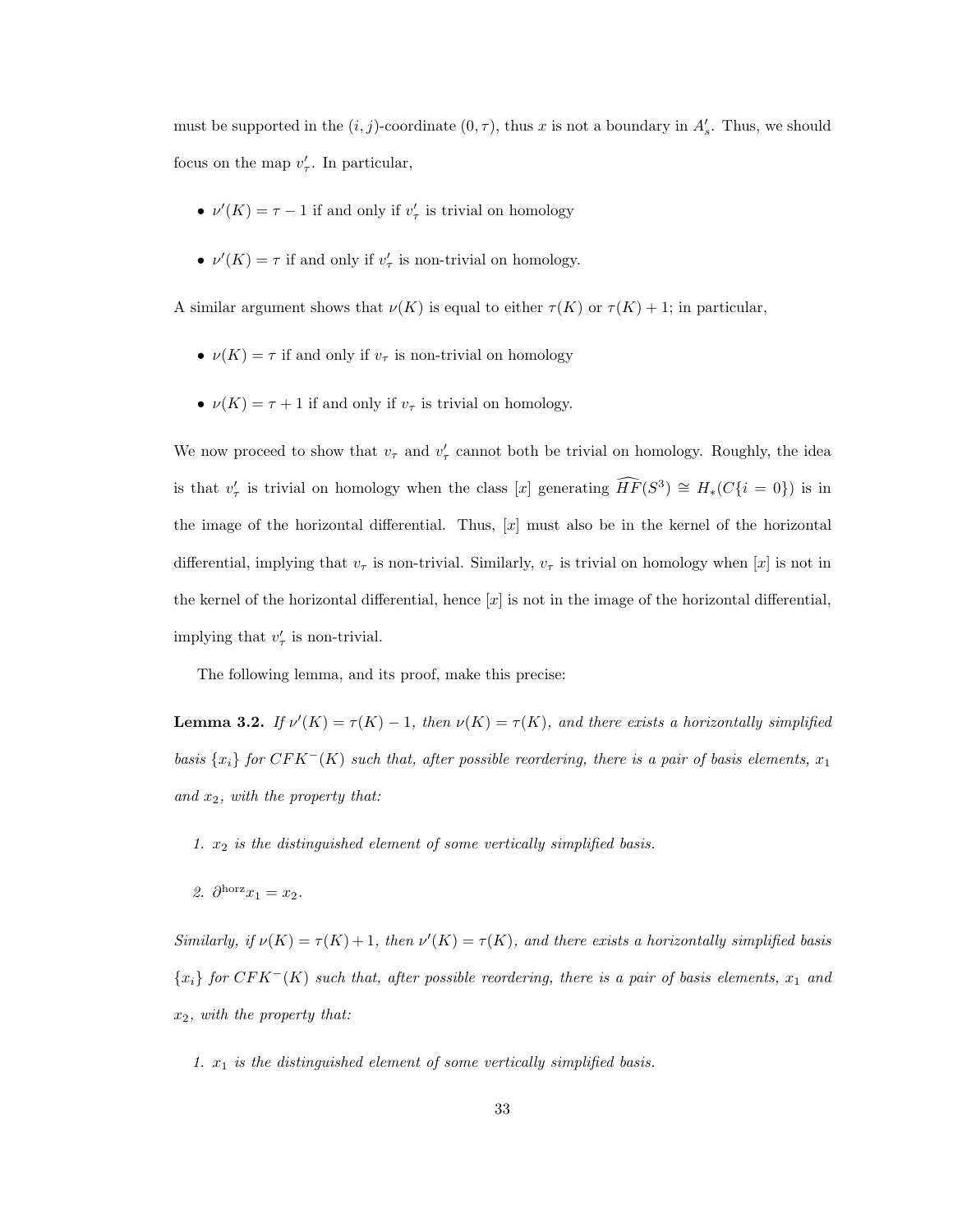must be supported in the $(i,j)$-coordinate $(0,\tau)$, thus $x$ is not a boundary in $A'_s$. Thus, we should focus on the map $v'_\tau$. In particular,

- $\nu'(K) = \tau - 1$ if and only if $v'_\tau$ is trivial on homology
- $\nu'(K) = \tau$ if and only if $v'_\tau$ is non-trivial on homology.

A similar argument shows that $\nu(K)$ is equal to either $\tau(K)$ or $\tau(K)+1$; in particular,

- $\nu(K) = \tau$ if and only if $v_\tau$ is non-trivial on homology
- $\nu(K) = \tau + 1$ if and only if $v_\tau$ is trivial on homology.

We now proceed to show that $v_\tau$ and $v'_\tau$ cannot both be trivial on homology. Roughly, the idea is that $v'_\tau$ is trivial on homology when the class $[x]$ generating $\widehat{HF}(S^3) \cong H_*(C\{i=0\})$ is in the image of the horizontal differential. Thus, $[x]$ must also be in the kernel of the horizontal differential, implying that $v_\tau$ is non-trivial. Similarly, $v_\tau$ is trivial on homology when $[x]$ is not in the kernel of the horizontal differential, hence $[x]$ is not in the image of the horizontal differential, implying that $v'_\tau$ is non-trivial.

The following lemma, and its proof, make this precise:

**Lemma 3.2.** *If $\nu'(K) = \tau(K) - 1$, then $\nu(K) = \tau(K)$, and there exists a horizontally simplified basis $\{x_i\}$ for $CFK^-(K)$ such that, after possible reordering, there is a pair of basis elements, $x_1$ and $x_2$, with the property that:*

1. *$x_2$ is the distinguished element of some vertically simplified basis.*
2. *$\partial^{\text{horz}} x_1 = x_2$.*

*Similarly, if $\nu(K) = \tau(K)+1$, then $\nu'(K) = \tau(K)$, and there exists a horizontally simplified basis $\{x_i\}$ for $CFK^-(K)$ such that, after possible reordering, there is a pair of basis elements, $x_1$ and $x_2$, with the property that:*

1. *$x_1$ is the distinguished element of some vertically simplified basis.*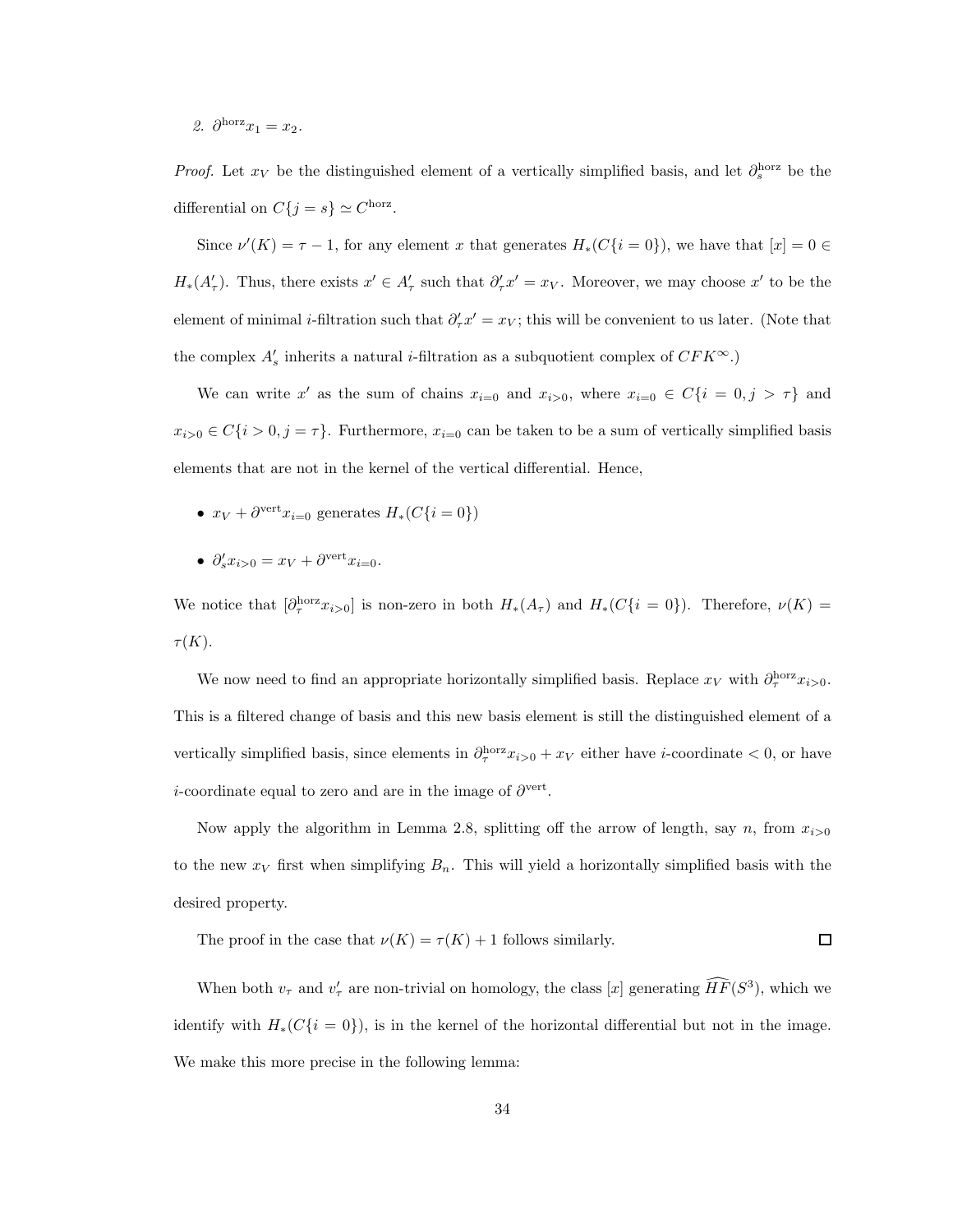2. $\partial^{\text{horz}} x_1 = x_2$.

*Proof.* Let $x_V$ be the distinguished element of a vertically simplified basis, and let $\partial_s^{\text{horz}}$ be the differential on $C\{j = s\} \simeq C^{\text{horz}}$.

Since $\nu'(K) = \tau - 1$, for any element $x$ that generates $H_*(C\{i = 0\})$, we have that $[x] = 0 \in H_*(A'_\tau)$. Thus, there exists $x' \in A'_\tau$ such that $\partial'_\tau x' = x_V$. Moreover, we may choose $x'$ to be the element of minimal $i$-filtration such that $\partial'_\tau x' = x_V$; this will be convenient to us later. (Note that the complex $A'_s$ inherits a natural $i$-filtration as a subquotient complex of $CFK^\infty$.)

We can write $x'$ as the sum of chains $x_{i=0}$ and $x_{i>0}$, where $x_{i=0} \in C\{i = 0, j > \tau\}$ and $x_{i>0} \in C\{i > 0, j = \tau\}$. Furthermore, $x_{i=0}$ can be taken to be a sum of vertically simplified basis elements that are not in the kernel of the vertical differential. Hence,

- $x_V + \partial^{\text{vert}} x_{i=0}$ generates $H_*(C\{i = 0\})$
- $\partial'_s x_{i>0} = x_V + \partial^{\text{vert}} x_{i=0}$.

We notice that $[\partial_\tau^{\text{horz}} x_{i>0}]$ is non-zero in both $H_*(A_\tau)$ and $H_*(C\{i = 0\})$. Therefore, $\nu(K) = \tau(K)$.

We now need to find an appropriate horizontally simplified basis. Replace $x_V$ with $\partial_\tau^{\text{horz}} x_{i>0}$. This is a filtered change of basis and this new basis element is still the distinguished element of a vertically simplified basis, since elements in $\partial_\tau^{\text{horz}} x_{i>0} + x_V$ either have $i$-coordinate $< 0$, or have $i$-coordinate equal to zero and are in the image of $\partial^{\text{vert}}$.

Now apply the algorithm in Lemma 2.8, splitting off the arrow of length, say $n$, from $x_{i>0}$ to the new $x_V$ first when simplifying $B_n$. This will yield a horizontally simplified basis with the desired property.

The proof in the case that $\nu(K) = \tau(K) + 1$ follows similarly. ☐

When both $v_\tau$ and $v'_\tau$ are non-trivial on homology, the class $[x]$ generating $\widehat{HF}(S^3)$, which we identify with $H_*(C\{i = 0\})$, is in the kernel of the horizontal differential but not in the image. We make this more precise in the following lemma: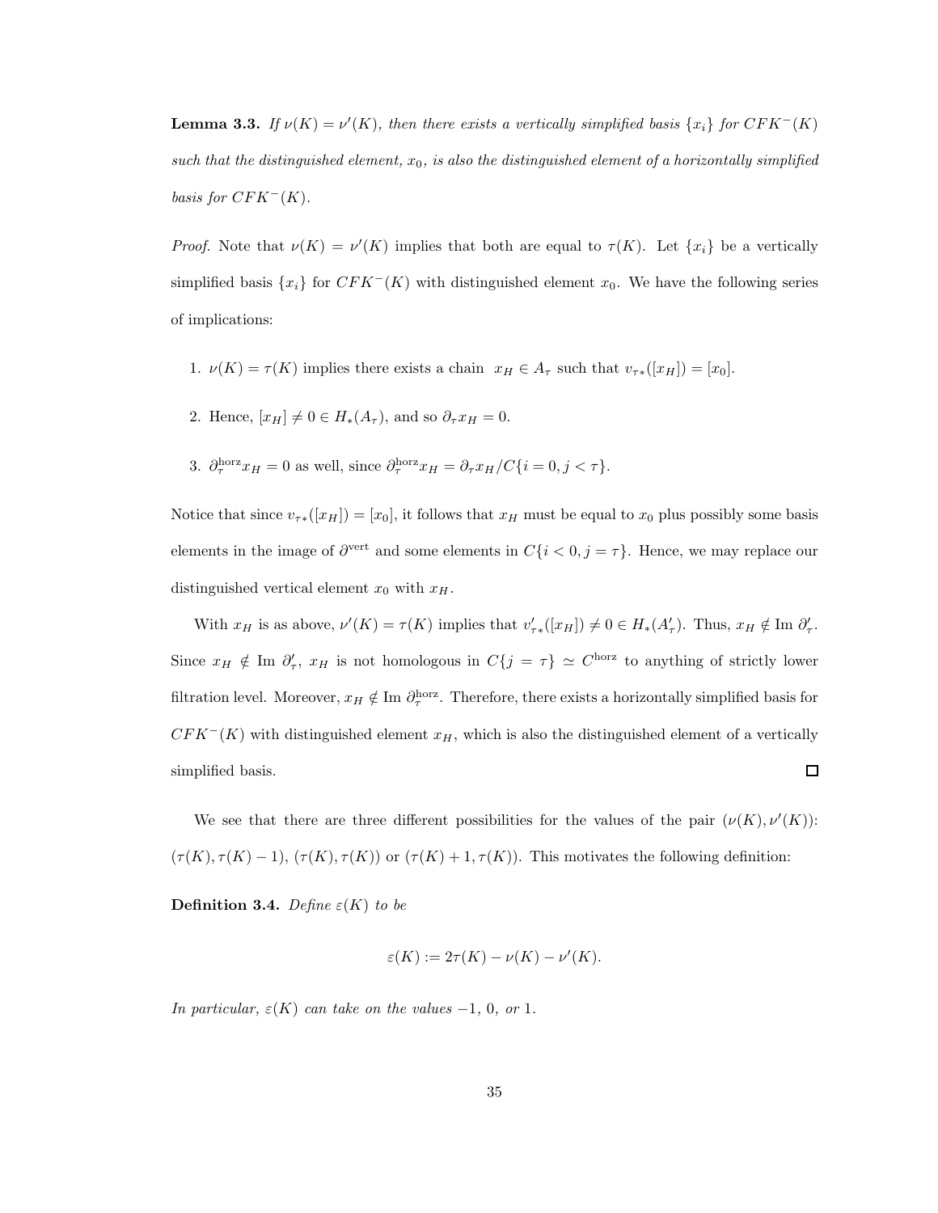**Lemma 3.3.** *If $\nu(K) = \nu'(K)$, then there exists a vertically simplified basis $\{x_i\}$ for $CFK^-(K)$ such that the distinguished element, $x_0$, is also the distinguished element of a horizontally simplified basis for $CFK^-(K)$.*

*Proof.* Note that $\nu(K) = \nu'(K)$ implies that both are equal to $\tau(K)$. Let $\{x_i\}$ be a vertically simplified basis $\{x_i\}$ for $CFK^-(K)$ with distinguished element $x_0$. We have the following series of implications:

1. $\nu(K) = \tau(K)$ implies there exists a chain $x_H \in A_\tau$ such that $v_{\tau *}([x_H]) = [x_0]$.
2. Hence, $[x_H] \neq 0 \in H_*(A_\tau)$, and so $\partial_\tau x_H = 0$.
3. $\partial_\tau^{\text{horz}} x_H = 0$ as well, since $\partial_\tau^{\text{horz}} x_H = \partial_\tau x_H / C\{i = 0, j < \tau\}$.

Notice that since $v_{\tau *}([x_H]) = [x_0]$, it follows that $x_H$ must be equal to $x_0$ plus possibly some basis elements in the image of $\partial^{\text{vert}}$ and some elements in $C\{i < 0, j = \tau\}$. Hence, we may replace our distinguished vertical element $x_0$ with $x_H$.

With $x_H$ is as above, $\nu'(K) = \tau(K)$ implies that $v'_{\tau *}([x_H]) \neq 0 \in H_*(A'_\tau)$. Thus, $x_H \notin \text{Im } \partial'_\tau$. Since $x_H \notin \text{Im } \partial'_\tau$, $x_H$ is not homologous in $C\{j = \tau\} \simeq C^{\text{horz}}$ to anything of strictly lower filtration level. Moreover, $x_H \notin \text{Im } \partial_\tau^{\text{horz}}$. Therefore, there exists a horizontally simplified basis for $CFK^-(K)$ with distinguished element $x_H$, which is also the distinguished element of a vertically simplified basis. $\square$

We see that there are three different possibilities for the values of the pair $(\nu(K), \nu'(K))$: $(\tau(K), \tau(K) - 1)$, $(\tau(K), \tau(K))$ or $(\tau(K) + 1, \tau(K))$. This motivates the following definition:

**Definition 3.4.** *Define $\varepsilon(K)$ to be*

$$\varepsilon(K) := 2\tau(K) - \nu(K) - \nu'(K).$$

*In particular, $\varepsilon(K)$ can take on the values $-1$, $0$, or $1$.*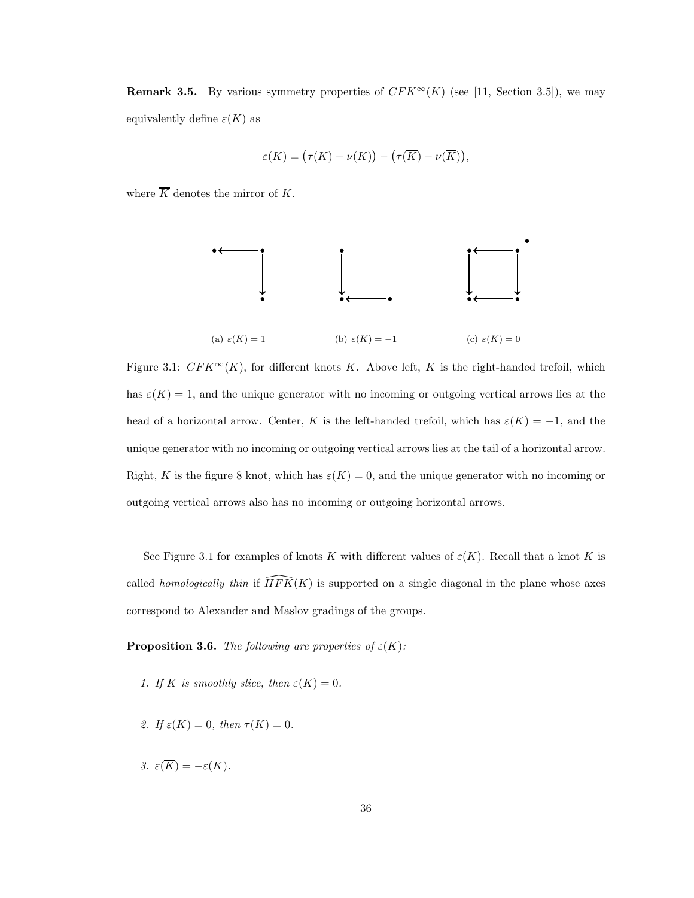**Remark 3.5.** By various symmetry properties of $CFK^\infty(K)$ (see [11, Section 3.5]), we may equivalently define $\varepsilon(K)$ as

$$\varepsilon(K) = \big(\tau(K) - \nu(K)\big) - \big(\tau(\overline{K}) - \nu(\overline{K})\big),$$

where $\overline{K}$ denotes the mirror of $K$.

(a) $\varepsilon(K) = 1$ (b) $\varepsilon(K) = -1$ (c) $\varepsilon(K) = 0$

Figure 3.1: $CFK^\infty(K)$, for different knots $K$. Above left, $K$ is the right-handed trefoil, which has $\varepsilon(K) = 1$, and the unique generator with no incoming or outgoing vertical arrows lies at the head of a horizontal arrow. Center, $K$ is the left-handed trefoil, which has $\varepsilon(K) = -1$, and the unique generator with no incoming or outgoing vertical arrows lies at the tail of a horizontal arrow. Right, $K$ is the figure 8 knot, which has $\varepsilon(K) = 0$, and the unique generator with no incoming or outgoing vertical arrows also has no incoming or outgoing horizontal arrows.

See Figure 3.1 for examples of knots $K$ with different values of $\varepsilon(K)$. Recall that a knot $K$ is called *homologically thin* if $\widehat{HFK}(K)$ is supported on a single diagonal in the plane whose axes correspond to Alexander and Maslov gradings of the groups.

**Proposition 3.6.** *The following are properties of $\varepsilon(K)$:*

1. *If $K$ is smoothly slice, then $\varepsilon(K) = 0$.*

2. *If $\varepsilon(K) = 0$, then $\tau(K) = 0$.*

3. *$\varepsilon(\overline{K}) = -\varepsilon(K)$.*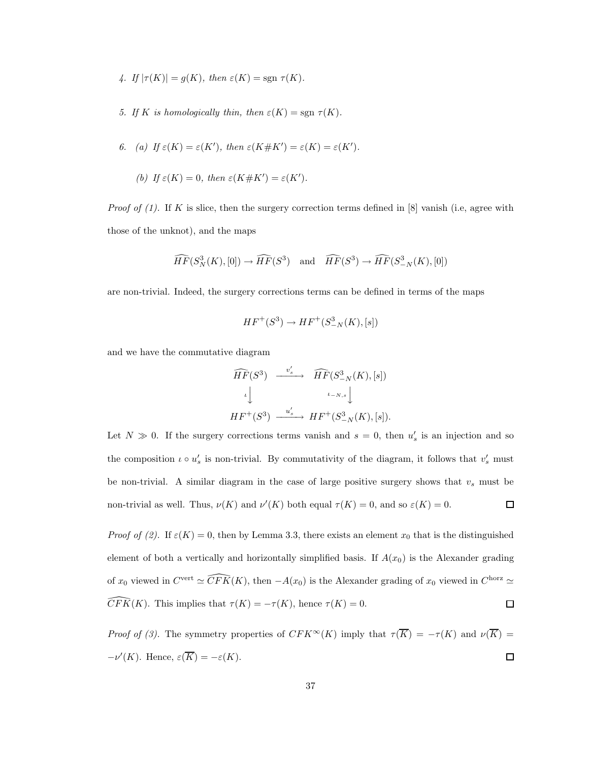4. *If $|\tau(K)| = g(K)$, then $\varepsilon(K) = \text{sgn}\ \tau(K)$.*

5. *If $K$ is homologically thin, then $\varepsilon(K) = \text{sgn}\ \tau(K)$.*

6. (a) *If $\varepsilon(K) = \varepsilon(K')$, then $\varepsilon(K\#K') = \varepsilon(K) = \varepsilon(K')$.*

   (b) *If $\varepsilon(K) = 0$, then $\varepsilon(K\#K') = \varepsilon(K')$.*

*Proof of (1).* If $K$ is slice, then the surgery correction terms defined in [8] vanish (i.e, agree with those of the unknot), and the maps

$$\widehat{HF}(S^3_N(K), [0]) \to \widehat{HF}(S^3) \quad \text{and} \quad \widehat{HF}(S^3) \to \widehat{HF}(S^3_{-N}(K), [0])$$

are non-trivial. Indeed, the surgery corrections terms can be defined in terms of the maps

$$HF^+(S^3) \to HF^+(S^3_{-N}(K), [s])$$

and we have the commutative diagram

$$\begin{array}{ccc} \widehat{HF}(S^3) & \xrightarrow{v'_s} & \widehat{HF}(S^3_{-N}(K), [s]) \\ \iota \big\downarrow & & \iota_{-N,s} \big\downarrow \\ HF^+(S^3) & \xrightarrow{u'_s} & HF^+(S^3_{-N}(K), [s]). \end{array}$$

Let $N \gg 0$. If the surgery corrections terms vanish and $s = 0$, then $u'_s$ is an injection and so the composition $\iota \circ u'_s$ is non-trivial. By commutativity of the diagram, it follows that $v'_s$ must be non-trivial. A similar diagram in the case of large positive surgery shows that $v_s$ must be non-trivial as well. Thus, $\nu(K)$ and $\nu'(K)$ both equal $\tau(K) = 0$, and so $\varepsilon(K) = 0$. $\square$

*Proof of (2).* If $\varepsilon(K) = 0$, then by Lemma 3.3, there exists an element $x_0$ that is the distinguished element of both a vertically and horizontally simplified basis. If $A(x_0)$ is the Alexander grading of $x_0$ viewed in $C^{\text{vert}} \simeq \widehat{CFK}(K)$, then $-A(x_0)$ is the Alexander grading of $x_0$ viewed in $C^{\text{horz}} \simeq \widehat{CFK}(K)$. This implies that $\tau(K) = -\tau(K)$, hence $\tau(K) = 0$. $\square$

*Proof of (3).* The symmetry properties of $CFK^\infty(K)$ imply that $\tau(\overline{K}) = -\tau(K)$ and $\nu(\overline{K}) = -\nu'(K)$. Hence, $\varepsilon(\overline{K}) = -\varepsilon(K)$. $\square$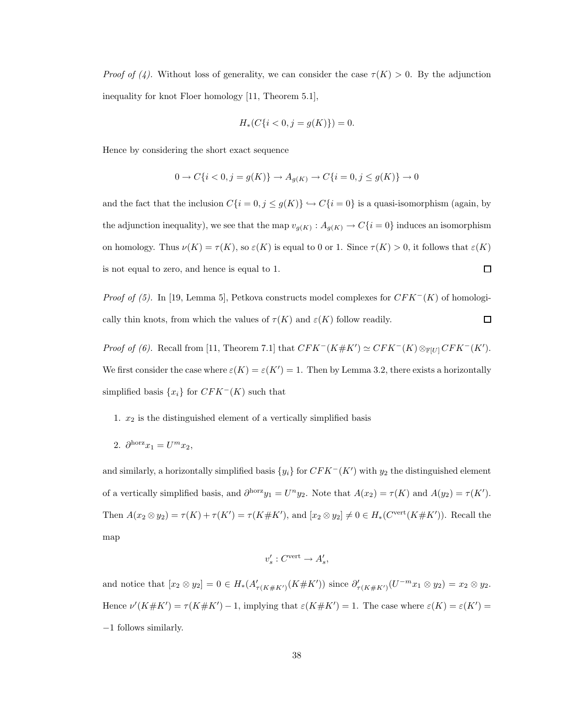*Proof of (4).* Without loss of generality, we can consider the case $\tau(K) > 0$. By the adjunction inequality for knot Floer homology [11, Theorem 5.1],

$$H_*(C\{i < 0, j = g(K)\}) = 0.$$

Hence by considering the short exact sequence

$$0 \to C\{i < 0, j = g(K)\} \to A_{g(K)} \to C\{i = 0, j \leq g(K)\} \to 0$$

and the fact that the inclusion $C\{i = 0, j \leq g(K)\} \hookrightarrow C\{i = 0\}$ is a quasi-isomorphism (again, by the adjunction inequality), we see that the map $v_{g(K)} : A_{g(K)} \to C\{i = 0\}$ induces an isomorphism on homology. Thus $\nu(K) = \tau(K)$, so $\varepsilon(K)$ is equal to 0 or 1. Since $\tau(K) > 0$, it follows that $\varepsilon(K)$ is not equal to zero, and hence is equal to 1. $\square$

*Proof of (5).* In [19, Lemma 5], Petkova constructs model complexes for $CFK^-(K)$ of homologically thin knots, from which the values of $\tau(K)$ and $\varepsilon(K)$ follow readily. $\square$

*Proof of (6).* Recall from [11, Theorem 7.1] that $CFK^-(K\#K') \simeq CFK^-(K) \otimes_{\mathbb{F}[U]} CFK^-(K')$. We first consider the case where $\varepsilon(K) = \varepsilon(K') = 1$. Then by Lemma 3.2, there exists a horizontally simplified basis $\{x_i\}$ for $CFK^-(K)$ such that

1. $x_2$ is the distinguished element of a vertically simplified basis
2. $\partial^{\text{horz}} x_1 = U^m x_2$,

and similarly, a horizontally simplified basis $\{y_i\}$ for $CFK^-(K')$ with $y_2$ the distinguished element of a vertically simplified basis, and $\partial^{\text{horz}} y_1 = U^n y_2$. Note that $A(x_2) = \tau(K)$ and $A(y_2) = \tau(K')$. Then $A(x_2 \otimes y_2) = \tau(K) + \tau(K') = \tau(K\#K')$, and $[x_2 \otimes y_2] \neq 0 \in H_*(C^{\text{vert}}(K\#K'))$. Recall the map

$$v'_s : C^{\text{vert}} \to A'_s,$$

and notice that $[x_2 \otimes y_2] = 0 \in H_*(A'_{\tau(K\#K')}(K\#K'))$ since $\partial'_{\tau(K\#K')}(U^{-m} x_1 \otimes y_2) = x_2 \otimes y_2$. Hence $\nu'(K\#K') = \tau(K\#K') - 1$, implying that $\varepsilon(K\#K') = 1$. The case where $\varepsilon(K) = \varepsilon(K') = -1$ follows similarly.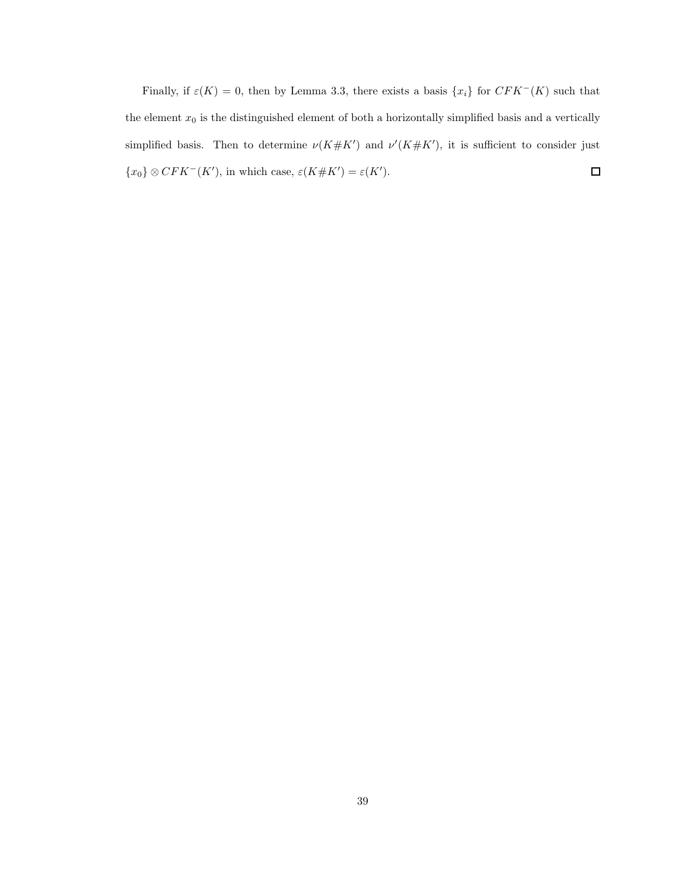Finally, if $\varepsilon(K) = 0$, then by Lemma 3.3, there exists a basis $\{x_i\}$ for $CFK^-(K)$ such that the element $x_0$ is the distinguished element of both a horizontally simplified basis and a vertically simplified basis. Then to determine $\nu(K\#K')$ and $\nu'(K\#K')$, it is sufficient to consider just $\{x_0\} \otimes CFK^-(K')$, in which case, $\varepsilon(K\#K') = \varepsilon(K')$. □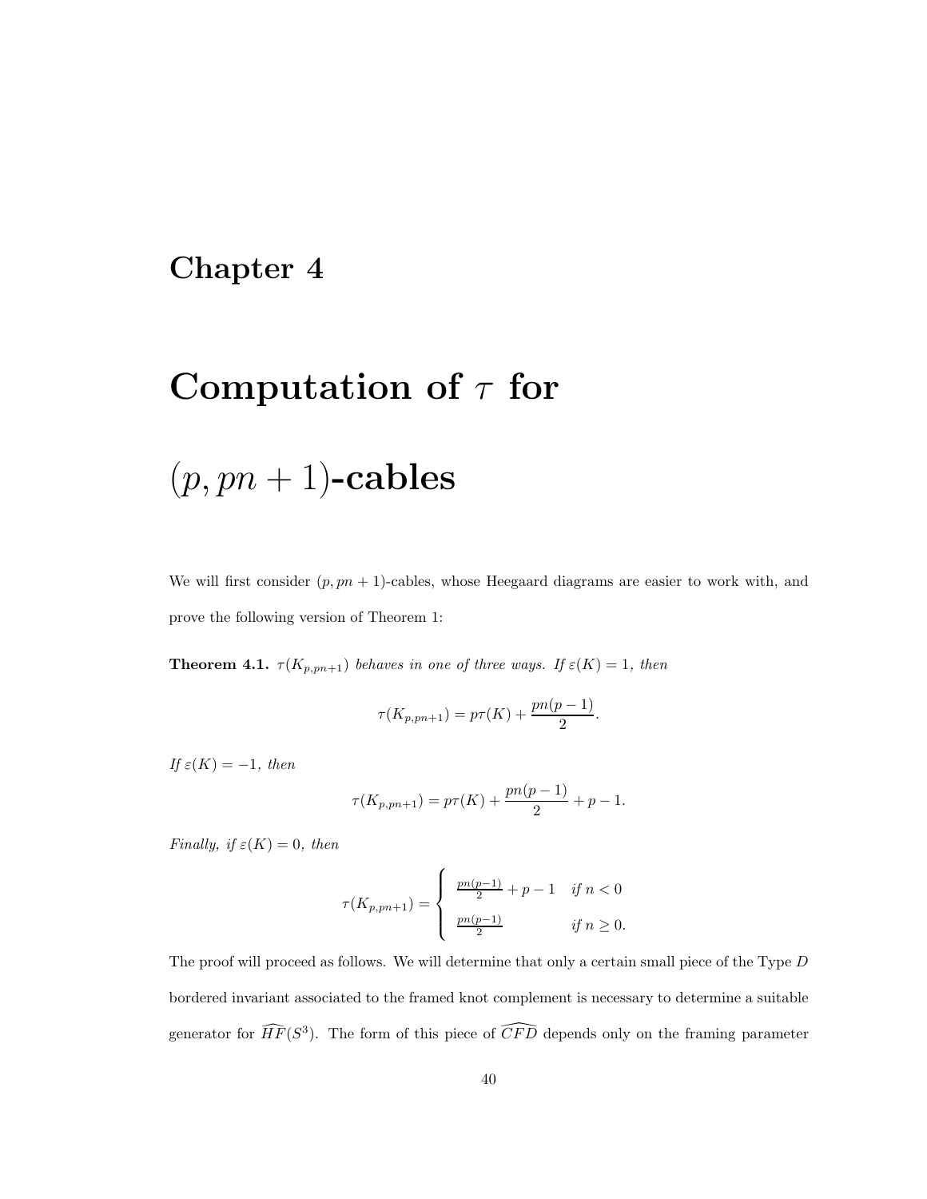# Chapter 4

# Computation of $\tau$ for $(p, pn+1)$-cables

We will first consider $(p, pn+1)$-cables, whose Heegaard diagrams are easier to work with, and prove the following version of Theorem 1:

**Theorem 4.1.** *$\tau(K_{p,pn+1})$ behaves in one of three ways. If $\varepsilon(K) = 1$, then*

$$\tau(K_{p,pn+1}) = p\tau(K) + \frac{pn(p-1)}{2}.$$

*If $\varepsilon(K) = -1$, then*

$$\tau(K_{p,pn+1}) = p\tau(K) + \frac{pn(p-1)}{2} + p - 1.$$

*Finally, if $\varepsilon(K) = 0$, then*

$$\tau(K_{p,pn+1}) = \begin{cases} \frac{pn(p-1)}{2} + p - 1 & \text{if } n < 0 \\ \frac{pn(p-1)}{2} & \text{if } n \geq 0. \end{cases}$$

The proof will proceed as follows. We will determine that only a certain small piece of the Type $D$ bordered invariant associated to the framed knot complement is necessary to determine a suitable generator for $\widehat{HF}(S^3)$. The form of this piece of $\widehat{CFD}$ depends only on the framing parameter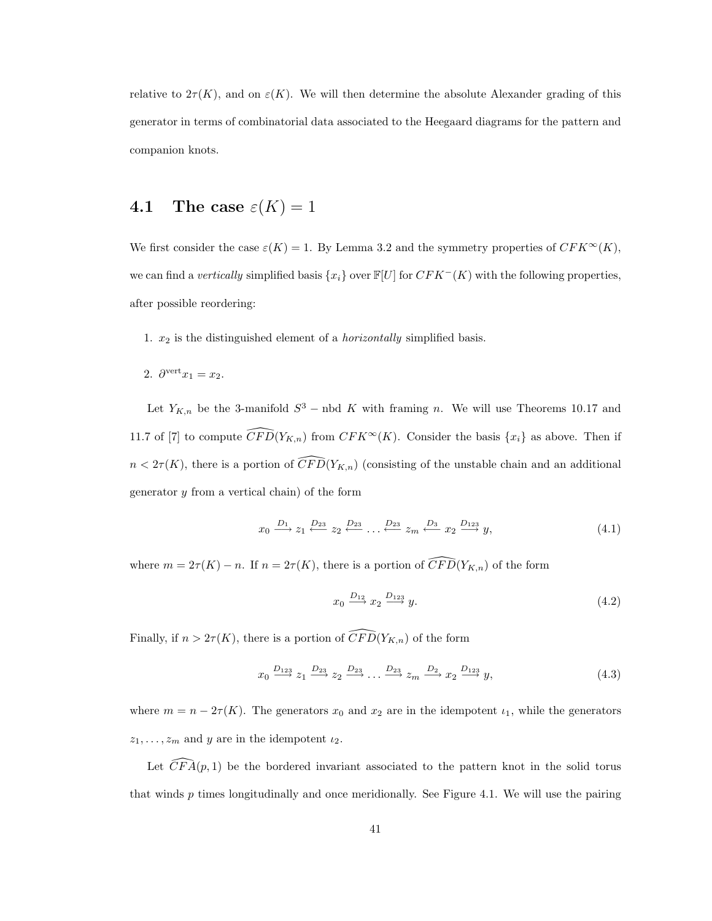relative to $2\tau(K)$, and on $\varepsilon(K)$. We will then determine the absolute Alexander grading of this generator in terms of combinatorial data associated to the Heegaard diagrams for the pattern and companion knots.

## 4.1 The case $\varepsilon(K) = 1$

We first consider the case $\varepsilon(K) = 1$. By Lemma 3.2 and the symmetry properties of $CFK^\infty(K)$, we can find a *vertically* simplified basis $\{x_i\}$ over $\mathbb{F}[U]$ for $CFK^-(K)$ with the following properties, after possible reordering:

1. $x_2$ is the distinguished element of a *horizontally* simplified basis.
2. $\partial^{\text{vert}} x_1 = x_2$.

Let $Y_{K,n}$ be the 3-manifold $S^3 -$ nbd $K$ with framing $n$. We will use Theorems 10.17 and 11.7 of [7] to compute $\widehat{CFD}(Y_{K,n})$ from $CFK^\infty(K)$. Consider the basis $\{x_i\}$ as above. Then if $n < 2\tau(K)$, there is a portion of $\widehat{CFD}(Y_{K,n})$ (consisting of the unstable chain and an additional generator $y$ from a vertical chain) of the form

$$x_0 \xrightarrow{D_1} z_1 \xleftarrow{D_{23}} z_2 \xleftarrow{D_{23}} \dots \xleftarrow{D_{23}} z_m \xleftarrow{D_3} x_2 \xrightarrow{D_{123}} y, \tag{4.1}$$

where $m = 2\tau(K) - n$. If $n = 2\tau(K)$, there is a portion of $\widehat{CFD}(Y_{K,n})$ of the form

$$x_0 \xrightarrow{D_{12}} x_2 \xrightarrow{D_{123}} y. \tag{4.2}$$

Finally, if $n > 2\tau(K)$, there is a portion of $\widehat{CFD}(Y_{K,n})$ of the form

$$x_0 \xrightarrow{D_{123}} z_1 \xrightarrow{D_{23}} z_2 \xrightarrow{D_{23}} \dots \xrightarrow{D_{23}} z_m \xrightarrow{D_2} x_2 \xrightarrow{D_{123}} y, \tag{4.3}$$

where $m = n - 2\tau(K)$. The generators $x_0$ and $x_2$ are in the idempotent $\iota_1$, while the generators $z_1, \dots, z_m$ and $y$ are in the idempotent $\iota_2$.

Let $\widehat{CFA}(p,1)$ be the bordered invariant associated to the pattern knot in the solid torus that winds $p$ times longitudinally and once meridionally. See Figure 4.1. We will use the pairing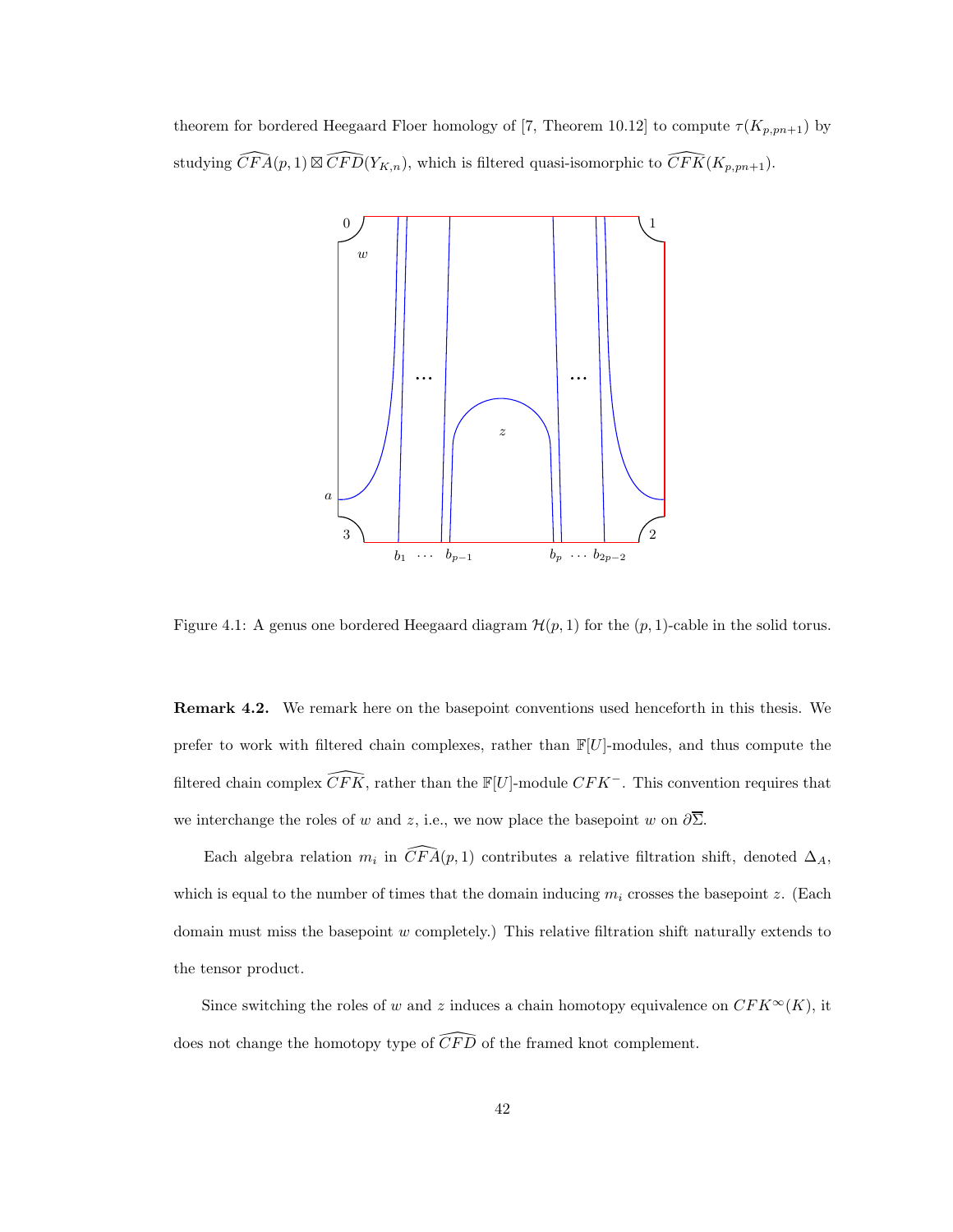theorem for bordered Heegaard Floer homology of [7, Theorem 10.12] to compute $\tau(K_{p,pn+1})$ by studying $\widehat{CFA}(p,1) \boxtimes \widehat{CFD}(Y_{K,n})$, which is filtered quasi-isomorphic to $\widehat{CFK}(K_{p,pn+1})$.

Figure 4.1: A genus one bordered Heegaard diagram $\mathcal{H}(p,1)$ for the $(p,1)$-cable in the solid torus.

**Remark 4.2.** We remark here on the basepoint conventions used henceforth in this thesis. We prefer to work with filtered chain complexes, rather than $\mathbb{F}[U]$-modules, and thus compute the filtered chain complex $\widehat{CFK}$, rather than the $\mathbb{F}[U]$-module $CFK^-$. This convention requires that we interchange the roles of $w$ and $z$, i.e., we now place the basepoint $w$ on $\partial\overline{\Sigma}$.

Each algebra relation $m_i$ in $\widehat{CFA}(p,1)$ contributes a relative filtration shift, denoted $\Delta_A$, which is equal to the number of times that the domain inducing $m_i$ crosses the basepoint $z$. (Each domain must miss the basepoint $w$ completely.) This relative filtration shift naturally extends to the tensor product.

Since switching the roles of $w$ and $z$ induces a chain homotopy equivalence on $CFK^\infty(K)$, it does not change the homotopy type of $\widehat{CFD}$ of the framed knot complement.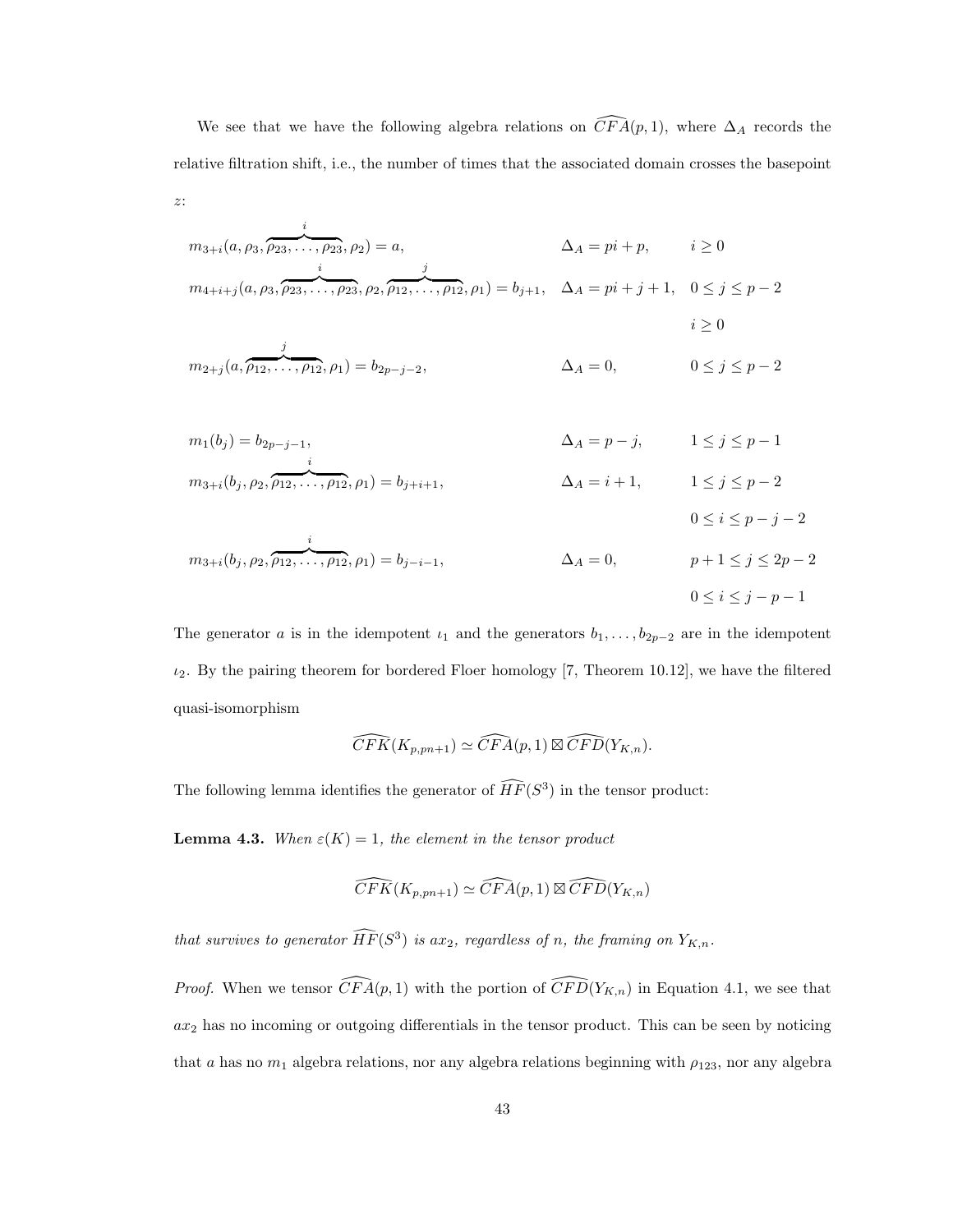We see that we have the following algebra relations on $\widehat{CFA}(p,1)$, where $\Delta_A$ records the relative filtration shift, i.e., the number of times that the associated domain crosses the basepoint $z$:

$$
\begin{aligned}
&m_{3+i}(a, \rho_3, \overbrace{\rho_{23}, \ldots, \rho_{23}}^{i}, \rho_2) = a, && \Delta_A = pi + p, && i \geq 0 \\
&m_{4+i+j}(a, \rho_3, \overbrace{\rho_{23}, \ldots, \rho_{23}}^{i}, \rho_2, \overbrace{\rho_{12}, \ldots, \rho_{12}}^{j}, \rho_1) = b_{j+1}, && \Delta_A = pi + j + 1, && 0 \leq j \leq p-2 \\
& && && i \geq 0 \\
&m_{2+j}(a, \overbrace{\rho_{12}, \ldots, \rho_{12}}^{j}, \rho_1) = b_{2p-j-2}, && \Delta_A = 0, && 0 \leq j \leq p-2
\end{aligned}
$$

$$
\begin{aligned}
&m_1(b_j) = b_{2p-j-1}, && \Delta_A = p - j, && 1 \leq j \leq p-1 \\
&m_{3+i}(b_j, \rho_2, \overbrace{\rho_{12}, \ldots, \rho_{12}}^{i}, \rho_1) = b_{j+i+1}, && \Delta_A = i + 1, && 1 \leq j \leq p-2 \\
& && && 0 \leq i \leq p-j-2 \\
&m_{3+i}(b_j, \rho_2, \overbrace{\rho_{12}, \ldots, \rho_{12}}^{i}, \rho_1) = b_{j-i-1}, && \Delta_A = 0, && p+1 \leq j \leq 2p-2 \\
& && && 0 \leq i \leq j-p-1
\end{aligned}
$$

The generator $a$ is in the idempotent $\iota_1$ and the generators $b_1, \ldots, b_{2p-2}$ are in the idempotent $\iota_2$. By the pairing theorem for bordered Floer homology [7, Theorem 10.12], we have the filtered quasi-isomorphism

$$\widehat{CFK}(K_{p,pn+1}) \simeq \widehat{CFA}(p,1) \boxtimes \widehat{CFD}(Y_{K,n}).$$

The following lemma identifies the generator of $\widehat{HF}(S^3)$ in the tensor product:

**Lemma 4.3.** *When $\varepsilon(K) = 1$, the element in the tensor product*

$$\widehat{CFK}(K_{p,pn+1}) \simeq \widehat{CFA}(p,1) \boxtimes \widehat{CFD}(Y_{K,n})$$

*that survives to generator $\widehat{HF}(S^3)$ is $ax_2$, regardless of $n$, the framing on $Y_{K,n}$.*

*Proof.* When we tensor $\widehat{CFA}(p,1)$ with the portion of $\widehat{CFD}(Y_{K,n})$ in Equation 4.1, we see that $ax_2$ has no incoming or outgoing differentials in the tensor product. This can be seen by noticing that $a$ has no $m_1$ algebra relations, nor any algebra relations beginning with $\rho_{123}$, nor any algebra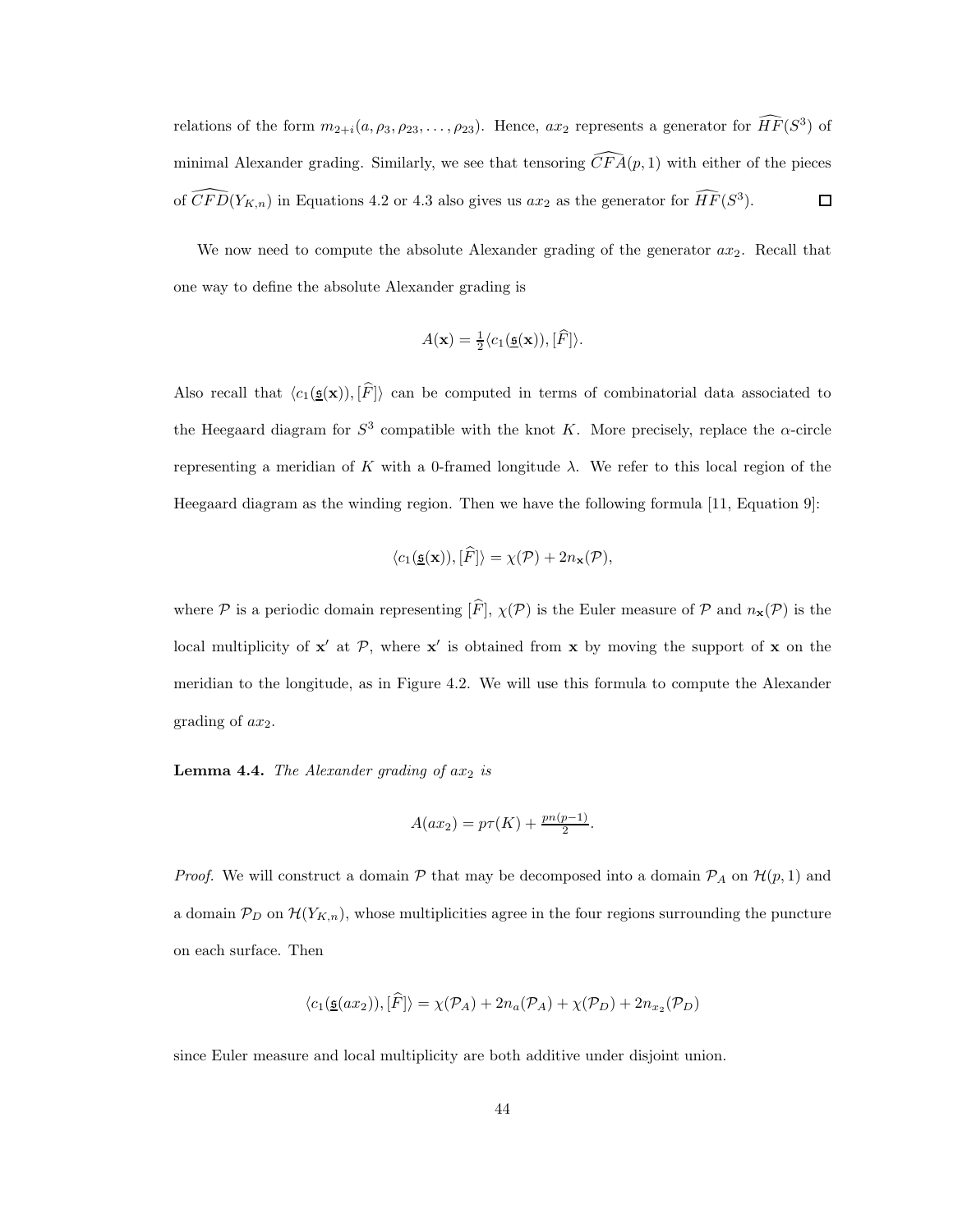relations of the form $m_{2+i}(a, \rho_3, \rho_{23}, \dots, \rho_{23})$. Hence, $ax_2$ represents a generator for $\widehat{HF}(S^3)$ of minimal Alexander grading. Similarly, we see that tensoring $\widehat{CFA}(p,1)$ with either of the pieces of $\widehat{CFD}(Y_{K,n})$ in Equations 4.2 or 4.3 also gives us $ax_2$ as the generator for $\widehat{HF}(S^3)$. $\square$

We now need to compute the absolute Alexander grading of the generator $ax_2$. Recall that one way to define the absolute Alexander grading is

$$A(\mathbf{x}) = \tfrac{1}{2}\langle c_1(\underline{\mathfrak{s}}(\mathbf{x})), [\widehat{F}]\rangle.$$

Also recall that $\langle c_1(\underline{\mathfrak{s}}(\mathbf{x})), [\widehat{F}]\rangle$ can be computed in terms of combinatorial data associated to the Heegaard diagram for $S^3$ compatible with the knot $K$. More precisely, replace the $\alpha$-circle representing a meridian of $K$ with a 0-framed longitude $\lambda$. We refer to this local region of the Heegaard diagram as the winding region. Then we have the following formula [11, Equation 9]:

$$\langle c_1(\underline{\mathfrak{s}}(\mathbf{x})), [\widehat{F}]\rangle = \chi(\mathcal{P}) + 2n_{\mathbf{x}}(\mathcal{P}),$$

where $\mathcal{P}$ is a periodic domain representing $[\widehat{F}]$, $\chi(\mathcal{P})$ is the Euler measure of $\mathcal{P}$ and $n_{\mathbf{x}}(\mathcal{P})$ is the local multiplicity of $\mathbf{x}'$ at $\mathcal{P}$, where $\mathbf{x}'$ is obtained from $\mathbf{x}$ by moving the support of $\mathbf{x}$ on the meridian to the longitude, as in Figure 4.2. We will use this formula to compute the Alexander grading of $ax_2$.

**Lemma 4.4.** *The Alexander grading of $ax_2$ is*

$$A(ax_2) = p\tau(K) + \tfrac{pn(p-1)}{2}.$$

*Proof.* We will construct a domain $\mathcal{P}$ that may be decomposed into a domain $\mathcal{P}_A$ on $\mathcal{H}(p,1)$ and a domain $\mathcal{P}_D$ on $\mathcal{H}(Y_{K,n})$, whose multiplicities agree in the four regions surrounding the puncture on each surface. Then

$$\langle c_1(\underline{\mathfrak{s}}(ax_2)), [\widehat{F}]\rangle = \chi(\mathcal{P}_A) + 2n_a(\mathcal{P}_A) + \chi(\mathcal{P}_D) + 2n_{x_2}(\mathcal{P}_D)$$

since Euler measure and local multiplicity are both additive under disjoint union.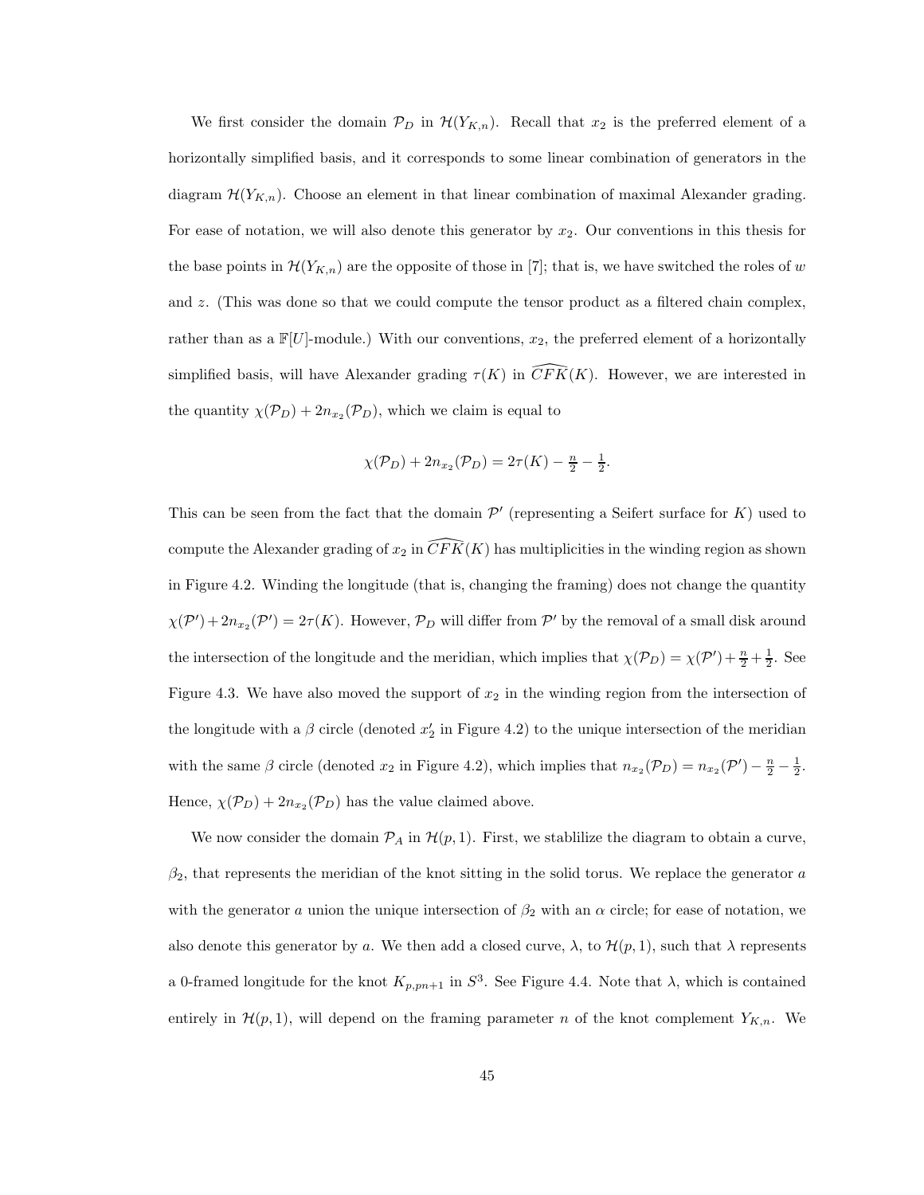We first consider the domain $\mathcal{P}_D$ in $\mathcal{H}(Y_{K,n})$. Recall that $x_2$ is the preferred element of a horizontally simplified basis, and it corresponds to some linear combination of generators in the diagram $\mathcal{H}(Y_{K,n})$. Choose an element in that linear combination of maximal Alexander grading. For ease of notation, we will also denote this generator by $x_2$. Our conventions in this thesis for the base points in $\mathcal{H}(Y_{K,n})$ are the opposite of those in [7]; that is, we have switched the roles of $w$ and $z$. (This was done so that we could compute the tensor product as a filtered chain complex, rather than as a $\mathbb{F}[U]$-module.) With our conventions, $x_2$, the preferred element of a horizontally simplified basis, will have Alexander grading $\tau(K)$ in $\widehat{CFK}(K)$. However, we are interested in the quantity $\chi(\mathcal{P}_D) + 2n_{x_2}(\mathcal{P}_D)$, which we claim is equal to

$$\chi(\mathcal{P}_D) + 2n_{x_2}(\mathcal{P}_D) = 2\tau(K) - \tfrac{n}{2} - \tfrac{1}{2}.$$

This can be seen from the fact that the domain $\mathcal{P}'$ (representing a Seifert surface for $K$) used to compute the Alexander grading of $x_2$ in $\widehat{CFK}(K)$ has multiplicities in the winding region as shown in Figure 4.2. Winding the longitude (that is, changing the framing) does not change the quantity $\chi(\mathcal{P}') + 2n_{x_2}(\mathcal{P}') = 2\tau(K)$. However, $\mathcal{P}_D$ will differ from $\mathcal{P}'$ by the removal of a small disk around the intersection of the longitude and the meridian, which implies that $\chi(\mathcal{P}_D) = \chi(\mathcal{P}') + \frac{n}{2} + \frac{1}{2}$. See Figure 4.3. We have also moved the support of $x_2$ in the winding region from the intersection of the longitude with a $\beta$ circle (denoted $x_2'$ in Figure 4.2) to the unique intersection of the meridian with the same $\beta$ circle (denoted $x_2$ in Figure 4.2), which implies that $n_{x_2}(\mathcal{P}_D) = n_{x_2}(\mathcal{P}') - \frac{n}{2} - \frac{1}{2}$. Hence, $\chi(\mathcal{P}_D) + 2n_{x_2}(\mathcal{P}_D)$ has the value claimed above.

We now consider the domain $\mathcal{P}_A$ in $\mathcal{H}(p,1)$. First, we stablilize the diagram to obtain a curve, $\beta_2$, that represents the meridian of the knot sitting in the solid torus. We replace the generator $a$ with the generator $a$ union the unique intersection of $\beta_2$ with an $\alpha$ circle; for ease of notation, we also denote this generator by $a$. We then add a closed curve, $\lambda$, to $\mathcal{H}(p,1)$, such that $\lambda$ represents a 0-framed longitude for the knot $K_{p,pn+1}$ in $S^3$. See Figure 4.4. Note that $\lambda$, which is contained entirely in $\mathcal{H}(p,1)$, will depend on the framing parameter $n$ of the knot complement $Y_{K,n}$. We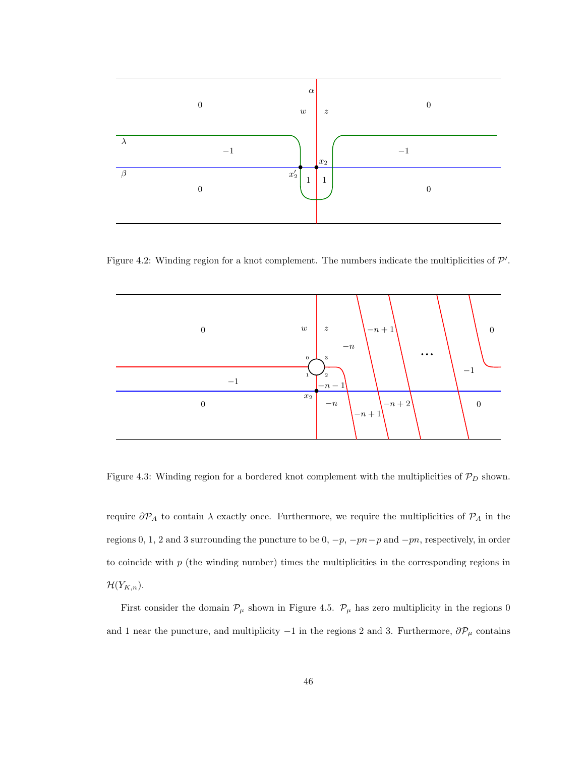Figure 4.2: Winding region for a knot complement. The numbers indicate the multiplicities of $\mathcal{P}'$.

Figure 4.3: Winding region for a bordered knot complement with the multiplicities of $\mathcal{P}_D$ shown.

require $\partial \mathcal{P}_A$ to contain $\lambda$ exactly once. Furthermore, we require the multiplicities of $\mathcal{P}_A$ in the regions 0, 1, 2 and 3 surrounding the puncture to be $0$, $-p$, $-pn-p$ and $-pn$, respectively, in order to coincide with $p$ (the winding number) times the multiplicities in the corresponding regions in $\mathcal{H}(Y_{K,n})$.

First consider the domain $\mathcal{P}_\mu$ shown in Figure 4.5. $\mathcal{P}_\mu$ has zero multiplicity in the regions 0 and 1 near the puncture, and multiplicity $-1$ in the regions 2 and 3. Furthermore, $\partial \mathcal{P}_\mu$ contains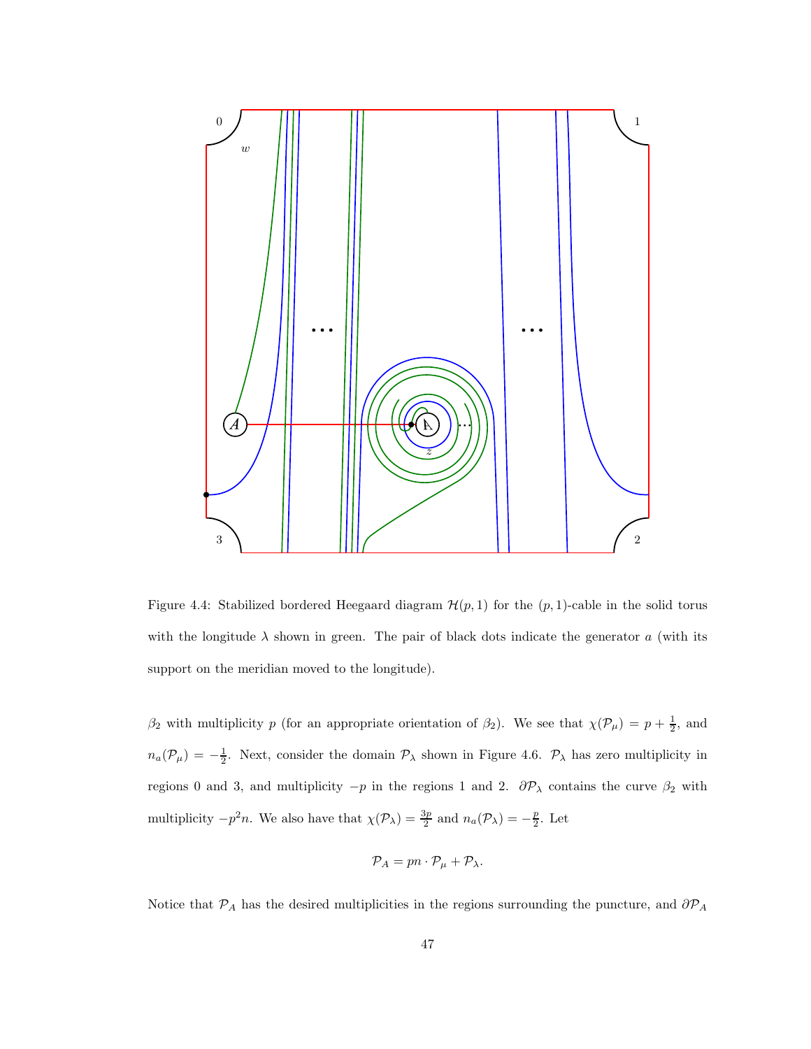Figure 4.4: Stabilized bordered Heegaard diagram $\mathcal{H}(p, 1)$ for the $(p, 1)$-cable in the solid torus with the longitude $\lambda$ shown in green. The pair of black dots indicate the generator $a$ (with its support on the meridian moved to the longitude).

$\beta_2$ with multiplicity $p$ (for an appropriate orientation of $\beta_2$). We see that $\chi(\mathcal{P}_\mu) = p + \frac{1}{2}$, and $n_a(\mathcal{P}_\mu) = -\frac{1}{2}$. Next, consider the domain $\mathcal{P}_\lambda$ shown in Figure 4.6. $\mathcal{P}_\lambda$ has zero multiplicity in regions 0 and 3, and multiplicity $-p$ in the regions 1 and 2. $\partial\mathcal{P}_\lambda$ contains the curve $\beta_2$ with multiplicity $-p^2 n$. We also have that $\chi(\mathcal{P}_\lambda) = \frac{3p}{2}$ and $n_a(\mathcal{P}_\lambda) = -\frac{p}{2}$. Let

$$\mathcal{P}_A = pn \cdot \mathcal{P}_\mu + \mathcal{P}_\lambda.$$

Notice that $\mathcal{P}_A$ has the desired multiplicities in the regions surrounding the puncture, and $\partial\mathcal{P}_A$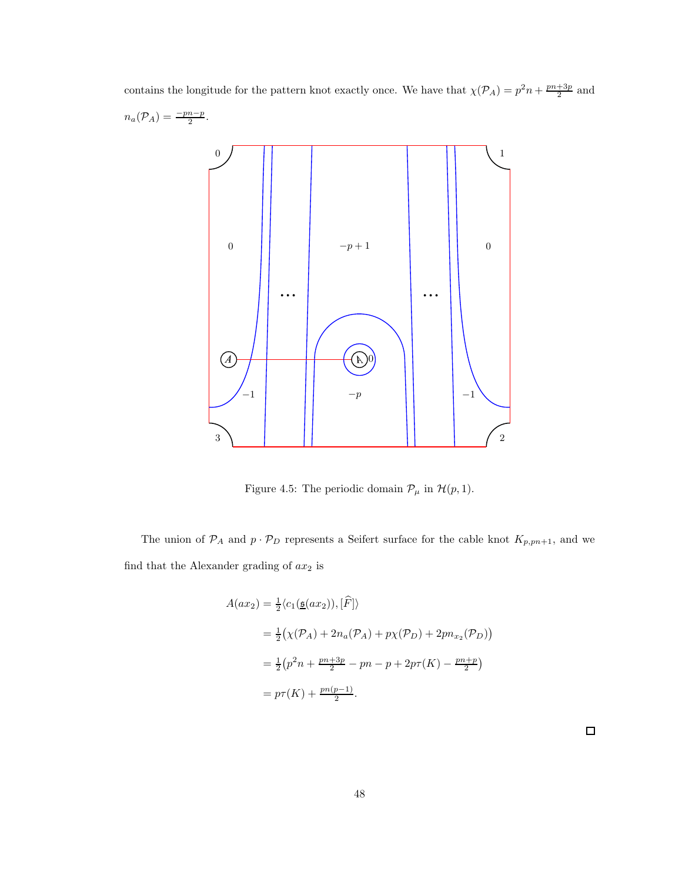contains the longitude for the pattern knot exactly once. We have that $\chi(\mathcal{P}_A) = p^2 n + \frac{pn+3p}{2}$ and $n_a(\mathcal{P}_A) = \frac{-pn-p}{2}$.

Figure 4.5: The periodic domain $\mathcal{P}_\mu$ in $\mathcal{H}(p,1)$.

The union of $\mathcal{P}_A$ and $p \cdot \mathcal{P}_D$ represents a Seifert surface for the cable knot $K_{p,pn+1}$, and we find that the Alexander grading of $ax_2$ is

$$
\begin{aligned}
A(ax_2) &= \tfrac{1}{2}\langle c_1(\underline{\mathfrak{s}}(ax_2)), [\widehat{F}]\rangle \\
&= \tfrac{1}{2}\big(\chi(\mathcal{P}_A) + 2n_a(\mathcal{P}_A) + p\chi(\mathcal{P}_D) + 2pn_{x_2}(\mathcal{P}_D)\big) \\
&= \tfrac{1}{2}\big(p^2 n + \tfrac{pn+3p}{2} - pn - p + 2p\tau(K) - \tfrac{pn+p}{2}\big) \\
&= p\tau(K) + \tfrac{pn(p-1)}{2}.
\end{aligned}
$$

□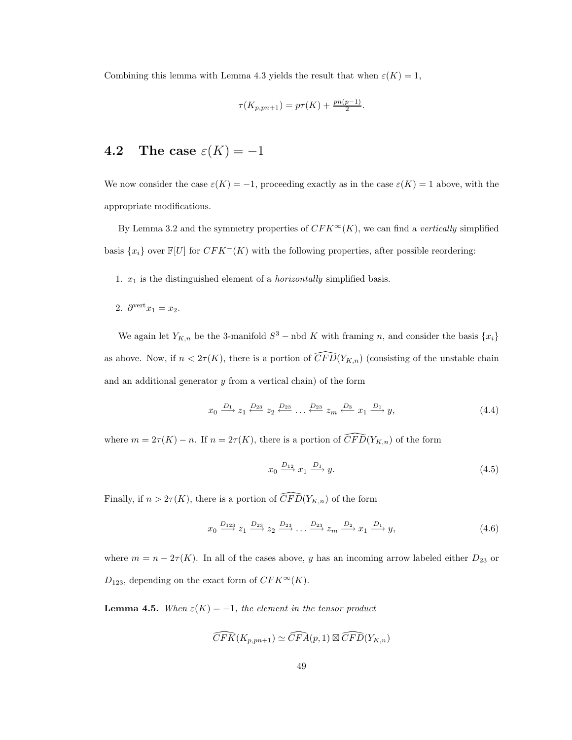Combining this lemma with Lemma 4.3 yields the result that when $\varepsilon(K) = 1$,

$$\tau(K_{p,pn+1}) = p\tau(K) + \tfrac{pn(p-1)}{2}.$$

## 4.2 The case $\varepsilon(K) = -1$

We now consider the case $\varepsilon(K) = -1$, proceeding exactly as in the case $\varepsilon(K) = 1$ above, with the appropriate modifications.

By Lemma 3.2 and the symmetry properties of $CFK^\infty(K)$, we can find a *vertically* simplified basis $\{x_i\}$ over $\mathbb{F}[U]$ for $CFK^-(K)$ with the following properties, after possible reordering:

1. $x_1$ is the distinguished element of a *horizontally* simplified basis.
2. $\partial^{\text{vert}} x_1 = x_2$.

We again let $Y_{K,n}$ be the 3-manifold $S^3 - \text{nbd } K$ with framing $n$, and consider the basis $\{x_i\}$ as above. Now, if $n < 2\tau(K)$, there is a portion of $\widehat{CFD}(Y_{K,n})$ (consisting of the unstable chain and an additional generator $y$ from a vertical chain) of the form

$$x_0 \xrightarrow{D_1} z_1 \xleftarrow{D_{23}} z_2 \xleftarrow{D_{23}} \dots \xleftarrow{D_{23}} z_m \xleftarrow{D_3} x_1 \xrightarrow{D_1} y, \tag{4.4}$$

where $m = 2\tau(K) - n$. If $n = 2\tau(K)$, there is a portion of $\widehat{CFD}(Y_{K,n})$ of the form

$$x_0 \xrightarrow{D_{12}} x_1 \xrightarrow{D_1} y. \tag{4.5}$$

Finally, if $n > 2\tau(K)$, there is a portion of $\widehat{CFD}(Y_{K,n})$ of the form

$$x_0 \xrightarrow{D_{123}} z_1 \xrightarrow{D_{23}} z_2 \xrightarrow{D_{23}} \dots \xrightarrow{D_{23}} z_m \xrightarrow{D_2} x_1 \xrightarrow{D_1} y, \tag{4.6}$$

where $m = n - 2\tau(K)$. In all of the cases above, $y$ has an incoming arrow labeled either $D_{23}$ or $D_{123}$, depending on the exact form of $CFK^\infty(K)$.

**Lemma 4.5.** *When $\varepsilon(K) = -1$, the element in the tensor product*

$$\widehat{CFK}(K_{p,pn+1}) \simeq \widehat{CFA}(p,1) \boxtimes \widehat{CFD}(Y_{K,n})$$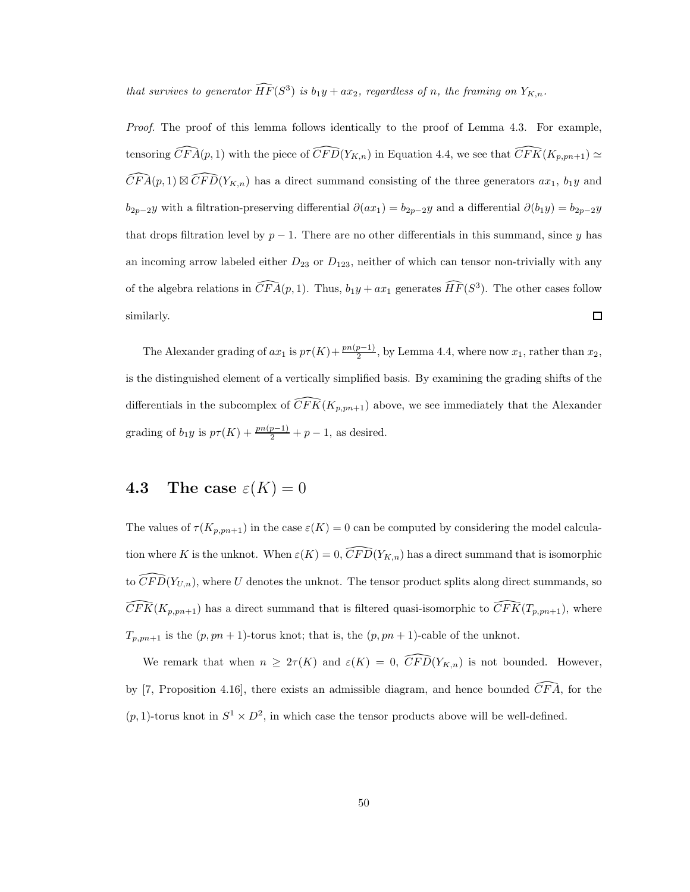*that survives to generator $\widehat{HF}(S^3)$ is $b_1y + ax_2$, regardless of $n$, the framing on $Y_{K,n}$.*

*Proof.* The proof of this lemma follows identically to the proof of Lemma 4.3. For example, tensoring $\widehat{CFA}(p,1)$ with the piece of $\widehat{CFD}(Y_{K,n})$ in Equation 4.4, we see that $\widehat{CFK}(K_{p,pn+1}) \simeq \widehat{CFA}(p,1) \boxtimes \widehat{CFD}(Y_{K,n})$ has a direct summand consisting of the three generators $ax_1$, $b_1y$ and $b_{2p-2}y$ with a filtration-preserving differential $\partial(ax_1) = b_{2p-2}y$ and a differential $\partial(b_1y) = b_{2p-2}y$ that drops filtration level by $p-1$. There are no other differentials in this summand, since $y$ has an incoming arrow labeled either $D_{23}$ or $D_{123}$, neither of which can tensor non-trivially with any of the algebra relations in $\widehat{CFA}(p,1)$. Thus, $b_1y + ax_1$ generates $\widehat{HF}(S^3)$. The other cases follow similarly. □

The Alexander grading of $ax_1$ is $p\tau(K) + \frac{pn(p-1)}{2}$, by Lemma 4.4, where now $x_1$, rather than $x_2$, is the distinguished element of a vertically simplified basis. By examining the grading shifts of the differentials in the subcomplex of $\widehat{CFK}(K_{p,pn+1})$ above, we see immediately that the Alexander grading of $b_1y$ is $p\tau(K) + \frac{pn(p-1)}{2} + p - 1$, as desired.

## 4.3 The case $\varepsilon(K) = 0$

The values of $\tau(K_{p,pn+1})$ in the case $\varepsilon(K) = 0$ can be computed by considering the model calculation where $K$ is the unknot. When $\varepsilon(K) = 0$, $\widehat{CFD}(Y_{K,n})$ has a direct summand that is isomorphic to $\widehat{CFD}(Y_{U,n})$, where $U$ denotes the unknot. The tensor product splits along direct summands, so $\widehat{CFK}(K_{p,pn+1})$ has a direct summand that is filtered quasi-isomorphic to $\widehat{CFK}(T_{p,pn+1})$, where $T_{p,pn+1}$ is the $(p, pn+1)$-torus knot; that is, the $(p, pn+1)$-cable of the unknot.

We remark that when $n \geq 2\tau(K)$ and $\varepsilon(K) = 0$, $\widehat{CFD}(Y_{K,n})$ is not bounded. However, by [7, Proposition 4.16], there exists an admissible diagram, and hence bounded $\widehat{CFA}$, for the $(p,1)$-torus knot in $S^1 \times D^2$, in which case the tensor products above will be well-defined.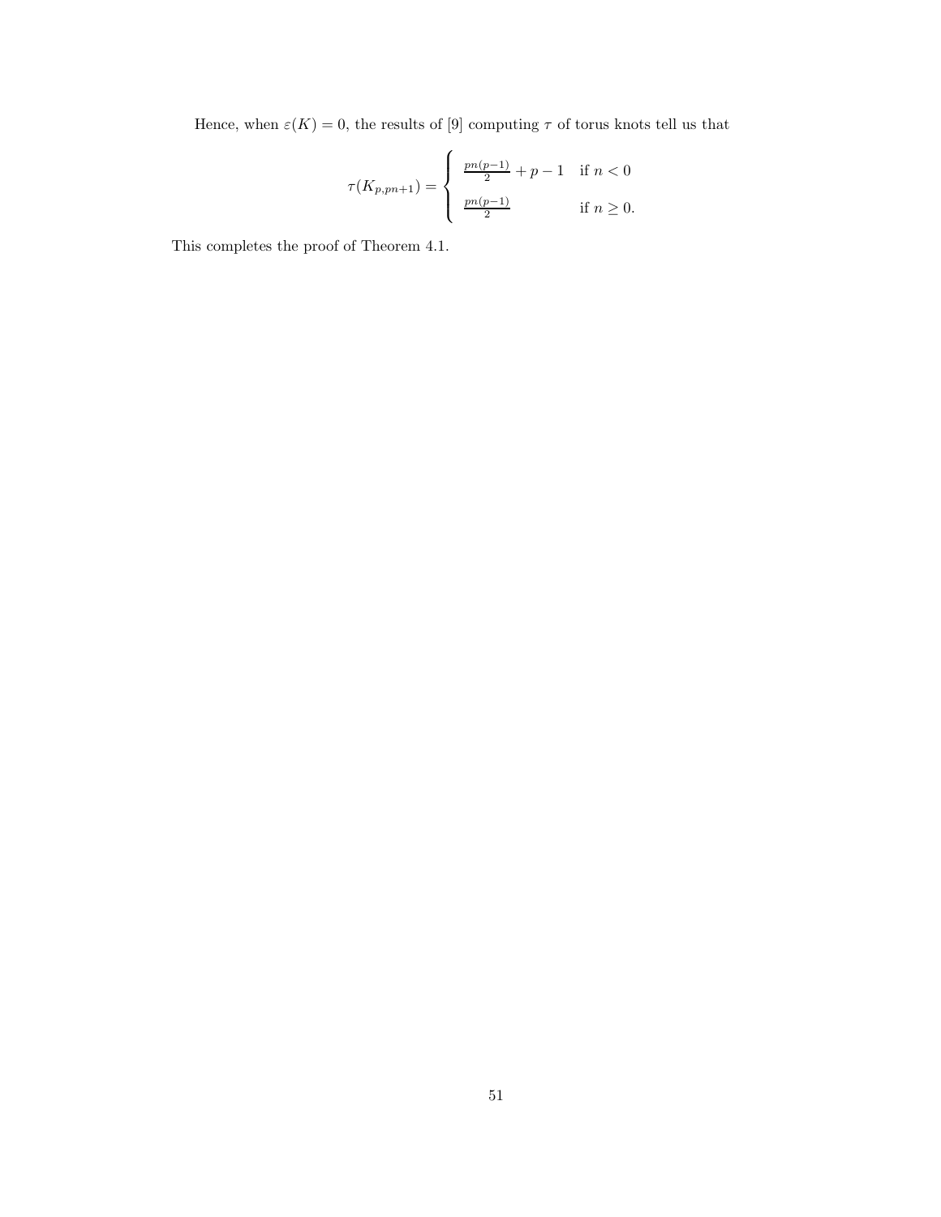Hence, when $\varepsilon(K) = 0$, the results of [9] computing $\tau$ of torus knots tell us that

$$\tau(K_{p,pn+1}) = \begin{cases} \frac{pn(p-1)}{2} + p - 1 & \text{if } n < 0 \\ \frac{pn(p-1)}{2} & \text{if } n \geq 0. \end{cases}$$

This completes the proof of Theorem 4.1.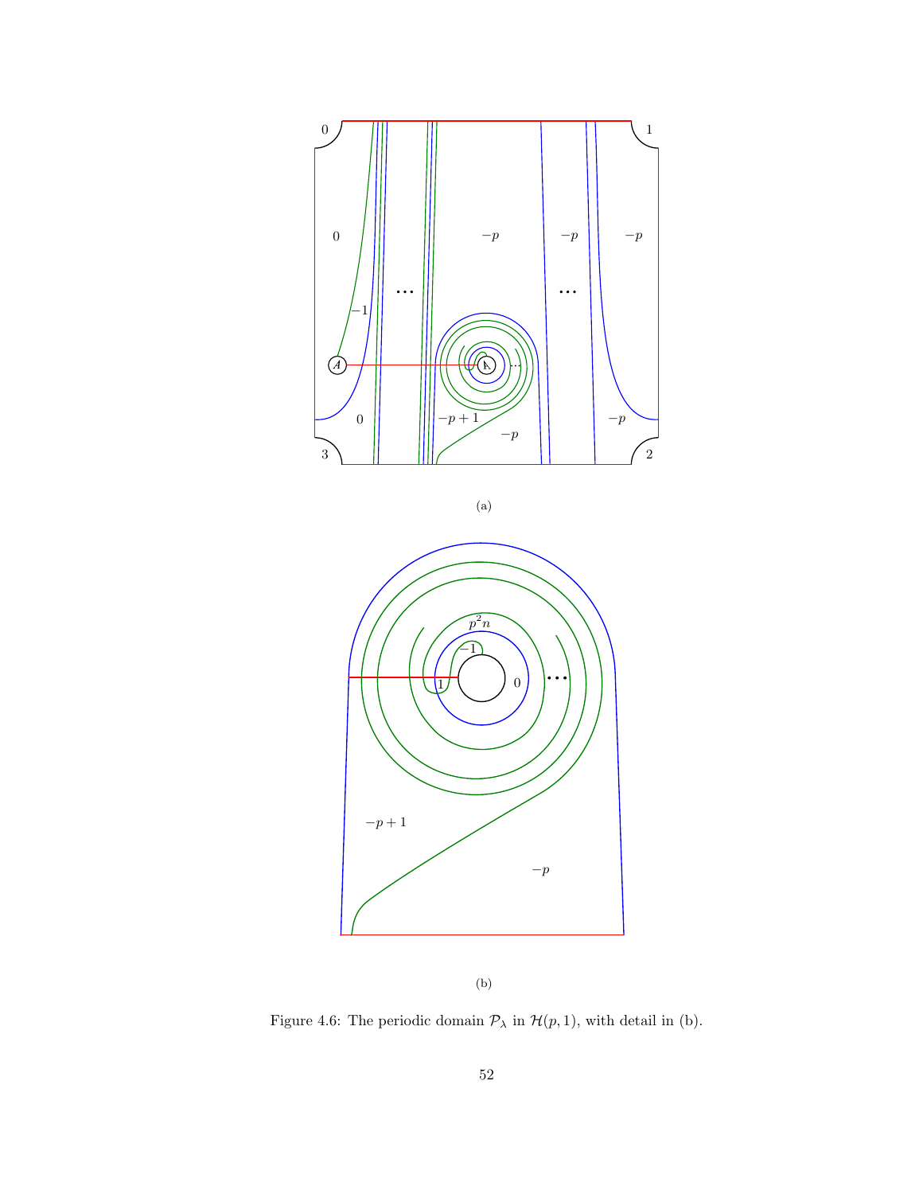(a)

(b)

Figure 4.6: The periodic domain $\mathcal{P}_\lambda$ in $\mathcal{H}(p,1)$, with detail in (b).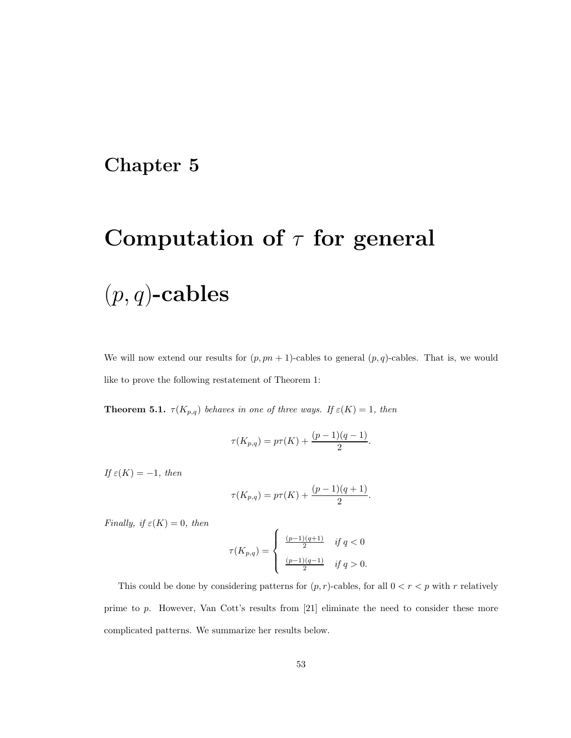# Chapter 5

# Computation of $\tau$ for general $(p, q)$-cables

We will now extend our results for $(p, pn + 1)$-cables to general $(p, q)$-cables. That is, we would like to prove the following restatement of Theorem 1:

**Theorem 5.1.** *$\tau(K_{p,q})$ behaves in one of three ways. If $\varepsilon(K) = 1$, then*

$$\tau(K_{p,q}) = p\tau(K) + \frac{(p-1)(q-1)}{2}.$$

*If $\varepsilon(K) = -1$, then*

$$\tau(K_{p,q}) = p\tau(K) + \frac{(p-1)(q+1)}{2}.$$

*Finally, if $\varepsilon(K) = 0$, then*

$$\tau(K_{p,q}) = \begin{cases} \frac{(p-1)(q+1)}{2} & \text{if } q < 0 \\ \frac{(p-1)(q-1)}{2} & \text{if } q > 0. \end{cases}$$

This could be done by considering patterns for $(p, r)$-cables, for all $0 < r < p$ with $r$ relatively prime to $p$. However, Van Cott's results from [21] eliminate the need to consider these more complicated patterns. We summarize her results below.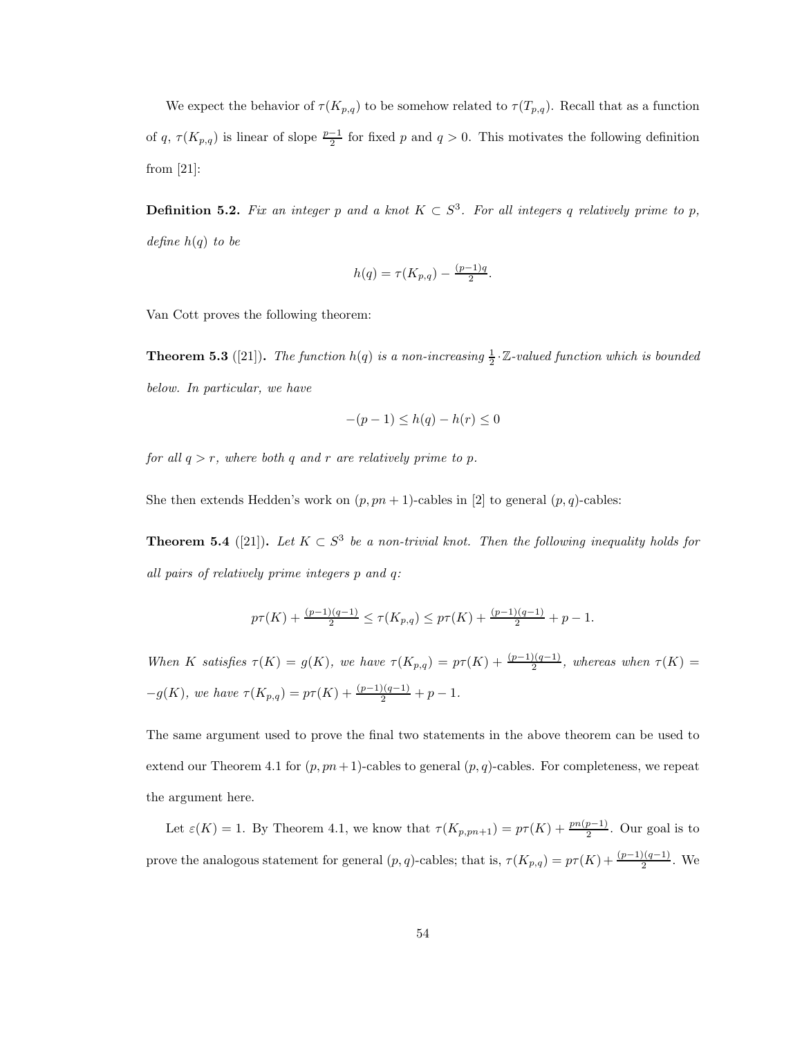We expect the behavior of $\tau(K_{p,q})$ to be somehow related to $\tau(T_{p,q})$. Recall that as a function of $q$, $\tau(K_{p,q})$ is linear of slope $\frac{p-1}{2}$ for fixed $p$ and $q > 0$. This motivates the following definition from [21]:

**Definition 5.2.** *Fix an integer $p$ and a knot $K \subset S^3$. For all integers $q$ relatively prime to $p$, define $h(q)$ to be*

$$h(q) = \tau(K_{p,q}) - \tfrac{(p-1)q}{2}.$$

Van Cott proves the following theorem:

**Theorem 5.3** ([21])**.** *The function $h(q)$ is a non-increasing $\frac{1}{2} \cdot \mathbb{Z}$-valued function which is bounded below. In particular, we have*

$$-(p-1) \leq h(q) - h(r) \leq 0$$

*for all $q > r$, where both $q$ and $r$ are relatively prime to $p$.*

She then extends Hedden's work on $(p, pn+1)$-cables in [2] to general $(p, q)$-cables:

**Theorem 5.4** ([21])**.** *Let $K \subset S^3$ be a non-trivial knot. Then the following inequality holds for all pairs of relatively prime integers $p$ and $q$:*

$$p\tau(K) + \tfrac{(p-1)(q-1)}{2} \leq \tau(K_{p,q}) \leq p\tau(K) + \tfrac{(p-1)(q-1)}{2} + p - 1.$$

*When $K$ satisfies $\tau(K) = g(K)$, we have $\tau(K_{p,q}) = p\tau(K) + \frac{(p-1)(q-1)}{2}$, whereas when $\tau(K) = -g(K)$, we have $\tau(K_{p,q}) = p\tau(K) + \frac{(p-1)(q-1)}{2} + p - 1$.*

The same argument used to prove the final two statements in the above theorem can be used to extend our Theorem 4.1 for $(p, pn+1)$-cables to general $(p, q)$-cables. For completeness, we repeat the argument here.

Let $\varepsilon(K) = 1$. By Theorem 4.1, we know that $\tau(K_{p,pn+1}) = p\tau(K) + \frac{pn(p-1)}{2}$. Our goal is to prove the analogous statement for general $(p, q)$-cables; that is, $\tau(K_{p,q}) = p\tau(K) + \frac{(p-1)(q-1)}{2}$. We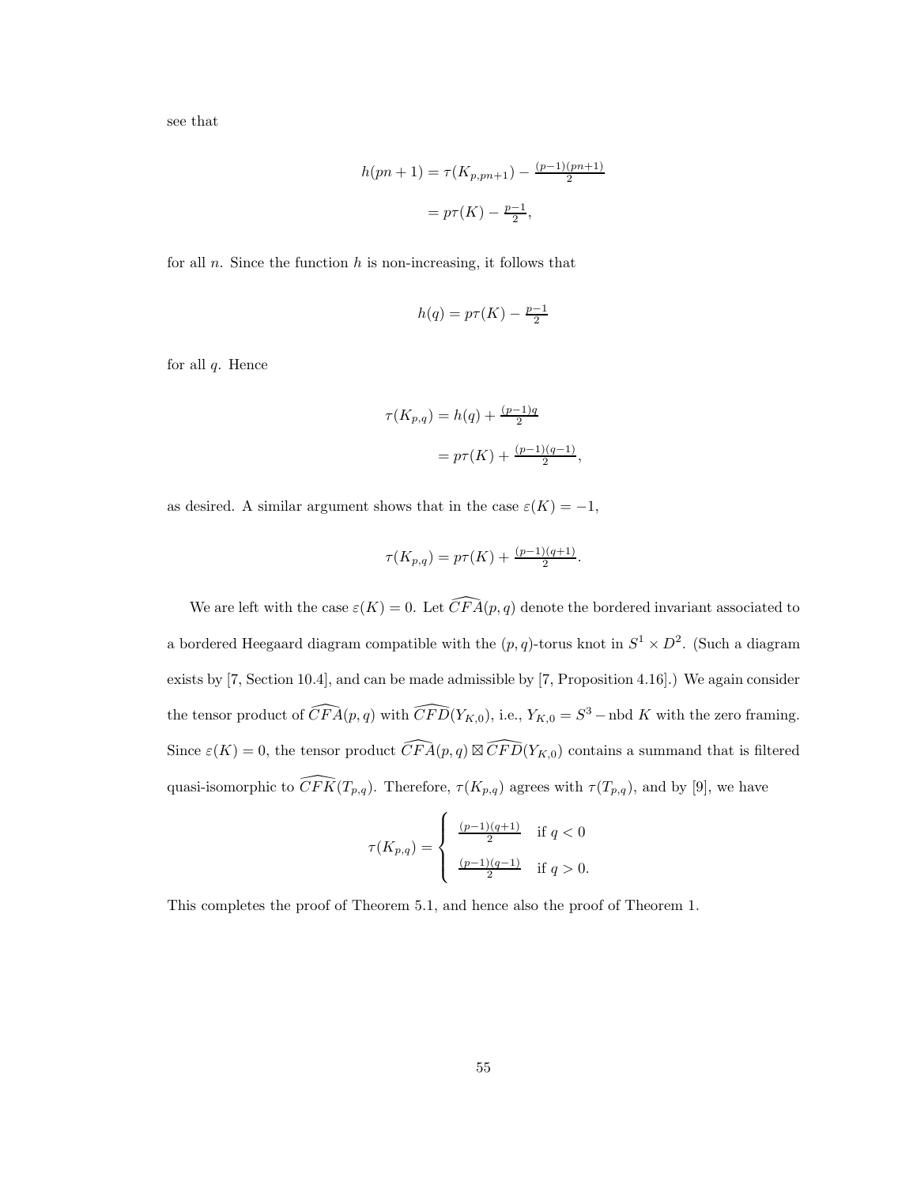see that

$$h(pn+1) = \tau(K_{p,pn+1}) - \tfrac{(p-1)(pn+1)}{2}$$

$$= p\tau(K) - \tfrac{p-1}{2},$$

for all $n$. Since the function $h$ is non-increasing, it follows that

$$h(q) = p\tau(K) - \tfrac{p-1}{2}$$

for all $q$. Hence

$$\tau(K_{p,q}) = h(q) + \tfrac{(p-1)q}{2}$$

$$= p\tau(K) + \tfrac{(p-1)(q-1)}{2},$$

as desired. A similar argument shows that in the case $\varepsilon(K) = -1$,

$$\tau(K_{p,q}) = p\tau(K) + \tfrac{(p-1)(q+1)}{2}.$$

We are left with the case $\varepsilon(K) = 0$. Let $\widehat{CFA}(p,q)$ denote the bordered invariant associated to a bordered Heegaard diagram compatible with the $(p,q)$-torus knot in $S^1 \times D^2$. (Such a diagram exists by [7, Section 10.4], and can be made admissible by [7, Proposition 4.16].) We again consider the tensor product of $\widehat{CFA}(p,q)$ with $\widehat{CFD}(Y_{K,0})$, i.e., $Y_{K,0} = S^3 - \text{nbd } K$ with the zero framing. Since $\varepsilon(K) = 0$, the tensor product $\widehat{CFA}(p,q) \boxtimes \widehat{CFD}(Y_{K,0})$ contains a summand that is filtered quasi-isomorphic to $\widehat{CFK}(T_{p,q})$. Therefore, $\tau(K_{p,q})$ agrees with $\tau(T_{p,q})$, and by [9], we have

$$\tau(K_{p,q}) = \begin{cases} \frac{(p-1)(q+1)}{2} & \text{if } q < 0 \\ \frac{(p-1)(q-1)}{2} & \text{if } q > 0. \end{cases}$$

This completes the proof of Theorem 5.1, and hence also the proof of Theorem 1.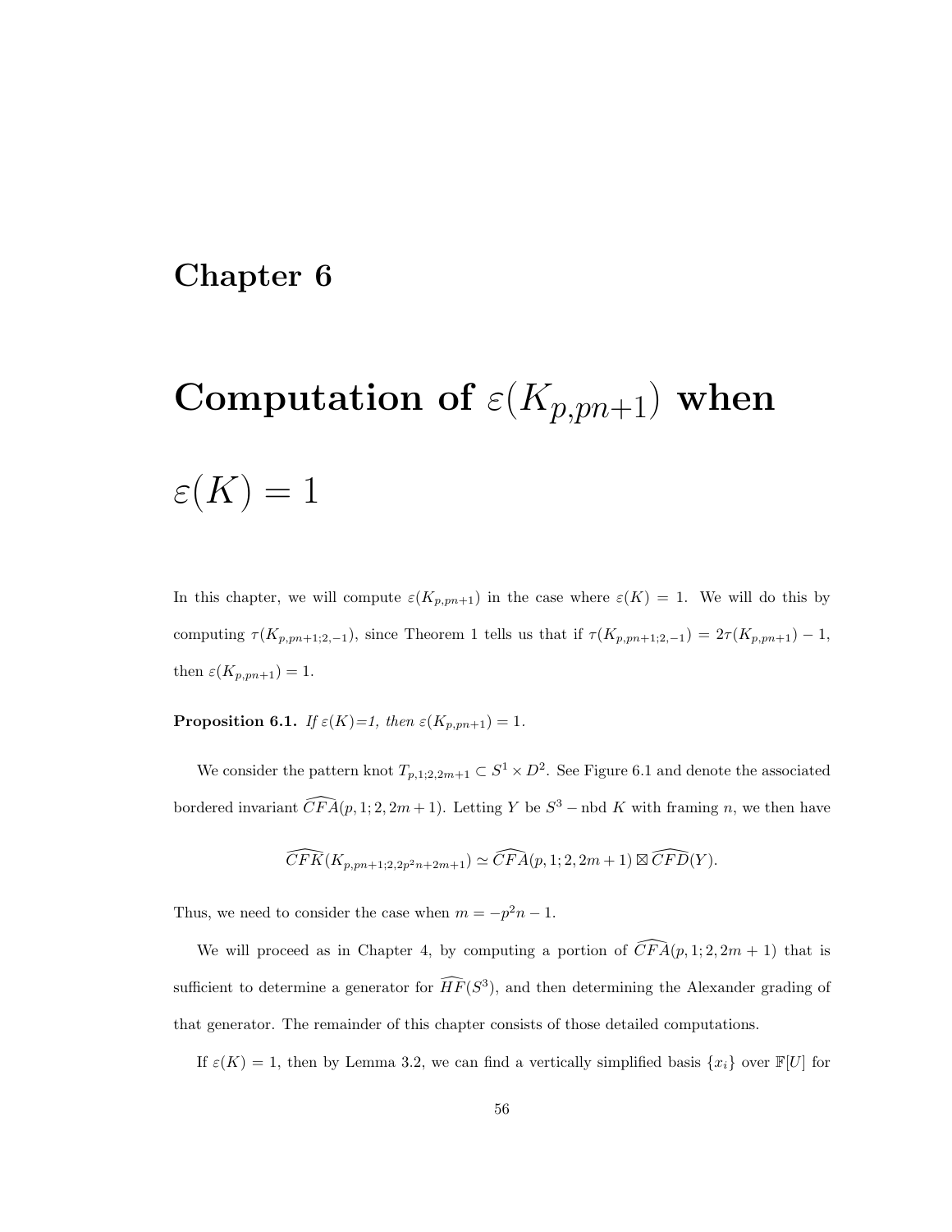# Chapter 6

# Computation of $\varepsilon(K_{p,pn+1})$ when $\varepsilon(K) = 1$

In this chapter, we will compute $\varepsilon(K_{p,pn+1})$ in the case where $\varepsilon(K) = 1$. We will do this by computing $\tau(K_{p,pn+1;2,-1})$, since Theorem 1 tells us that if $\tau(K_{p,pn+1;2,-1}) = 2\tau(K_{p,pn+1}) - 1$, then $\varepsilon(K_{p,pn+1}) = 1$.

**Proposition 6.1.** *If $\varepsilon(K)$=1, then $\varepsilon(K_{p,pn+1}) = 1$.*

We consider the pattern knot $T_{p,1;2,2m+1} \subset S^1 \times D^2$. See Figure 6.1 and denote the associated bordered invariant $\widehat{CFA}(p,1;2,2m+1)$. Letting $Y$ be $S^3 - \text{nbd } K$ with framing $n$, we then have

$$\widehat{CFK}(K_{p,pn+1;2,2p^2n+2m+1}) \simeq \widehat{CFA}(p,1;2,2m+1) \boxtimes \widehat{CFD}(Y).$$

Thus, we need to consider the case when $m = -p^2n - 1$.

We will proceed as in Chapter 4, by computing a portion of $\widehat{CFA}(p,1;2,2m+1)$ that is sufficient to determine a generator for $\widehat{HF}(S^3)$, and then determining the Alexander grading of that generator. The remainder of this chapter consists of those detailed computations.

If $\varepsilon(K) = 1$, then by Lemma 3.2, we can find a vertically simplified basis $\{x_i\}$ over $\mathbb{F}[U]$ for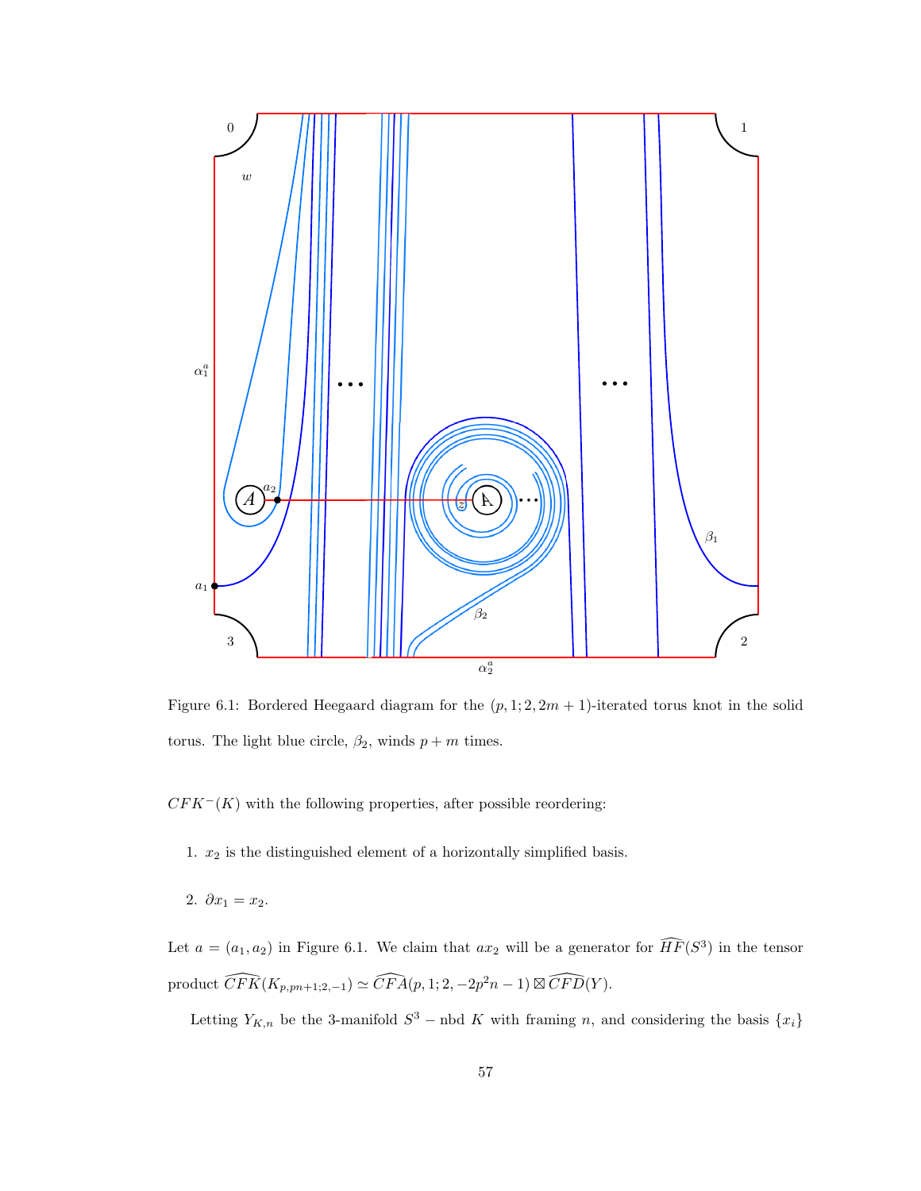Figure 6.1: Bordered Heegaard diagram for the $(p, 1; 2, 2m+1)$-iterated torus knot in the solid torus. The light blue circle, $\beta_2$, winds $p+m$ times.

$CFK^-(K)$ with the following properties, after possible reordering:

1. $x_2$ is the distinguished element of a horizontally simplified basis.

2. $\partial x_1 = x_2$.

Let $a = (a_1, a_2)$ in Figure 6.1. We claim that $ax_2$ will be a generator for $\widehat{HF}(S^3)$ in the tensor product $\widehat{CFK}(K_{p,pn+1;2,-1}) \simeq \widehat{CFA}(p, 1; 2, -2p^2n - 1) \boxtimes \widehat{CFD}(Y)$.

Letting $Y_{K,n}$ be the 3-manifold $S^3 - \text{nbd } K$ with framing $n$, and considering the basis $\{x_i\}$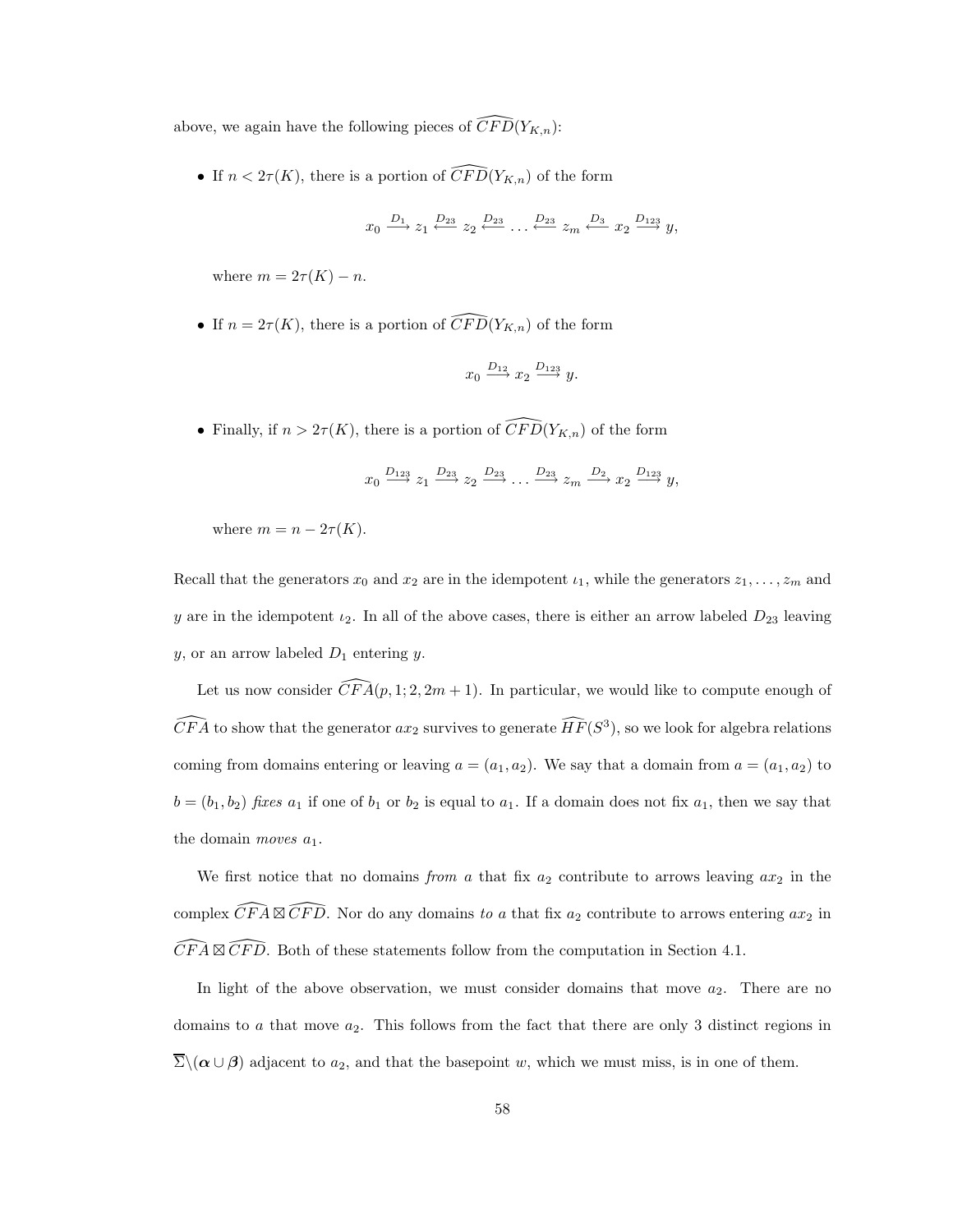above, we again have the following pieces of $\widehat{CFD}(Y_{K,n})$:

- If $n < 2\tau(K)$, there is a portion of $\widehat{CFD}(Y_{K,n})$ of the form

$$x_0 \xrightarrow{D_1} z_1 \xleftarrow{D_{23}} z_2 \xleftarrow{D_{23}} \dots \xleftarrow{D_{23}} z_m \xleftarrow{D_3} x_2 \xrightarrow{D_{123}} y,$$

  where $m = 2\tau(K) - n$.

- If $n = 2\tau(K)$, there is a portion of $\widehat{CFD}(Y_{K,n})$ of the form

$$x_0 \xrightarrow{D_{12}} x_2 \xrightarrow{D_{123}} y.$$

- Finally, if $n > 2\tau(K)$, there is a portion of $\widehat{CFD}(Y_{K,n})$ of the form

$$x_0 \xrightarrow{D_{123}} z_1 \xrightarrow{D_{23}} z_2 \xrightarrow{D_{23}} \dots \xrightarrow{D_{23}} z_m \xrightarrow{D_2} x_2 \xrightarrow{D_{123}} y,$$

  where $m = n - 2\tau(K)$.

Recall that the generators $x_0$ and $x_2$ are in the idempotent $\iota_1$, while the generators $z_1, \dots, z_m$ and $y$ are in the idempotent $\iota_2$. In all of the above cases, there is either an arrow labeled $D_{23}$ leaving $y$, or an arrow labeled $D_1$ entering $y$.

Let us now consider $\widehat{CFA}(p, 1; 2, 2m + 1)$. In particular, we would like to compute enough of $\widehat{CFA}$ to show that the generator $ax_2$ survives to generate $\widehat{HF}(S^3)$, so we look for algebra relations coming from domains entering or leaving $a = (a_1, a_2)$. We say that a domain from $a = (a_1, a_2)$ to $b = (b_1, b_2)$ *fixes* $a_1$ if one of $b_1$ or $b_2$ is equal to $a_1$. If a domain does not fix $a_1$, then we say that the domain *moves* $a_1$.

We first notice that no domains *from* $a$ that fix $a_2$ contribute to arrows leaving $ax_2$ in the complex $\widehat{CFA} \boxtimes \widehat{CFD}$. Nor do any domains *to* $a$ that fix $a_2$ contribute to arrows entering $ax_2$ in $\widehat{CFA} \boxtimes \widehat{CFD}$. Both of these statements follow from the computation in Section 4.1.

In light of the above observation, we must consider domains that move $a_2$. There are no domains to $a$ that move $a_2$. This follows from the fact that there are only 3 distinct regions in $\overline{\Sigma} \backslash (\boldsymbol{\alpha} \cup \boldsymbol{\beta})$ adjacent to $a_2$, and that the basepoint $w$, which we must miss, is in one of them.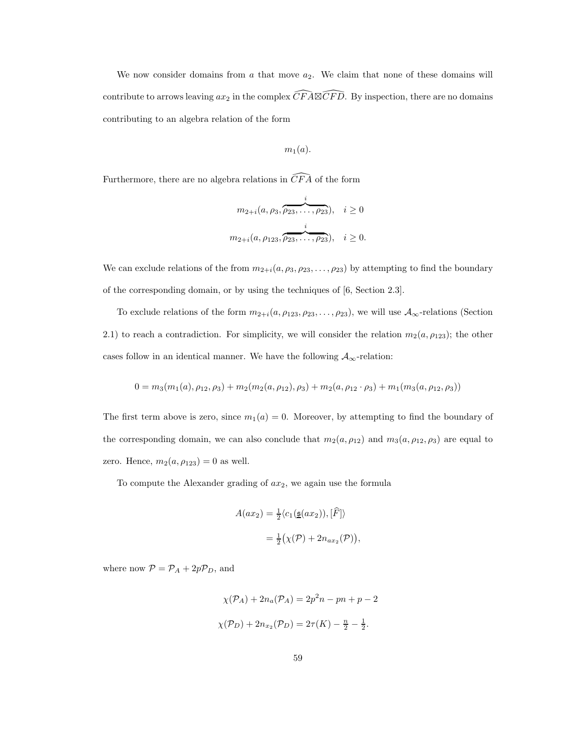We now consider domains from $a$ that move $a_2$. We claim that none of these domains will contribute to arrows leaving $ax_2$ in the complex $\widehat{CFA} \boxtimes \widehat{CFD}$. By inspection, there are no domains contributing to an algebra relation of the form

$$m_1(a).$$

Furthermore, there are no algebra relations in $\widehat{CFA}$ of the form

$$m_{2+i}(a, \rho_3, \overbrace{\rho_{23}, \ldots, \rho_{23}}^{i}), \quad i \geq 0$$

$$m_{2+i}(a, \rho_{123}, \overbrace{\rho_{23}, \ldots, \rho_{23}}^{i}), \quad i \geq 0.$$

We can exclude relations of the from $m_{2+i}(a, \rho_3, \rho_{23}, \ldots, \rho_{23})$ by attempting to find the boundary of the corresponding domain, or by using the techniques of [6, Section 2.3].

To exclude relations of the form $m_{2+i}(a, \rho_{123}, \rho_{23}, \ldots, \rho_{23})$, we will use $\mathcal{A}_\infty$-relations (Section 2.1) to reach a contradiction. For simplicity, we will consider the relation $m_2(a, \rho_{123})$; the other cases follow in an identical manner. We have the following $\mathcal{A}_\infty$-relation:

$$0 = m_3(m_1(a), \rho_{12}, \rho_3) + m_2(m_2(a, \rho_{12}), \rho_3) + m_2(a, \rho_{12} \cdot \rho_3) + m_1(m_3(a, \rho_{12}, \rho_3))$$

The first term above is zero, since $m_1(a) = 0$. Moreover, by attempting to find the boundary of the corresponding domain, we can also conclude that $m_2(a, \rho_{12})$ and $m_3(a, \rho_{12}, \rho_3)$ are equal to zero. Hence, $m_2(a, \rho_{123}) = 0$ as well.

To compute the Alexander grading of $ax_2$, we again use the formula

$$\begin{aligned} A(ax_2) &= \tfrac{1}{2}\langle c_1(\underline{\mathfrak{s}}(ax_2)), [\widehat{F}]\rangle \\ &= \tfrac{1}{2}\big(\chi(\mathcal{P}) + 2n_{ax_2}(\mathcal{P})\big), \end{aligned}$$

where now $\mathcal{P} = \mathcal{P}_A + 2p\mathcal{P}_D$, and

$$\chi(\mathcal{P}_A) + 2n_a(\mathcal{P}_A) = 2p^2n - pn + p - 2$$

$$\chi(\mathcal{P}_D) + 2n_{x_2}(\mathcal{P}_D) = 2\tau(K) - \tfrac{n}{2} - \tfrac{1}{2}.$$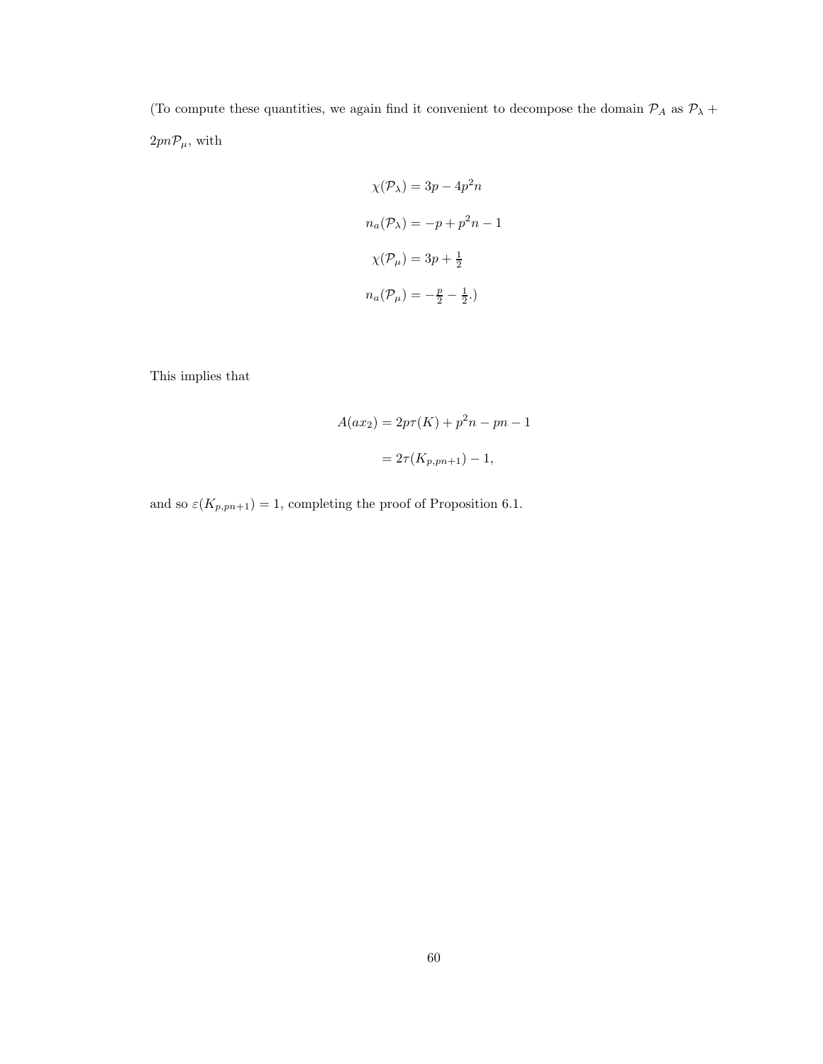(To compute these quantities, we again find it convenient to decompose the domain $\mathcal{P}_A$ as $\mathcal{P}_\lambda + 2pn\mathcal{P}_\mu$, with

$$\chi(\mathcal{P}_\lambda) = 3p - 4p^2 n$$

$$n_a(\mathcal{P}_\lambda) = -p + p^2 n - 1$$

$$\chi(\mathcal{P}_\mu) = 3p + \tfrac{1}{2}$$

$$n_a(\mathcal{P}_\mu) = -\tfrac{p}{2} - \tfrac{1}{2}.)$$

This implies that

$$A(ax_2) = 2p\tau(K) + p^2 n - pn - 1$$

$$= 2\tau(K_{p,pn+1}) - 1,$$

and so $\varepsilon(K_{p,pn+1}) = 1$, completing the proof of Proposition 6.1.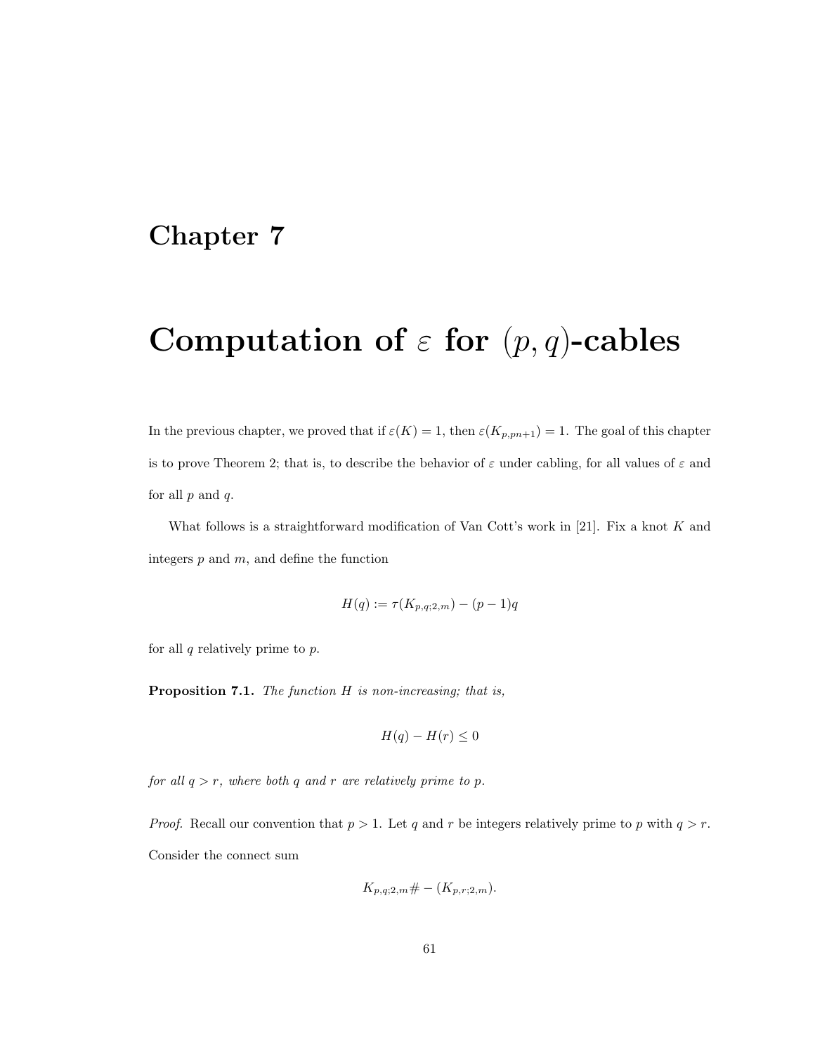# Chapter 7

# Computation of $\varepsilon$ for $(p, q)$-cables

In the previous chapter, we proved that if $\varepsilon(K) = 1$, then $\varepsilon(K_{p,pn+1}) = 1$. The goal of this chapter is to prove Theorem 2; that is, to describe the behavior of $\varepsilon$ under cabling, for all values of $\varepsilon$ and for all $p$ and $q$.

What follows is a straightforward modification of Van Cott's work in [21]. Fix a knot $K$ and integers $p$ and $m$, and define the function

$$H(q) := \tau(K_{p,q;2,m}) - (p-1)q$$

for all $q$ relatively prime to $p$.

**Proposition 7.1.** *The function $H$ is non-increasing; that is,*

$$H(q) - H(r) \leq 0$$

*for all $q > r$, where both $q$ and $r$ are relatively prime to $p$.*

*Proof.* Recall our convention that $p > 1$. Let $q$ and $r$ be integers relatively prime to $p$ with $q > r$. Consider the connect sum

$$K_{p,q;2,m} \# - (K_{p,r;2,m}).$$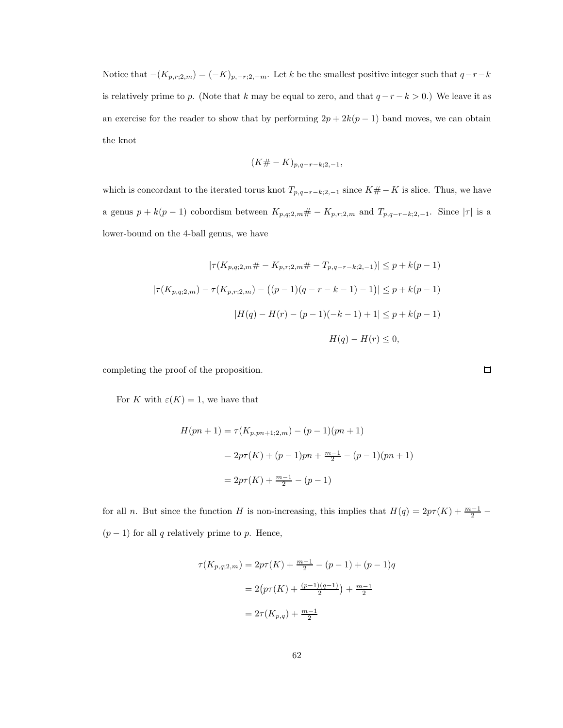Notice that $-(K_{p,r;2,m}) = (-K)_{p,-r;2,-m}$. Let $k$ be the smallest positive integer such that $q-r-k$ is relatively prime to $p$. (Note that $k$ may be equal to zero, and that $q-r-k>0$.) We leave it as an exercise for the reader to show that by performing $2p + 2k(p-1)$ band moves, we can obtain the knot

$$(K\# -K)_{p,q-r-k;2,-1},$$

which is concordant to the iterated torus knot $T_{p,q-r-k;2,-1}$ since $K\# -K$ is slice. Thus, we have a genus $p + k(p-1)$ cobordism between $K_{p,q;2,m}\# -K_{p,r;2,m}$ and $T_{p,q-r-k;2,-1}$. Since $|\tau|$ is a lower-bound on the 4-ball genus, we have

$$|\tau(K_{p,q;2,m}\# -K_{p,r;2,m}\# -T_{p,q-r-k;2,-1})| \leq p + k(p-1)$$

$$|\tau(K_{p,q;2,m}) - \tau(K_{p,r;2,m}) - \big((p-1)(q-r-k-1)-1\big)| \leq p + k(p-1)$$

$$|H(q) - H(r) - (p-1)(-k-1)+1| \leq p + k(p-1)$$

$$H(q) - H(r) \leq 0,$$

completing the proof of the proposition. □

For $K$ with $\varepsilon(K) = 1$, we have that

$$\begin{aligned}
H(pn+1) &= \tau(K_{p,pn+1;2,m}) - (p-1)(pn+1) \\
&= 2p\tau(K) + (p-1)pn + \tfrac{m-1}{2} - (p-1)(pn+1) \\
&= 2p\tau(K) + \tfrac{m-1}{2} - (p-1)
\end{aligned}$$

for all $n$. But since the function $H$ is non-increasing, this implies that $H(q) = 2p\tau(K) + \frac{m-1}{2} - (p-1)$ for all $q$ relatively prime to $p$. Hence,

$$\begin{aligned}
\tau(K_{p,q;2,m}) &= 2p\tau(K) + \tfrac{m-1}{2} - (p-1) + (p-1)q \\
&= 2\big(p\tau(K) + \tfrac{(p-1)(q-1)}{2}\big) + \tfrac{m-1}{2} \\
&= 2\tau(K_{p,q}) + \tfrac{m-1}{2}
\end{aligned}$$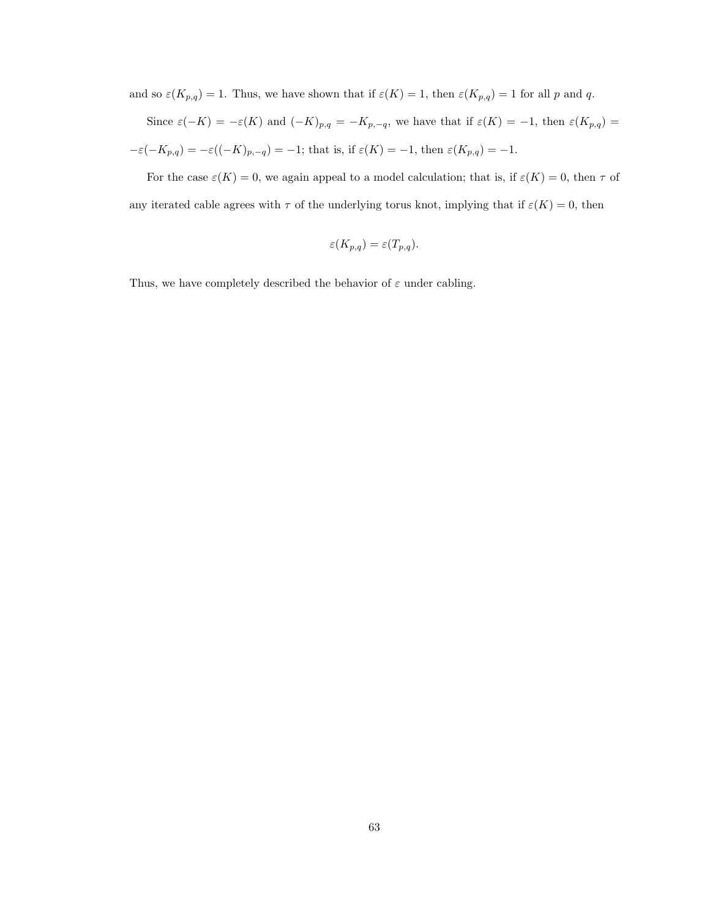and so $\varepsilon(K_{p,q}) = 1$. Thus, we have shown that if $\varepsilon(K) = 1$, then $\varepsilon(K_{p,q}) = 1$ for all $p$ and $q$.

Since $\varepsilon(-K) = -\varepsilon(K)$ and $(-K)_{p,q} = -K_{p,-q}$, we have that if $\varepsilon(K) = -1$, then $\varepsilon(K_{p,q}) = -\varepsilon(-K_{p,q}) = -\varepsilon((-K)_{p,-q}) = -1$; that is, if $\varepsilon(K) = -1$, then $\varepsilon(K_{p,q}) = -1$.

For the case $\varepsilon(K) = 0$, we again appeal to a model calculation; that is, if $\varepsilon(K) = 0$, then $\tau$ of any iterated cable agrees with $\tau$ of the underlying torus knot, implying that if $\varepsilon(K) = 0$, then

$$\varepsilon(K_{p,q}) = \varepsilon(T_{p,q}).$$

Thus, we have completely described the behavior of $\varepsilon$ under cabling.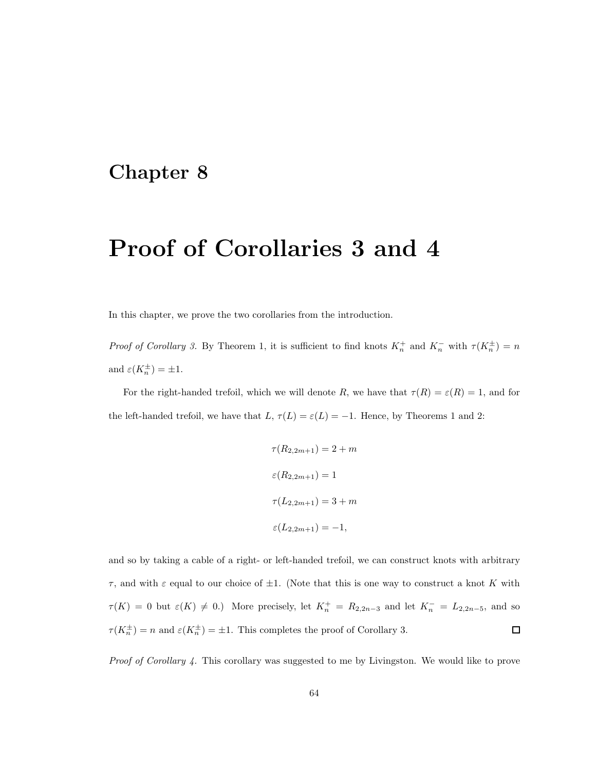# Chapter 8

# Proof of Corollaries 3 and 4

In this chapter, we prove the two corollaries from the introduction.

*Proof of Corollary 3.* By Theorem 1, it is sufficient to find knots $K_n^+$ and $K_n^-$ with $\tau(K_n^{\pm}) = n$ and $\varepsilon(K_n^{\pm}) = \pm 1$.

For the right-handed trefoil, which we will denote $R$, we have that $\tau(R) = \varepsilon(R) = 1$, and for the left-handed trefoil, we have that $L$, $\tau(L) = \varepsilon(L) = -1$. Hence, by Theorems 1 and 2:

$$\tau(R_{2,2m+1}) = 2 + m$$

$$\varepsilon(R_{2,2m+1}) = 1$$

$$\tau(L_{2,2m+1}) = 3 + m$$

$$\varepsilon(L_{2,2m+1}) = -1,$$

and so by taking a cable of a right- or left-handed trefoil, we can construct knots with arbitrary $\tau$, and with $\varepsilon$ equal to our choice of $\pm 1$. (Note that this is one way to construct a knot $K$ with $\tau(K) = 0$ but $\varepsilon(K) \neq 0$.) More precisely, let $K_n^+ = R_{2,2n-3}$ and let $K_n^- = L_{2,2n-5}$, and so $\tau(K_n^{\pm}) = n$ and $\varepsilon(K_n^{\pm}) = \pm 1$. This completes the proof of Corollary 3. □

*Proof of Corollary 4.* This corollary was suggested to me by Livingston. We would like to prove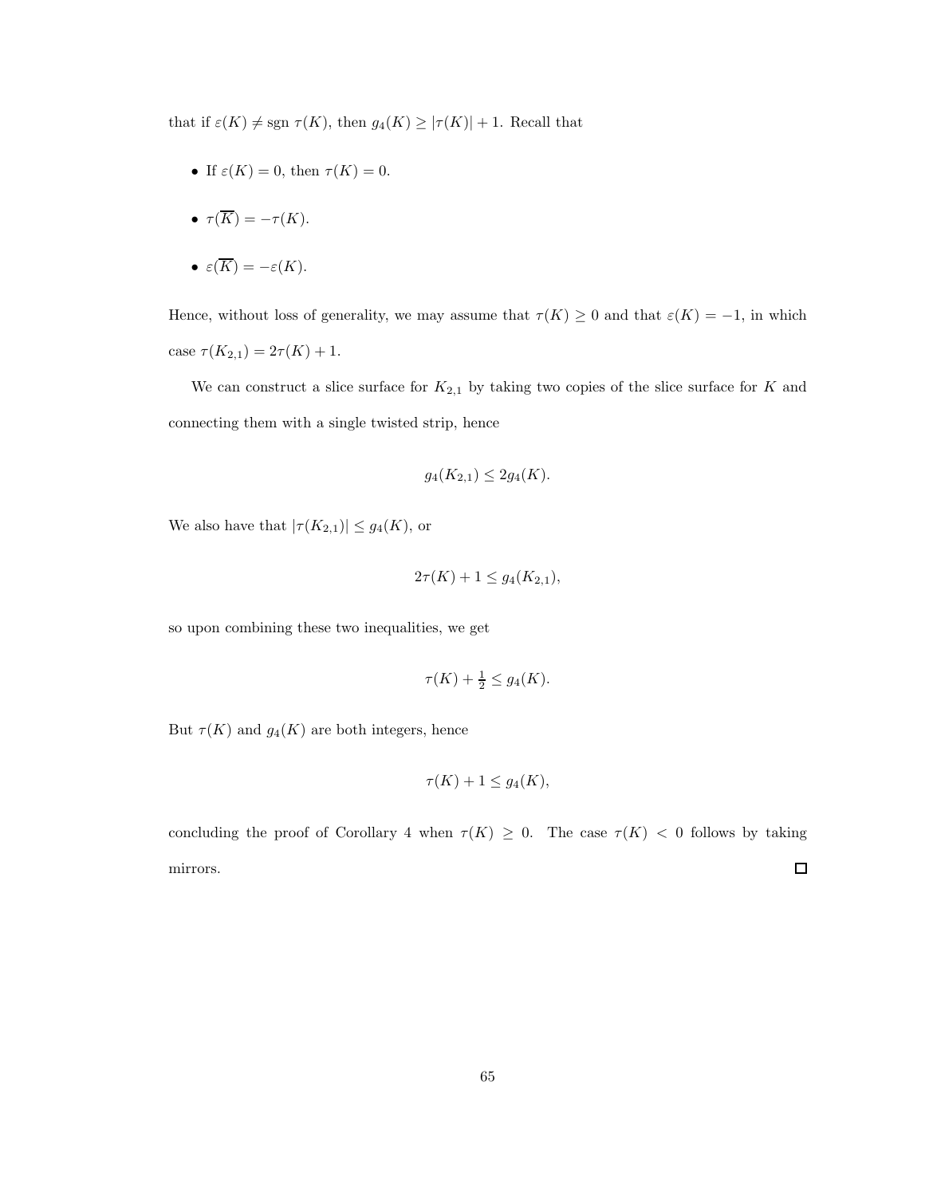that if $\varepsilon(K) \neq \text{sgn } \tau(K)$, then $g_4(K) \geq |\tau(K)| + 1$. Recall that

- If $\varepsilon(K) = 0$, then $\tau(K) = 0$.
- $\tau(\overline{K}) = -\tau(K)$.
- $\varepsilon(\overline{K}) = -\varepsilon(K)$.

Hence, without loss of generality, we may assume that $\tau(K) \geq 0$ and that $\varepsilon(K) = -1$, in which case $\tau(K_{2,1}) = 2\tau(K) + 1$.

We can construct a slice surface for $K_{2,1}$ by taking two copies of the slice surface for $K$ and connecting them with a single twisted strip, hence

$$g_4(K_{2,1}) \leq 2g_4(K).$$

We also have that $|\tau(K_{2,1})| \leq g_4(K)$, or

$$2\tau(K) + 1 \leq g_4(K_{2,1}),$$

so upon combining these two inequalities, we get

$$\tau(K) + \tfrac{1}{2} \leq g_4(K).$$

But $\tau(K)$ and $g_4(K)$ are both integers, hence

$$\tau(K) + 1 \leq g_4(K),$$

concluding the proof of Corollary 4 when $\tau(K) \geq 0$. The case $\tau(K) < 0$ follows by taking mirrors. □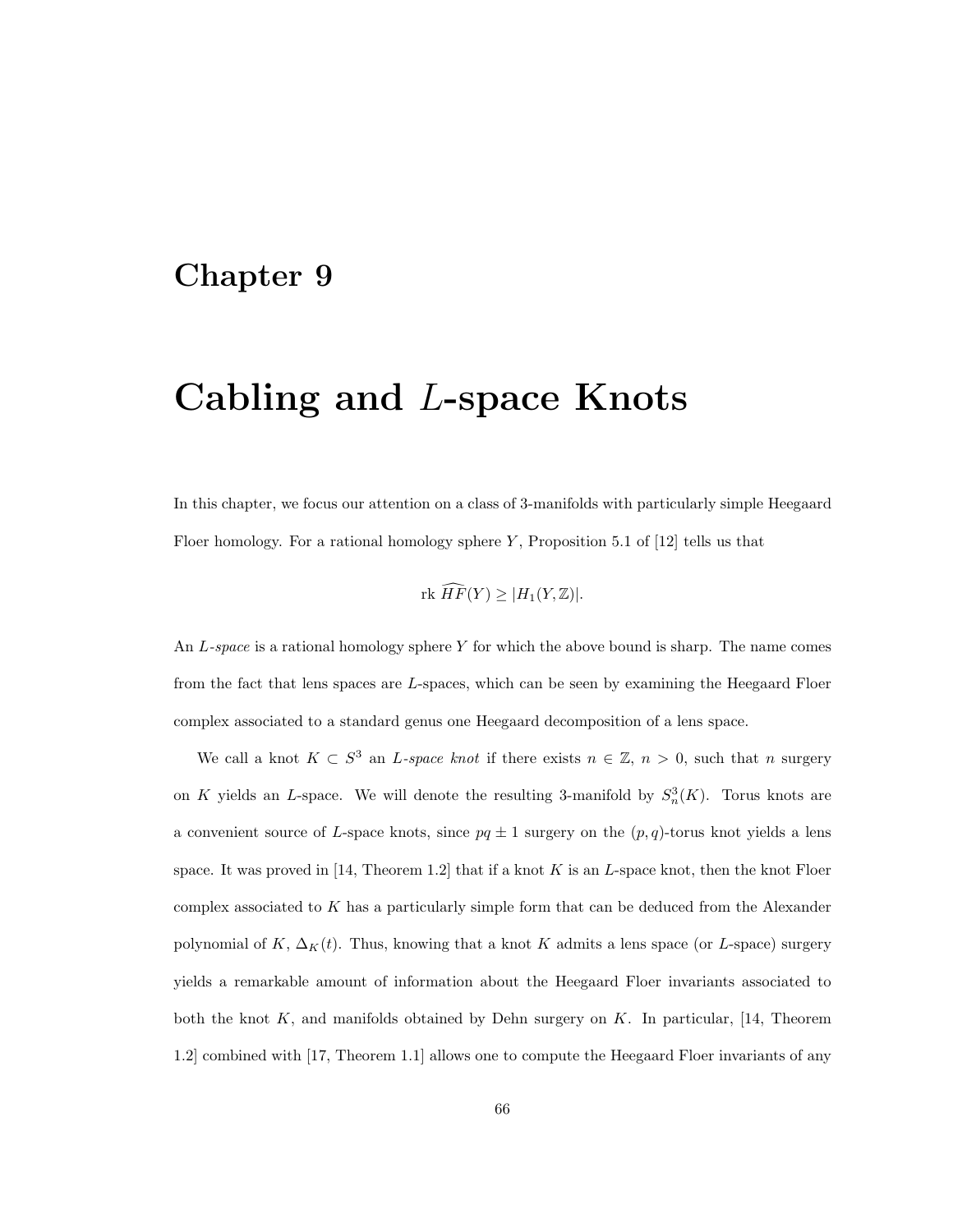# Chapter 9

# Cabling and $L$-space Knots

In this chapter, we focus our attention on a class of 3-manifolds with particularly simple Heegaard Floer homology. For a rational homology sphere $Y$, Proposition 5.1 of [12] tells us that

$$\text{rk } \widehat{HF}(Y) \geq |H_1(Y, \mathbb{Z})|.$$

An *L-space* is a rational homology sphere $Y$ for which the above bound is sharp. The name comes from the fact that lens spaces are $L$-spaces, which can be seen by examining the Heegaard Floer complex associated to a standard genus one Heegaard decomposition of a lens space.

We call a knot $K \subset S^3$ an *L-space knot* if there exists $n \in \mathbb{Z}$, $n > 0$, such that $n$ surgery on $K$ yields an $L$-space. We will denote the resulting 3-manifold by $S^3_n(K)$. Torus knots are a convenient source of $L$-space knots, since $pq \pm 1$ surgery on the $(p, q)$-torus knot yields a lens space. It was proved in [14, Theorem 1.2] that if a knot $K$ is an $L$-space knot, then the knot Floer complex associated to $K$ has a particularly simple form that can be deduced from the Alexander polynomial of $K$, $\Delta_K(t)$. Thus, knowing that a knot $K$ admits a lens space (or $L$-space) surgery yields a remarkable amount of information about the Heegaard Floer invariants associated to both the knot $K$, and manifolds obtained by Dehn surgery on $K$. In particular, [14, Theorem 1.2] combined with [17, Theorem 1.1] allows one to compute the Heegaard Floer invariants of any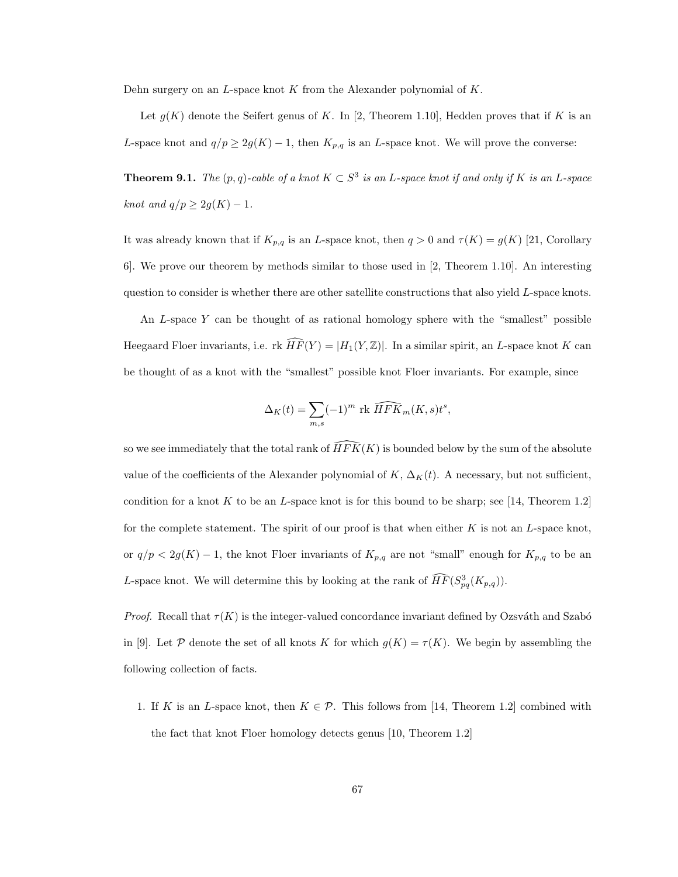Dehn surgery on an $L$-space knot $K$ from the Alexander polynomial of $K$.

Let $g(K)$ denote the Seifert genus of $K$. In [2, Theorem 1.10], Hedden proves that if $K$ is an $L$-space knot and $q/p \geq 2g(K) - 1$, then $K_{p,q}$ is an $L$-space knot. We will prove the converse:

**Theorem 9.1.** *The $(p, q)$-cable of a knot $K \subset S^3$ is an $L$-space knot if and only if $K$ is an $L$-space knot and $q/p \geq 2g(K) - 1$.*

It was already known that if $K_{p,q}$ is an $L$-space knot, then $q > 0$ and $\tau(K) = g(K)$ [21, Corollary 6]. We prove our theorem by methods similar to those used in [2, Theorem 1.10]. An interesting question to consider is whether there are other satellite constructions that also yield $L$-space knots.

An $L$-space $Y$ can be thought of as rational homology sphere with the "smallest" possible Heegaard Floer invariants, i.e. rk $\widehat{HF}(Y) = |H_1(Y, \mathbb{Z})|$. In a similar spirit, an $L$-space knot $K$ can be thought of as a knot with the "smallest" possible knot Floer invariants. For example, since

$$\Delta_K(t) = \sum_{m,s} (-1)^m \text{ rk } \widehat{HFK}_m(K, s) t^s,$$

so we see immediately that the total rank of $\widehat{HFK}(K)$ is bounded below by the sum of the absolute value of the coefficients of the Alexander polynomial of $K$, $\Delta_K(t)$. A necessary, but not sufficient, condition for a knot $K$ to be an $L$-space knot is for this bound to be sharp; see [14, Theorem 1.2] for the complete statement. The spirit of our proof is that when either $K$ is not an $L$-space knot, or $q/p < 2g(K) - 1$, the knot Floer invariants of $K_{p,q}$ are not "small" enough for $K_{p,q}$ to be an $L$-space knot. We will determine this by looking at the rank of $\widehat{HF}(S^3_{pq}(K_{p,q}))$.

*Proof.* Recall that $\tau(K)$ is the integer-valued concordance invariant defined by Ozsváth and Szabó in [9]. Let $\mathcal{P}$ denote the set of all knots $K$ for which $g(K) = \tau(K)$. We begin by assembling the following collection of facts.

1. If $K$ is an $L$-space knot, then $K \in \mathcal{P}$. This follows from [14, Theorem 1.2] combined with the fact that knot Floer homology detects genus [10, Theorem 1.2]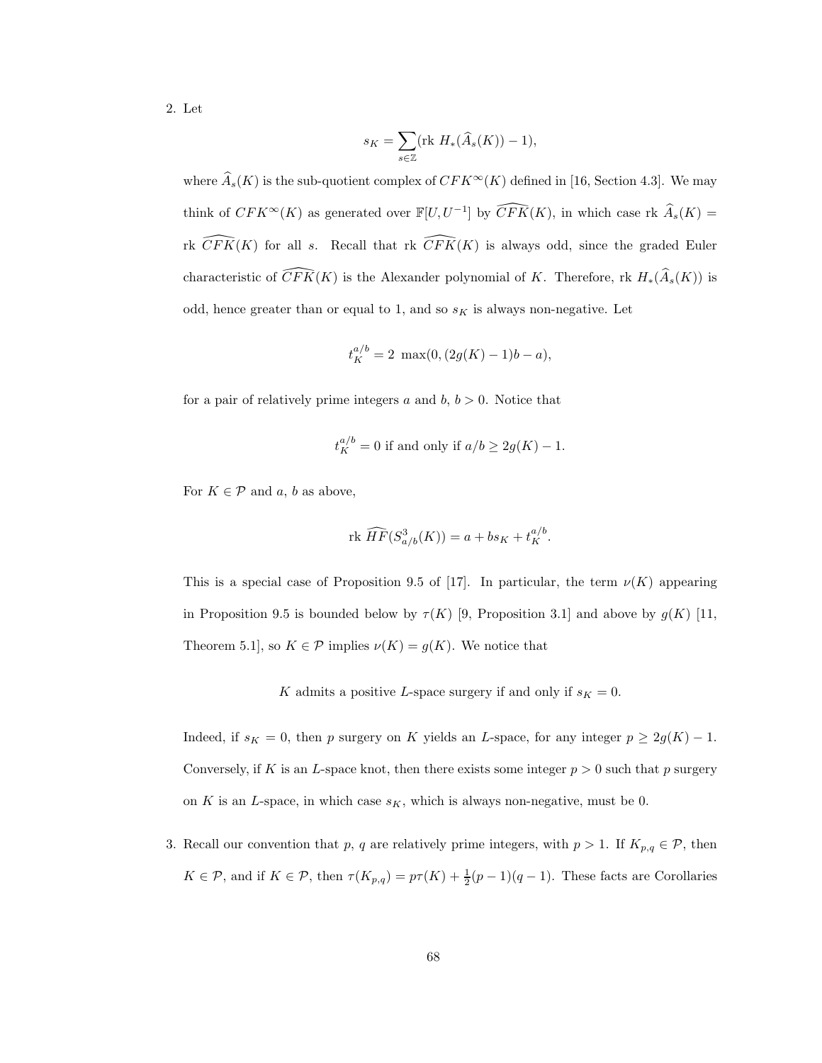2. Let

$$s_K = \sum_{s\in\mathbb{Z}} (\text{rk } H_*(\widehat{A}_s(K)) - 1),$$

where $\widehat{A}_s(K)$ is the sub-quotient complex of $CFK^\infty(K)$ defined in [16, Section 4.3]. We may think of $CFK^\infty(K)$ as generated over $\mathbb{F}[U, U^{-1}]$ by $\widehat{CFK}(K)$, in which case rk $\widehat{A}_s(K) =$ rk $\widehat{CFK}(K)$ for all $s$. Recall that rk $\widehat{CFK}(K)$ is always odd, since the graded Euler characteristic of $\widehat{CFK}(K)$ is the Alexander polynomial of $K$. Therefore, rk $H_*(\widehat{A}_s(K))$ is odd, hence greater than or equal to 1, and so $s_K$ is always non-negative. Let

$$t_K^{a/b} = 2 \ \max(0, (2g(K) - 1)b - a),$$

for a pair of relatively prime integers $a$ and $b$, $b > 0$. Notice that

$$t_K^{a/b} = 0 \text{ if and only if } a/b \geq 2g(K) - 1.$$

For $K \in \mathcal{P}$ and $a$, $b$ as above,

$$\text{rk } \widehat{HF}(S^3_{a/b}(K)) = a + bs_K + t_K^{a/b}.$$

This is a special case of Proposition 9.5 of [17]. In particular, the term $\nu(K)$ appearing in Proposition 9.5 is bounded below by $\tau(K)$ [9, Proposition 3.1] and above by $g(K)$ [11, Theorem 5.1], so $K \in \mathcal{P}$ implies $\nu(K) = g(K)$. We notice that

$$K \text{ admits a positive } L\text{-space surgery if and only if } s_K = 0.$$

Indeed, if $s_K = 0$, then $p$ surgery on $K$ yields an $L$-space, for any integer $p \geq 2g(K) - 1$. Conversely, if $K$ is an $L$-space knot, then there exists some integer $p > 0$ such that $p$ surgery on $K$ is an $L$-space, in which case $s_K$, which is always non-negative, must be 0.

3. Recall our convention that $p$, $q$ are relatively prime integers, with $p > 1$. If $K_{p,q} \in \mathcal{P}$, then $K \in \mathcal{P}$, and if $K \in \mathcal{P}$, then $\tau(K_{p,q}) = p\tau(K) + \frac{1}{2}(p-1)(q-1)$. These facts are Corollaries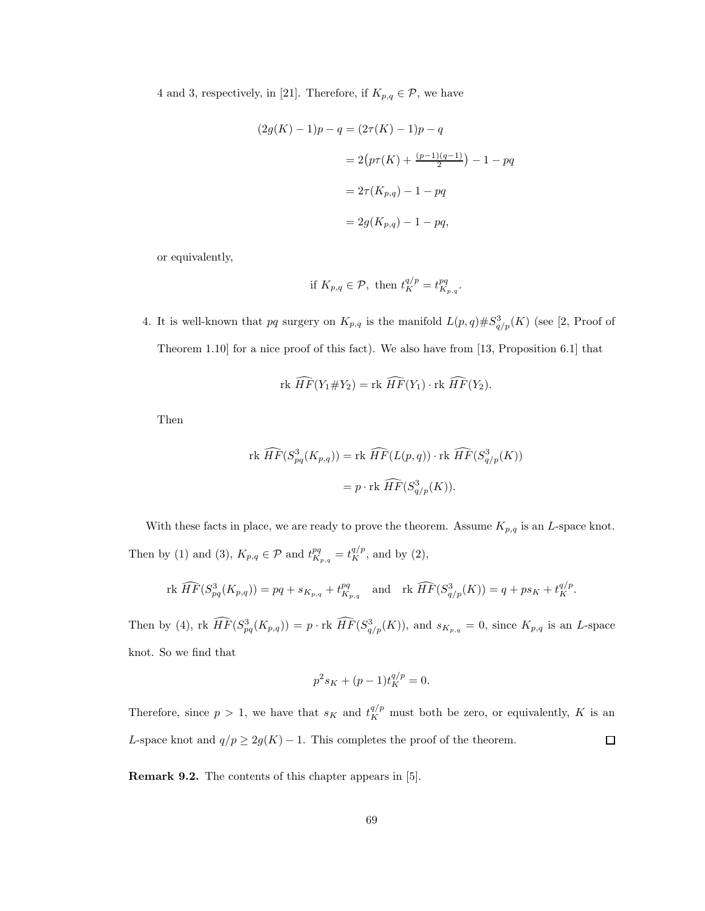4 and 3, respectively, in [21]. Therefore, if $K_{p,q} \in \mathcal{P}$, we have

$$
\begin{aligned}
(2g(K)-1)p - q &= (2\tau(K)-1)p - q \\
&= 2\big(p\tau(K) + \tfrac{(p-1)(q-1)}{2}\big) - 1 - pq \\
&= 2\tau(K_{p,q}) - 1 - pq \\
&= 2g(K_{p,q}) - 1 - pq,
\end{aligned}
$$

or equivalently,

$$
\text{if } K_{p,q} \in \mathcal{P}, \text{ then } t_K^{q/p} = t_{K_{p,q}}^{pq}.
$$

4. It is well-known that $pq$ surgery on $K_{p,q}$ is the manifold $L(p,q)\#S^3_{q/p}(K)$ (see [2, Proof of Theorem 1.10] for a nice proof of this fact). We also have from [13, Proposition 6.1] that

$$
\text{rk } \widehat{HF}(Y_1\#Y_2) = \text{rk } \widehat{HF}(Y_1) \cdot \text{rk } \widehat{HF}(Y_2).
$$

Then

$$
\begin{aligned}
\text{rk } \widehat{HF}(S^3_{pq}(K_{p,q})) &= \text{rk } \widehat{HF}(L(p,q)) \cdot \text{rk } \widehat{HF}(S^3_{q/p}(K)) \\
&= p \cdot \text{rk } \widehat{HF}(S^3_{q/p}(K)).
\end{aligned}
$$

With these facts in place, we are ready to prove the theorem. Assume $K_{p,q}$ is an $L$-space knot. Then by (1) and (3), $K_{p,q} \in \mathcal{P}$ and $t_{K_{p,q}}^{pq} = t_K^{q/p}$, and by (2),

$$
\text{rk } \widehat{HF}(S^3_{pq}(K_{p,q})) = pq + s_{K_{p,q}} + t_{K_{p,q}}^{pq} \quad \text{and} \quad \text{rk } \widehat{HF}(S^3_{q/p}(K)) = q + ps_K + t_K^{q/p}.
$$

Then by (4), $\text{rk } \widehat{HF}(S^3_{pq}(K_{p,q})) = p \cdot \text{rk } \widehat{HF}(S^3_{q/p}(K))$, and $s_{K_{p,q}} = 0$, since $K_{p,q}$ is an $L$-space knot. So we find that

$$
p^2 s_K + (p-1)t_K^{q/p} = 0.
$$

Therefore, since $p > 1$, we have that $s_K$ and $t_K^{q/p}$ must both be zero, or equivalently, $K$ is an $L$-space knot and $q/p \geq 2g(K) - 1$. This completes the proof of the theorem. $\square$

**Remark 9.2.** The contents of this chapter appears in [5].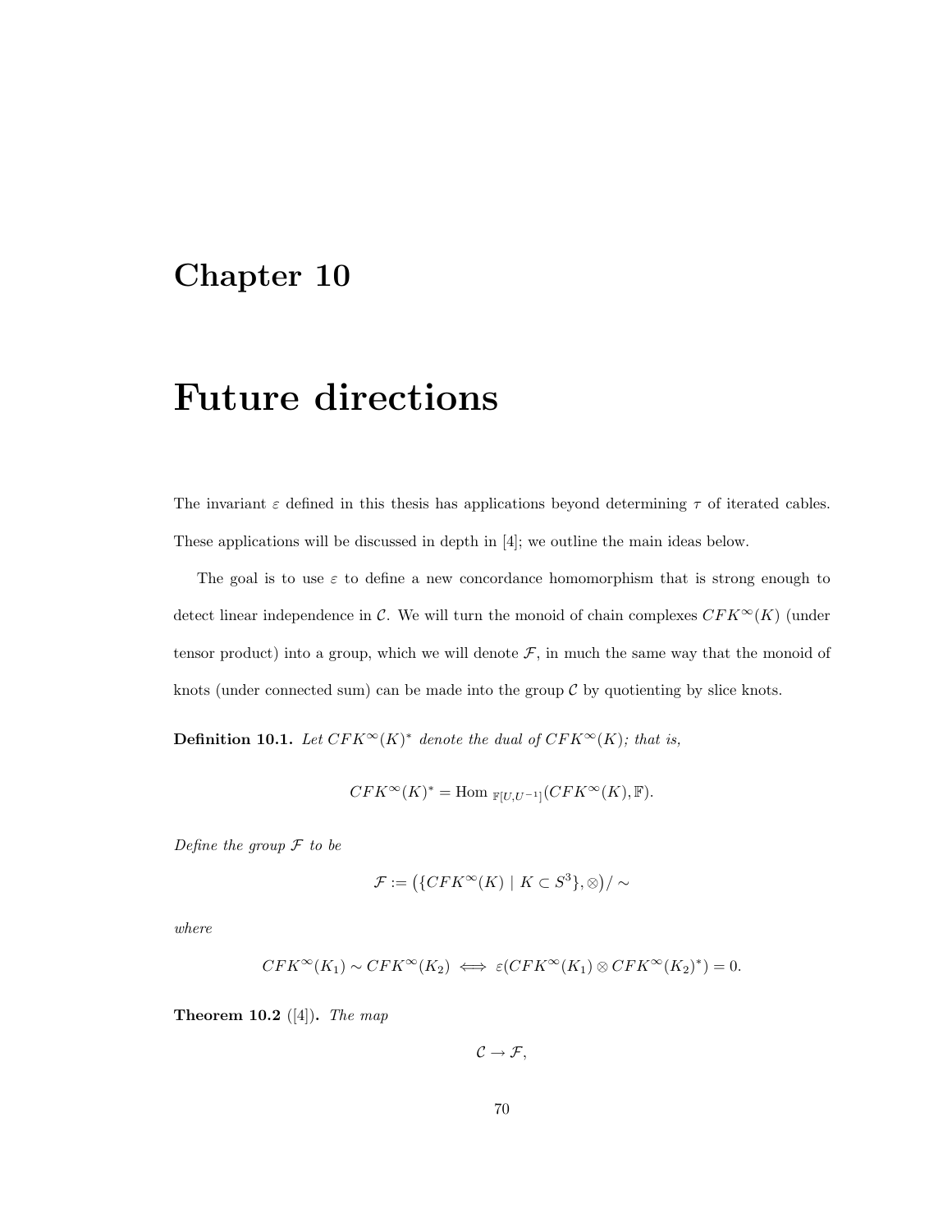# Chapter 10

# Future directions

The invariant $\varepsilon$ defined in this thesis has applications beyond determining $\tau$ of iterated cables. These applications will be discussed in depth in [4]; we outline the main ideas below.

The goal is to use $\varepsilon$ to define a new concordance homomorphism that is strong enough to detect linear independence in $\mathcal{C}$. We will turn the monoid of chain complexes $CFK^\infty(K)$ (under tensor product) into a group, which we will denote $\mathcal{F}$, in much the same way that the monoid of knots (under connected sum) can be made into the group $\mathcal{C}$ by quotienting by slice knots.

**Definition 10.1.** *Let $CFK^\infty(K)^*$ denote the dual of $CFK^\infty(K)$; that is,*

$$CFK^\infty(K)^* = \operatorname{Hom}_{\mathbb{F}[U,U^{-1}]}(CFK^\infty(K), \mathbb{F}).$$

*Define the group $\mathcal{F}$ to be*

$$\mathcal{F} := \big(\{CFK^\infty(K) \mid K \subset S^3\}, \otimes\big)/\sim$$

*where*

$$CFK^\infty(K_1) \sim CFK^\infty(K_2) \iff \varepsilon(CFK^\infty(K_1) \otimes CFK^\infty(K_2)^*) = 0.$$

**Theorem 10.2** ([4])**.** *The map*

$$\mathcal{C} \to \mathcal{F},$$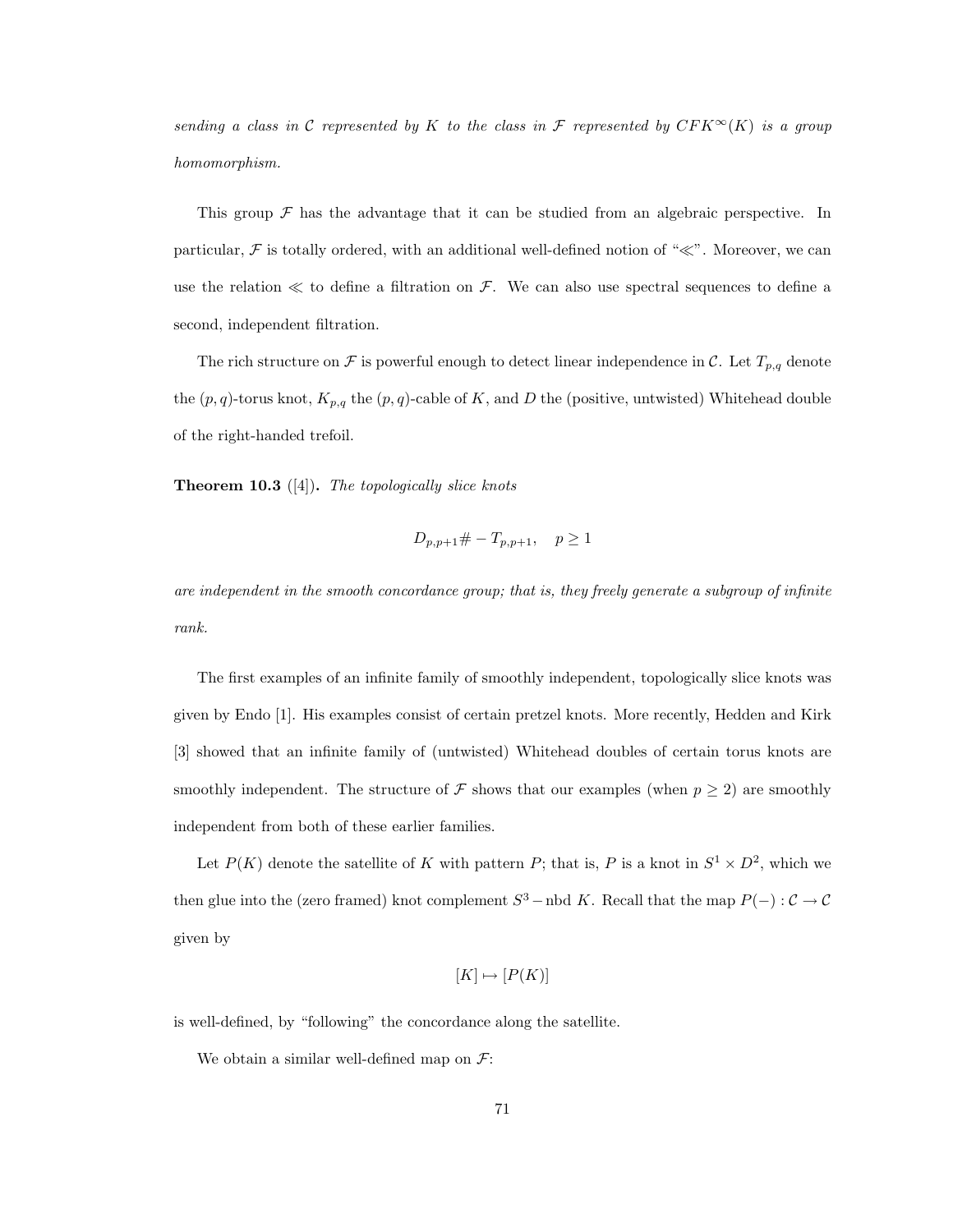*sending a class in $\mathcal{C}$ represented by $K$ to the class in $\mathcal{F}$ represented by $CFK^\infty(K)$ is a group homomorphism.*

This group $\mathcal{F}$ has the advantage that it can be studied from an algebraic perspective. In particular, $\mathcal{F}$ is totally ordered, with an additional well-defined notion of "$\ll$". Moreover, we can use the relation $\ll$ to define a filtration on $\mathcal{F}$. We can also use spectral sequences to define a second, independent filtration.

The rich structure on $\mathcal{F}$ is powerful enough to detect linear independence in $\mathcal{C}$. Let $T_{p,q}$ denote the $(p,q)$-torus knot, $K_{p,q}$ the $(p,q)$-cable of $K$, and $D$ the (positive, untwisted) Whitehead double of the right-handed trefoil.

**Theorem 10.3** ([4])**.** *The topologically slice knots*

$$D_{p,p+1}\# -T_{p,p+1}, \quad p \geq 1$$

*are independent in the smooth concordance group; that is, they freely generate a subgroup of infinite rank.*

The first examples of an infinite family of smoothly independent, topologically slice knots was given by Endo [1]. His examples consist of certain pretzel knots. More recently, Hedden and Kirk [3] showed that an infinite family of (untwisted) Whitehead doubles of certain torus knots are smoothly independent. The structure of $\mathcal{F}$ shows that our examples (when $p \geq 2$) are smoothly independent from both of these earlier families.

Let $P(K)$ denote the satellite of $K$ with pattern $P$; that is, $P$ is a knot in $S^1 \times D^2$, which we then glue into the (zero framed) knot complement $S^3 -$ nbd $K$. Recall that the map $P(-) : \mathcal{C} \to \mathcal{C}$ given by

$$[K] \mapsto [P(K)]$$

is well-defined, by "following" the concordance along the satellite.

We obtain a similar well-defined map on $\mathcal{F}$: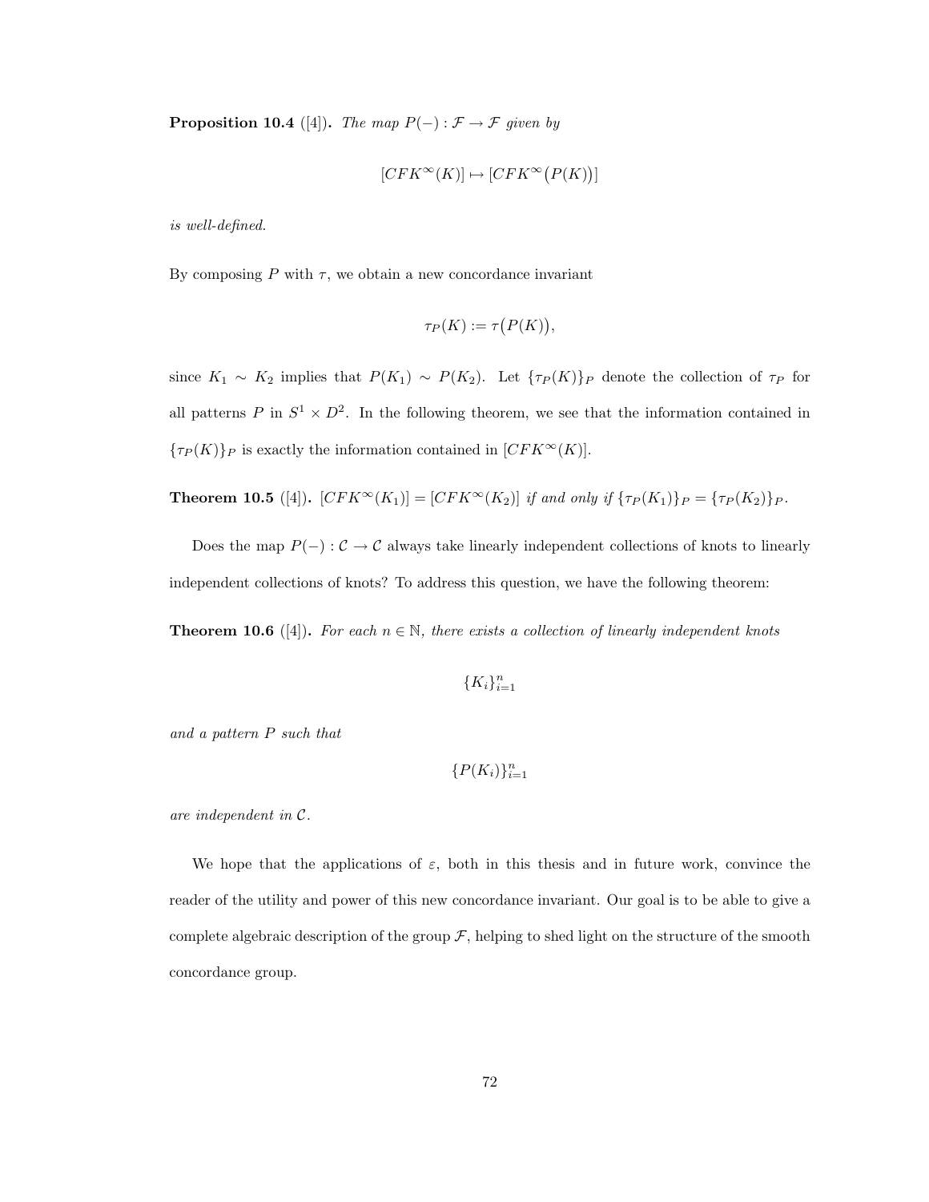**Proposition 10.4** ([4])**.** *The map $P(-) : \mathcal{F} \to \mathcal{F}$ given by*

$$[CFK^\infty(K)] \mapsto [CFK^\infty\big(P(K)\big)]$$

*is well-defined.*

By composing $P$ with $\tau$, we obtain a new concordance invariant

$$\tau_P(K) := \tau\big(P(K)\big),$$

since $K_1 \sim K_2$ implies that $P(K_1) \sim P(K_2)$. Let $\{\tau_P(K)\}_P$ denote the collection of $\tau_P$ for all patterns $P$ in $S^1 \times D^2$. In the following theorem, we see that the information contained in $\{\tau_P(K)\}_P$ is exactly the information contained in $[CFK^\infty(K)]$.

**Theorem 10.5** ([4])**.** *$[CFK^\infty(K_1)] = [CFK^\infty(K_2)]$ if and only if $\{\tau_P(K_1)\}_P = \{\tau_P(K_2)\}_P$.*

Does the map $P(-) : \mathcal{C} \to \mathcal{C}$ always take linearly independent collections of knots to linearly independent collections of knots? To address this question, we have the following theorem:

**Theorem 10.6** ([4])**.** *For each $n \in \mathbb{N}$, there exists a collection of linearly independent knots*

$$\{K_i\}_{i=1}^n$$

*and a pattern $P$ such that*

$$\{P(K_i)\}_{i=1}^n$$

*are independent in $\mathcal{C}$.*

We hope that the applications of $\varepsilon$, both in this thesis and in future work, convince the reader of the utility and power of this new concordance invariant. Our goal is to be able to give a complete algebraic description of the group $\mathcal{F}$, helping to shed light on the structure of the smooth concordance group.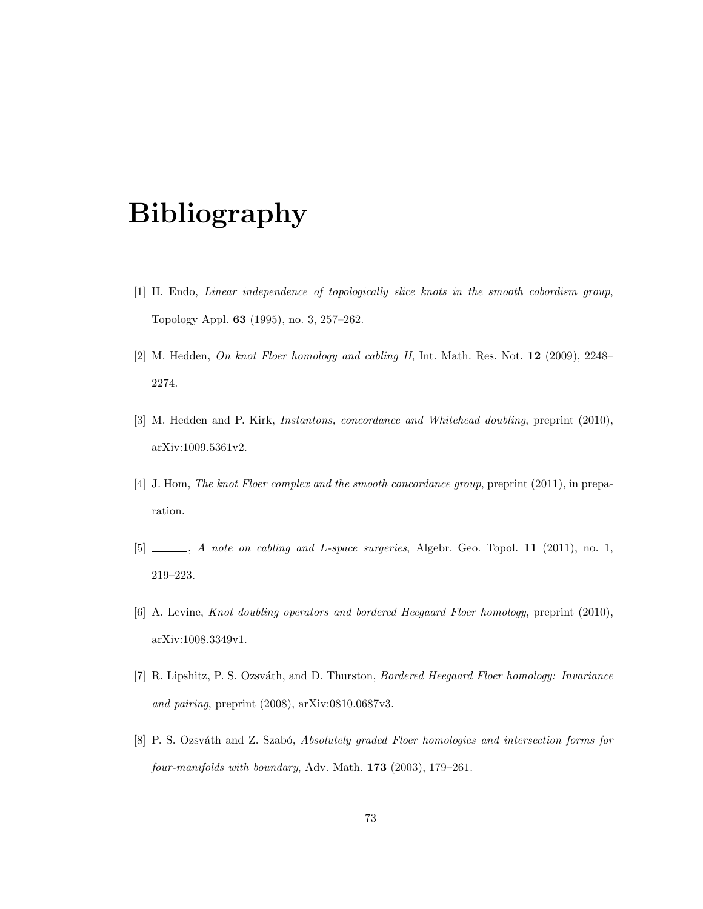# Bibliography

[1] H. Endo, *Linear independence of topologically slice knots in the smooth cobordism group*, Topology Appl. **63** (1995), no. 3, 257–262.

[2] M. Hedden, *On knot Floer homology and cabling II*, Int. Math. Res. Not. **12** (2009), 2248–2274.

[3] M. Hedden and P. Kirk, *Instantons, concordance and Whitehead doubling*, preprint (2010), arXiv:1009.5361v2.

[4] J. Hom, *The knot Floer complex and the smooth concordance group*, preprint (2011), in preparation.

[5] ______, *A note on cabling and L-space surgeries*, Algebr. Geo. Topol. **11** (2011), no. 1, 219–223.

[6] A. Levine, *Knot doubling operators and bordered Heegaard Floer homology*, preprint (2010), arXiv:1008.3349v1.

[7] R. Lipshitz, P. S. Ozsváth, and D. Thurston, *Bordered Heegaard Floer homology: Invariance and pairing*, preprint (2008), arXiv:0810.0687v3.

[8] P. S. Ozsváth and Z. Szabó, *Absolutely graded Floer homologies and intersection forms for four-manifolds with boundary*, Adv. Math. **173** (2003), 179–261.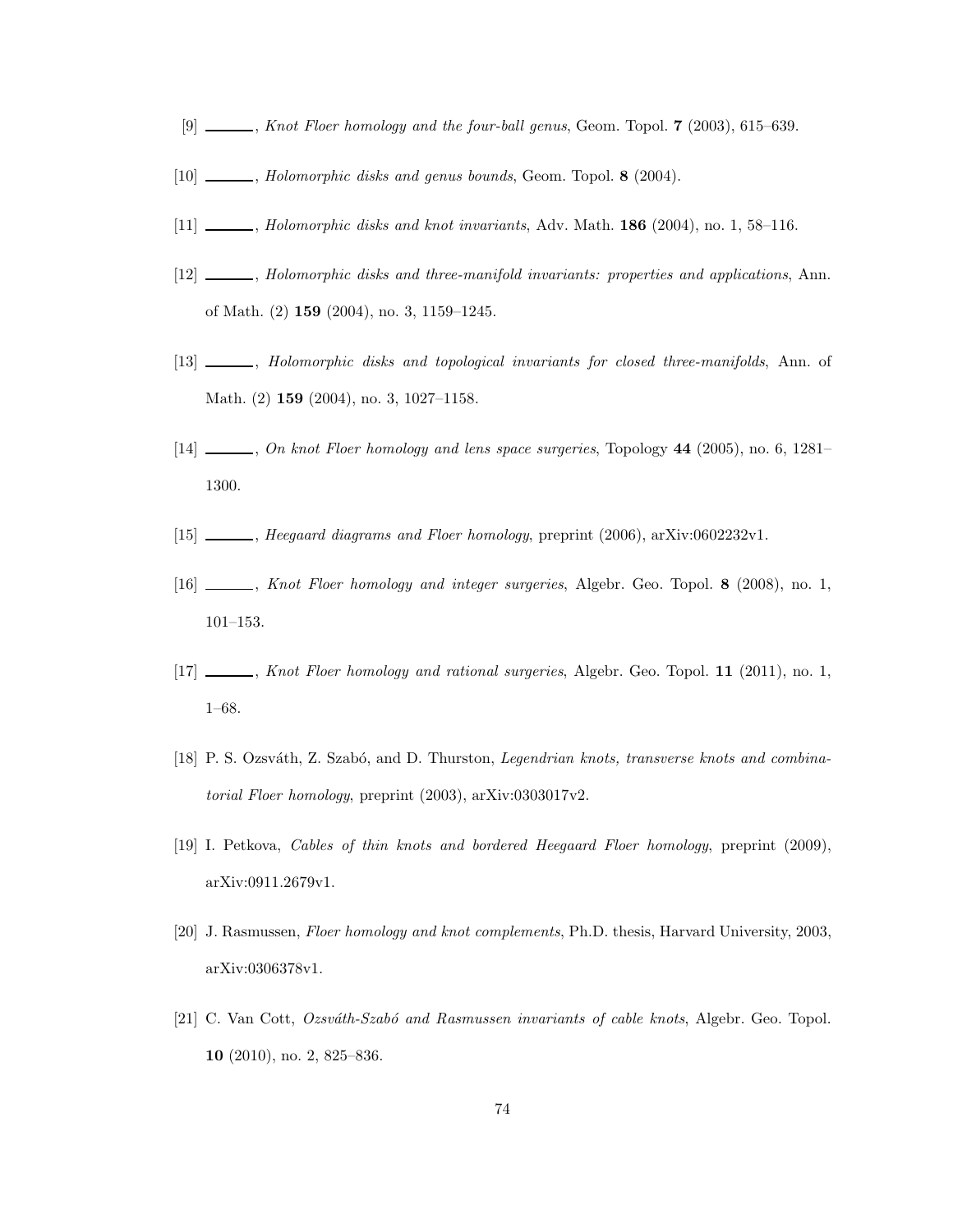[9] ———, *Knot Floer homology and the four-ball genus*, Geom. Topol. **7** (2003), 615–639.

[10] ———, *Holomorphic disks and genus bounds*, Geom. Topol. **8** (2004).

[11] ———, *Holomorphic disks and knot invariants*, Adv. Math. **186** (2004), no. 1, 58–116.

[12] ———, *Holomorphic disks and three-manifold invariants: properties and applications*, Ann. of Math. (2) **159** (2004), no. 3, 1159–1245.

[13] ———, *Holomorphic disks and topological invariants for closed three-manifolds*, Ann. of Math. (2) **159** (2004), no. 3, 1027–1158.

[14] ———, *On knot Floer homology and lens space surgeries*, Topology **44** (2005), no. 6, 1281–1300.

[15] ———, *Heegaard diagrams and Floer homology*, preprint (2006), arXiv:0602232v1.

[16] ———, *Knot Floer homology and integer surgeries*, Algebr. Geo. Topol. **8** (2008), no. 1, 101–153.

[17] ———, *Knot Floer homology and rational surgeries*, Algebr. Geo. Topol. **11** (2011), no. 1, 1–68.

[18] P. S. Ozsváth, Z. Szabó, and D. Thurston, *Legendrian knots, transverse knots and combinatorial Floer homology*, preprint (2003), arXiv:0303017v2.

[19] I. Petkova, *Cables of thin knots and bordered Heegaard Floer homology*, preprint (2009), arXiv:0911.2679v1.

[20] J. Rasmussen, *Floer homology and knot complements*, Ph.D. thesis, Harvard University, 2003, arXiv:0306378v1.

[21] C. Van Cott, *Ozsváth-Szabó and Rasmussen invariants of cable knots*, Algebr. Geo. Topol. **10** (2010), no. 2, 825–836.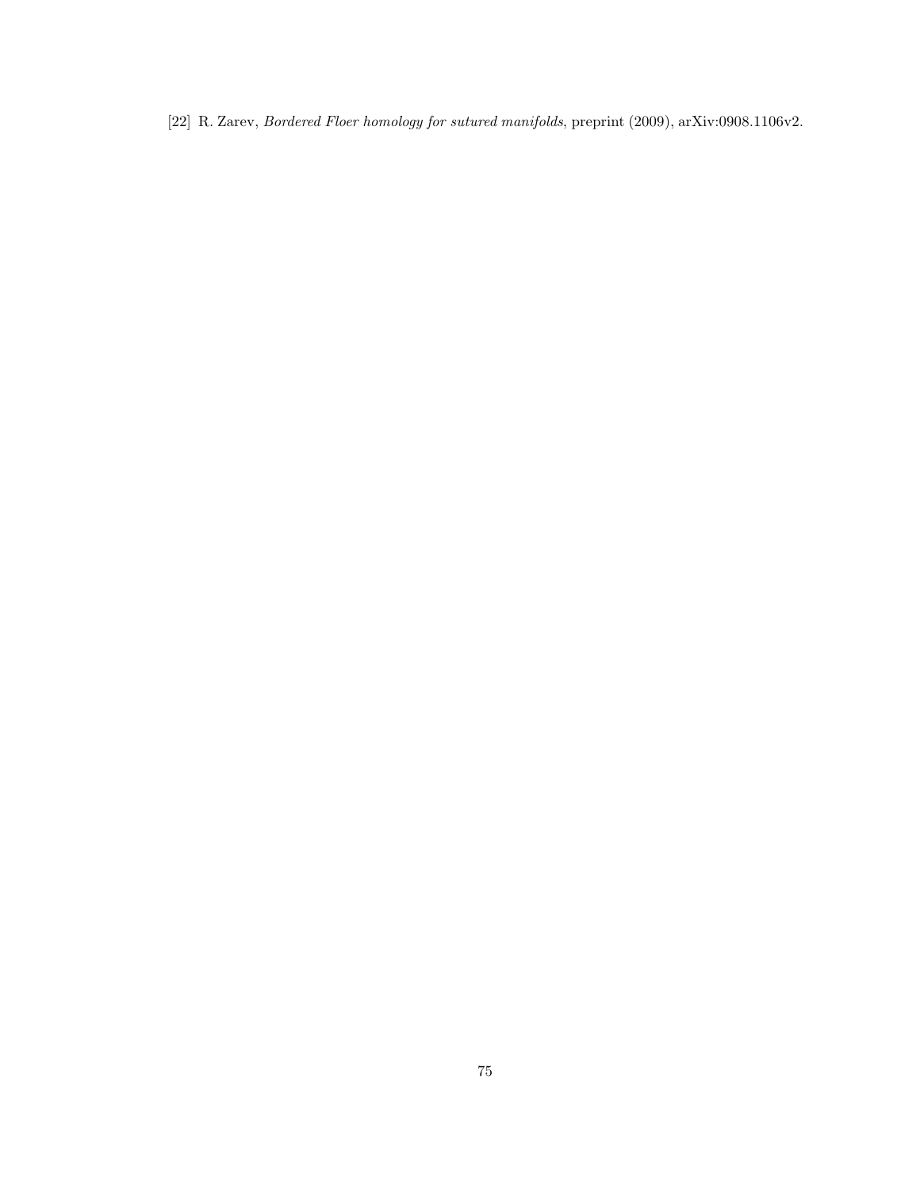[22] R. Zarev, *Bordered Floer homology for sutured manifolds*, preprint (2009), arXiv:0908.1106v2.